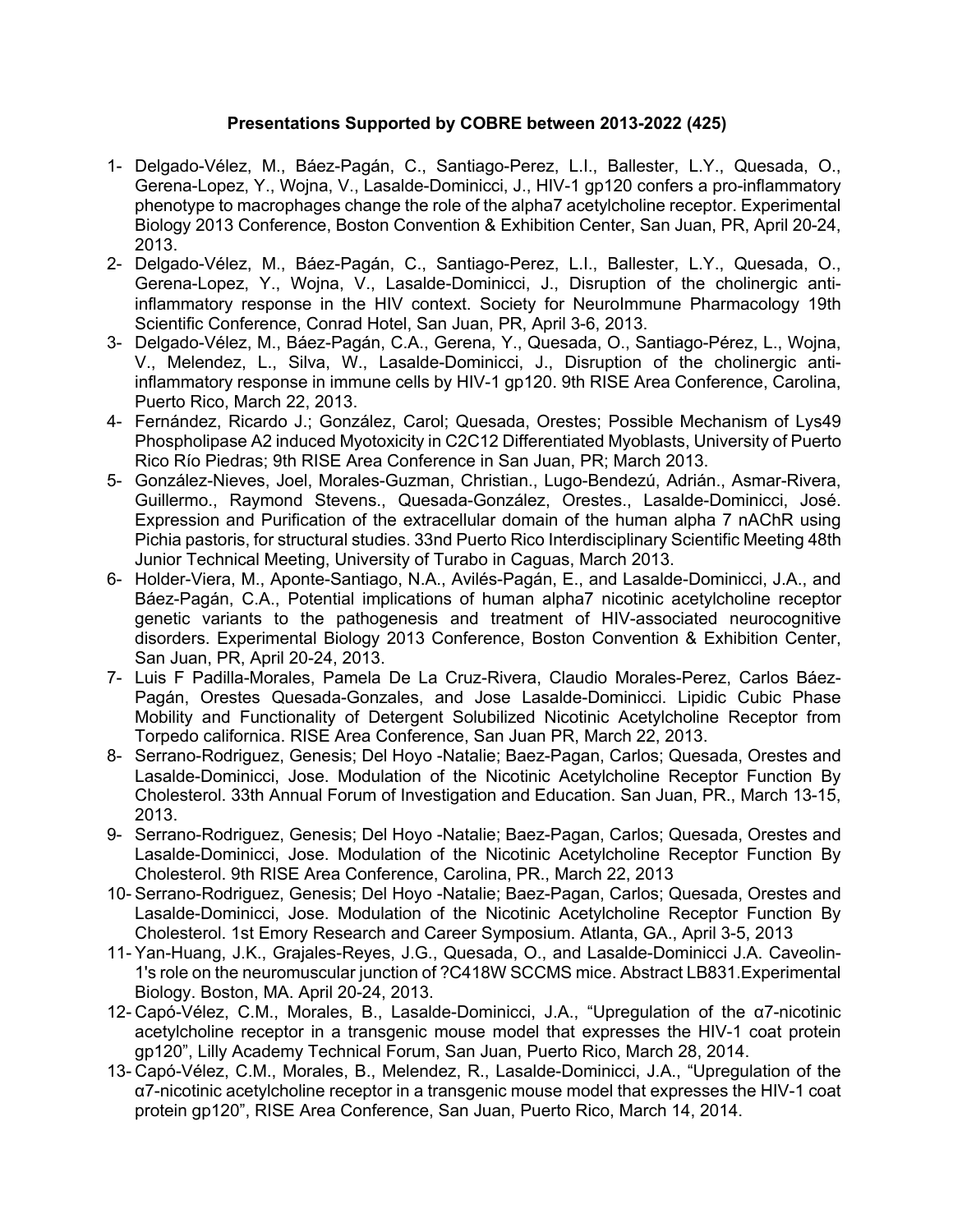**Presentations Supported by COBRE between 2013-2022 (425)**

1- Delgado-Vélez, M., Báez-Pagán, C., Santiago-Perez, L.I., Ballester, L.Y., Quesada, O., Gerena-Lopez, Y., Wojna, V., Lasalde-Dominicci, J., HIV-1 gp120 confers a pro-inflammatory phenotype to macrophages change the role of the alpha7 acetylcholine receptor. Experimental Biology 2013 Conference, Boston Convention & Exhibition Center, San Juan, PR, April 20-24, 2013.
2- Delgado-Vélez, M., Báez-Pagán, C., Santiago-Perez, L.I., Ballester, L.Y., Quesada, O., Gerena-Lopez, Y., Wojna, V., Lasalde-Dominicci, J., Disruption of the cholinergic anti-inflammatory response in the HIV context. Society for NeuroImmune Pharmacology 19th Scientific Conference, Conrad Hotel, San Juan, PR, April 3-6, 2013.
3- Delgado-Vélez, M., Báez-Pagán, C.A., Gerena, Y., Quesada, O., Santiago-Pérez, L., Wojna, V., Melendez, L., Silva, W., Lasalde-Dominicci, J., Disruption of the cholinergic anti-inflammatory response in immune cells by HIV-1 gp120. 9th RISE Area Conference, Carolina, Puerto Rico, March 22, 2013.
4- Fernández, Ricardo J.; González, Carol; Quesada, Orestes; Possible Mechanism of Lys49 Phospholipase A2 induced Myotoxicity in C2C12 Differentiated Myoblasts, University of Puerto Rico Río Piedras; 9th RISE Area Conference in San Juan, PR; March 2013.
5- González-Nieves, Joel, Morales-Guzman, Christian., Lugo-Bendezú, Adrián., Asmar-Rivera, Guillermo., Raymond Stevens., Quesada-González, Orestes., Lasalde-Dominicci, José. Expression and Purification of the extracellular domain of the human alpha 7 nAChR using Pichia pastoris, for structural studies. 33nd Puerto Rico Interdisciplinary Scientific Meeting 48th Junior Technical Meeting, University of Turabo in Caguas, March 2013.
6- Holder-Viera, M., Aponte-Santiago, N.A., Avilés-Pagán, E., and Lasalde-Dominicci, J.A., and Báez-Pagán, C.A., Potential implications of human alpha7 nicotinic acetylcholine receptor genetic variants to the pathogenesis and treatment of HIV-associated neurocognitive disorders. Experimental Biology 2013 Conference, Boston Convention & Exhibition Center, San Juan, PR, April 20-24, 2013.
7- Luis F Padilla-Morales, Pamela De La Cruz-Rivera, Claudio Morales-Perez, Carlos Báez-Pagán, Orestes Quesada-Gonzales, and Jose Lasalde-Dominicci. Lipidic Cubic Phase Mobility and Functionality of Detergent Solubilized Nicotinic Acetylcholine Receptor from Torpedo californica. RISE Area Conference, San Juan PR, March 22, 2013.
8- Serrano-Rodriguez, Genesis; Del Hoyo -Natalie; Baez-Pagan, Carlos; Quesada, Orestes and Lasalde-Dominicci, Jose. Modulation of the Nicotinic Acetylcholine Receptor Function By Cholesterol. 33th Annual Forum of Investigation and Education. San Juan, PR., March 13-15, 2013.
9- Serrano-Rodriguez, Genesis; Del Hoyo -Natalie; Baez-Pagan, Carlos; Quesada, Orestes and Lasalde-Dominicci, Jose. Modulation of the Nicotinic Acetylcholine Receptor Function By Cholesterol. 9th RISE Area Conference, Carolina, PR., March 22, 2013
10- Serrano-Rodriguez, Genesis; Del Hoyo -Natalie; Baez-Pagan, Carlos; Quesada, Orestes and Lasalde-Dominicci, Jose. Modulation of the Nicotinic Acetylcholine Receptor Function By Cholesterol. 1st Emory Research and Career Symposium. Atlanta, GA., April 3-5, 2013
11- Yan-Huang, J.K., Grajales-Reyes, J.G., Quesada, O., and Lasalde-Dominicci J.A. Caveolin-1's role on the neuromuscular junction of ?C418W SCCMS mice. Abstract LB831.Experimental Biology. Boston, MA. April 20-24, 2013.
12- Capó-Vélez, C.M., Morales, B., Lasalde-Dominicci, J.A., "Upregulation of the α7-nicotinic acetylcholine receptor in a transgenic mouse model that expresses the HIV-1 coat protein gp120", Lilly Academy Technical Forum, San Juan, Puerto Rico, March 28, 2014.
13- Capó-Vélez, C.M., Morales, B., Melendez, R., Lasalde-Dominicci, J.A., "Upregulation of the α7-nicotinic acetylcholine receptor in a transgenic mouse model that expresses the HIV-1 coat protein gp120", RISE Area Conference, San Juan, Puerto Rico, March 14, 2014.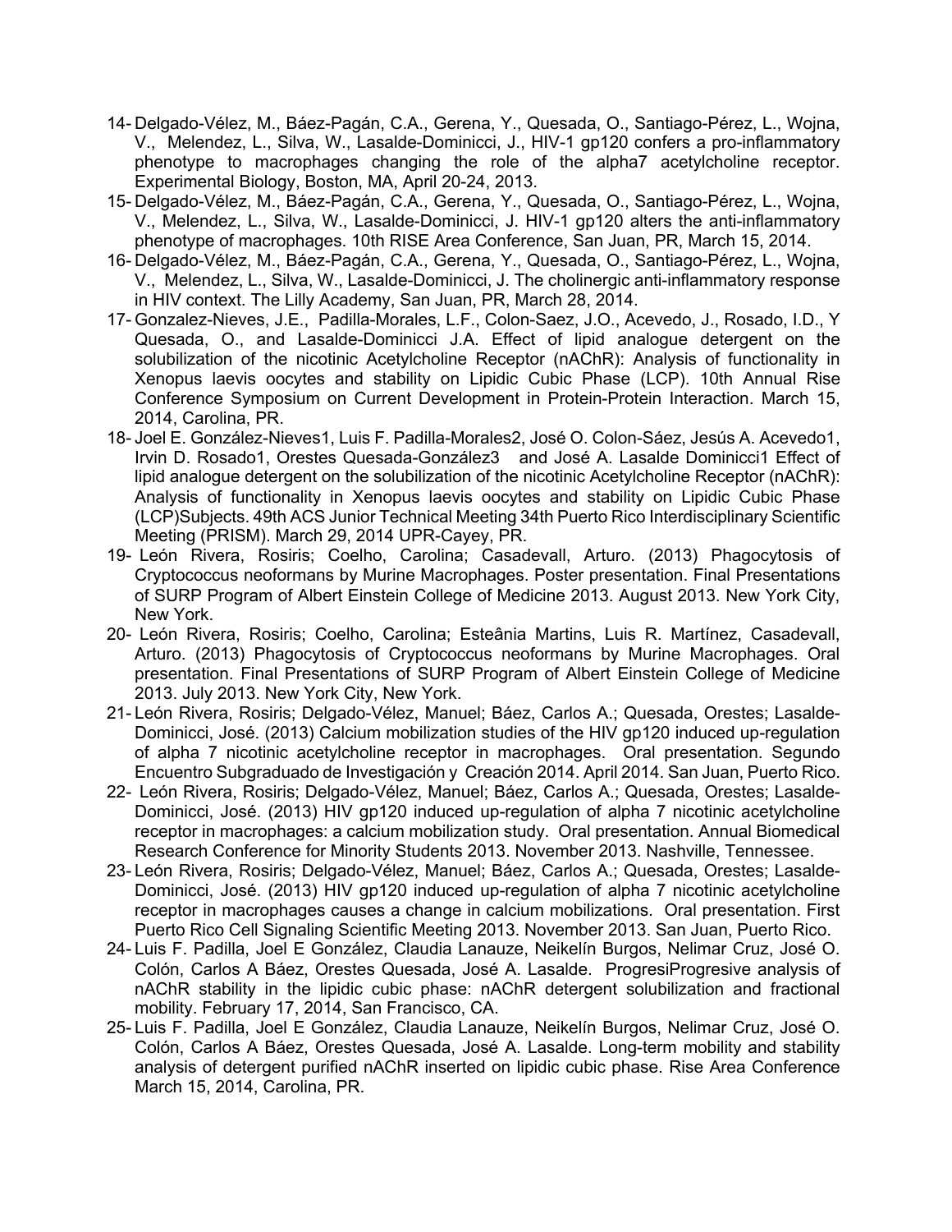14- Delgado-Vélez, M., Báez-Pagán, C.A., Gerena, Y., Quesada, O., Santiago-Pérez, L., Wojna, V., Melendez, L., Silva, W., Lasalde-Dominicci, J., HIV-1 gp120 confers a pro-inflammatory phenotype to macrophages changing the role of the alpha7 acetylcholine receptor. Experimental Biology, Boston, MA, April 20-24, 2013.

15- Delgado-Vélez, M., Báez-Pagán, C.A., Gerena, Y., Quesada, O., Santiago-Pérez, L., Wojna, V., Melendez, L., Silva, W., Lasalde-Dominicci, J. HIV-1 gp120 alters the anti-inflammatory phenotype of macrophages. 10th RISE Area Conference, San Juan, PR, March 15, 2014.

16- Delgado-Vélez, M., Báez-Pagán, C.A., Gerena, Y., Quesada, O., Santiago-Pérez, L., Wojna, V., Melendez, L., Silva, W., Lasalde-Dominicci, J. The cholinergic anti-inflammatory response in HIV context. The Lilly Academy, San Juan, PR, March 28, 2014.

17- Gonzalez-Nieves, J.E., Padilla-Morales, L.F., Colon-Saez, J.O., Acevedo, J., Rosado, I.D., Y Quesada, O., and Lasalde-Dominicci J.A. Effect of lipid analogue detergent on the solubilization of the nicotinic Acetylcholine Receptor (nAChR): Analysis of functionality in Xenopus laevis oocytes and stability on Lipidic Cubic Phase (LCP). 10th Annual Rise Conference Symposium on Current Development in Protein-Protein Interaction. March 15, 2014, Carolina, PR.

18- Joel E. González-Nieves1, Luis F. Padilla-Morales2, José O. Colon-Sáez, Jesús A. Acevedo1, Irvin D. Rosado1, Orestes Quesada-González3 and José A. Lasalde Dominicci1 Effect of lipid analogue detergent on the solubilization of the nicotinic Acetylcholine Receptor (nAChR): Analysis of functionality in Xenopus laevis oocytes and stability on Lipidic Cubic Phase (LCP)Subjects. 49th ACS Junior Technical Meeting 34th Puerto Rico Interdisciplinary Scientific Meeting (PRISM). March 29, 2014 UPR-Cayey, PR.

19- León Rivera, Rosiris; Coelho, Carolina; Casadevall, Arturo. (2013) Phagocytosis of Cryptococcus neoformans by Murine Macrophages. Poster presentation. Final Presentations of SURP Program of Albert Einstein College of Medicine 2013. August 2013. New York City, New York.

20- León Rivera, Rosiris; Coelho, Carolina; Esteânia Martins, Luis R. Martínez, Casadevall, Arturo. (2013) Phagocytosis of Cryptococcus neoformans by Murine Macrophages. Oral presentation. Final Presentations of SURP Program of Albert Einstein College of Medicine 2013. July 2013. New York City, New York.

21- León Rivera, Rosiris; Delgado-Vélez, Manuel; Báez, Carlos A.; Quesada, Orestes; Lasalde-Dominicci, José. (2013) Calcium mobilization studies of the HIV gp120 induced up-regulation of alpha 7 nicotinic acetylcholine receptor in macrophages. Oral presentation. Segundo Encuentro Subgraduado de Investigación y Creación 2014. April 2014. San Juan, Puerto Rico.

22- León Rivera, Rosiris; Delgado-Vélez, Manuel; Báez, Carlos A.; Quesada, Orestes; Lasalde-Dominicci, José. (2013) HIV gp120 induced up-regulation of alpha 7 nicotinic acetylcholine receptor in macrophages: a calcium mobilization study. Oral presentation. Annual Biomedical Research Conference for Minority Students 2013. November 2013. Nashville, Tennessee.

23- León Rivera, Rosiris; Delgado-Vélez, Manuel; Báez, Carlos A.; Quesada, Orestes; Lasalde-Dominicci, José. (2013) HIV gp120 induced up-regulation of alpha 7 nicotinic acetylcholine receptor in macrophages causes a change in calcium mobilizations. Oral presentation. First Puerto Rico Cell Signaling Scientific Meeting 2013. November 2013. San Juan, Puerto Rico.

24- Luis F. Padilla, Joel E González, Claudia Lanauze, Neikelín Burgos, Nelimar Cruz, José O. Colón, Carlos A Báez, Orestes Quesada, José A. Lasalde. ProgresiProgresive analysis of nAChR stability in the lipidic cubic phase: nAChR detergent solubilization and fractional mobility. February 17, 2014, San Francisco, CA.

25- Luis F. Padilla, Joel E González, Claudia Lanauze, Neikelín Burgos, Nelimar Cruz, José O. Colón, Carlos A Báez, Orestes Quesada, José A. Lasalde. Long-term mobility and stability analysis of detergent purified nAChR inserted on lipidic cubic phase. Rise Area Conference March 15, 2014, Carolina, PR.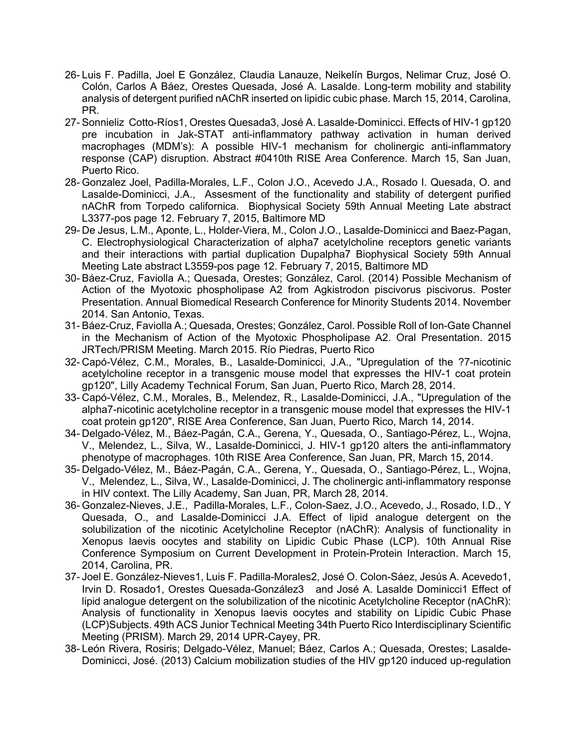26- Luis F. Padilla, Joel E González, Claudia Lanauze, Neikelín Burgos, Nelimar Cruz, José O. Colón, Carlos A Báez, Orestes Quesada, José A. Lasalde. Long-term mobility and stability analysis of detergent purified nAChR inserted on lipidic cubic phase. March 15, 2014, Carolina, PR.

27- Sonnieliz Cotto-Ríos1, Orestes Quesada3, José A. Lasalde-Dominicci. Effects of HIV-1 gp120 pre incubation in Jak-STAT anti-inflammatory pathway activation in human derived macrophages (MDM's): A possible HIV-1 mechanism for cholinergic anti-inflammatory response (CAP) disruption. Abstract #0410th RISE Area Conference. March 15, San Juan, Puerto Rico.

28- Gonzalez Joel, Padilla-Morales, L.F., Colon J.O., Acevedo J.A., Rosado I. Quesada, O. and Lasalde-Dominicci, J.A., Assesment of the functionality and stability of detergent purified nAChR from Torpedo californica. Biophysical Society 59th Annual Meeting Late abstract L3377-pos page 12. February 7, 2015, Baltimore MD

29- De Jesus, L.M., Aponte, L., Holder-Viera, M., Colon J.O., Lasalde-Dominicci and Baez-Pagan, C. Electrophysiological Characterization of alpha7 acetylcholine receptors genetic variants and their interactions with partial duplication Dupalpha7 Biophysical Society 59th Annual Meeting Late abstract L3559-pos page 12. February 7, 2015, Baltimore MD

30- Báez-Cruz, Faviolla A.; Quesada, Orestes; González, Carol. (2014) Possible Mechanism of Action of the Myotoxic phospholipase A2 from Agkistrodon piscivorus piscivorus. Poster Presentation. Annual Biomedical Research Conference for Minority Students 2014. November 2014. San Antonio, Texas.

31- Báez-Cruz, Faviolla A.; Quesada, Orestes; González, Carol. Possible Roll of Ion-Gate Channel in the Mechanism of Action of the Myotoxic Phospholipase A2. Oral Presentation. 2015 JRTech/PRISM Meeting. March 2015. Río Piedras, Puerto Rico

32- Capó-Vélez, C.M., Morales, B., Lasalde-Dominicci, J.A., "Upregulation of the ?7-nicotinic acetylcholine receptor in a transgenic mouse model that expresses the HIV-1 coat protein gp120", Lilly Academy Technical Forum, San Juan, Puerto Rico, March 28, 2014.

33- Capó-Vélez, C.M., Morales, B., Melendez, R., Lasalde-Dominicci, J.A., "Upregulation of the alpha7-nicotinic acetylcholine receptor in a transgenic mouse model that expresses the HIV-1 coat protein gp120", RISE Area Conference, San Juan, Puerto Rico, March 14, 2014.

34- Delgado-Vélez, M., Báez-Pagán, C.A., Gerena, Y., Quesada, O., Santiago-Pérez, L., Wojna, V., Melendez, L., Silva, W., Lasalde-Dominicci, J. HIV-1 gp120 alters the anti-inflammatory phenotype of macrophages. 10th RISE Area Conference, San Juan, PR, March 15, 2014.

35- Delgado-Vélez, M., Báez-Pagán, C.A., Gerena, Y., Quesada, O., Santiago-Pérez, L., Wojna, V., Melendez, L., Silva, W., Lasalde-Dominicci, J. The cholinergic anti-inflammatory response in HIV context. The Lilly Academy, San Juan, PR, March 28, 2014.

36- Gonzalez-Nieves, J.E., Padilla-Morales, L.F., Colon-Saez, J.O., Acevedo, J., Rosado, I.D., Y Quesada, O., and Lasalde-Dominicci J.A. Effect of lipid analogue detergent on the solubilization of the nicotinic Acetylcholine Receptor (nAChR): Analysis of functionality in Xenopus laevis oocytes and stability on Lipidic Cubic Phase (LCP). 10th Annual Rise Conference Symposium on Current Development in Protein-Protein Interaction. March 15, 2014, Carolina, PR.

37- Joel E. González-Nieves1, Luis F. Padilla-Morales2, José O. Colon-Sáez, Jesús A. Acevedo1, Irvin D. Rosado1, Orestes Quesada-González3 and José A. Lasalde Dominicci1 Effect of lipid analogue detergent on the solubilization of the nicotinic Acetylcholine Receptor (nAChR): Analysis of functionality in Xenopus laevis oocytes and stability on Lipidic Cubic Phase (LCP)Subjects. 49th ACS Junior Technical Meeting 34th Puerto Rico Interdisciplinary Scientific Meeting (PRISM). March 29, 2014 UPR-Cayey, PR.

38- León Rivera, Rosiris; Delgado-Vélez, Manuel; Báez, Carlos A.; Quesada, Orestes; Lasalde-Dominicci, José. (2013) Calcium mobilization studies of the HIV gp120 induced up-regulation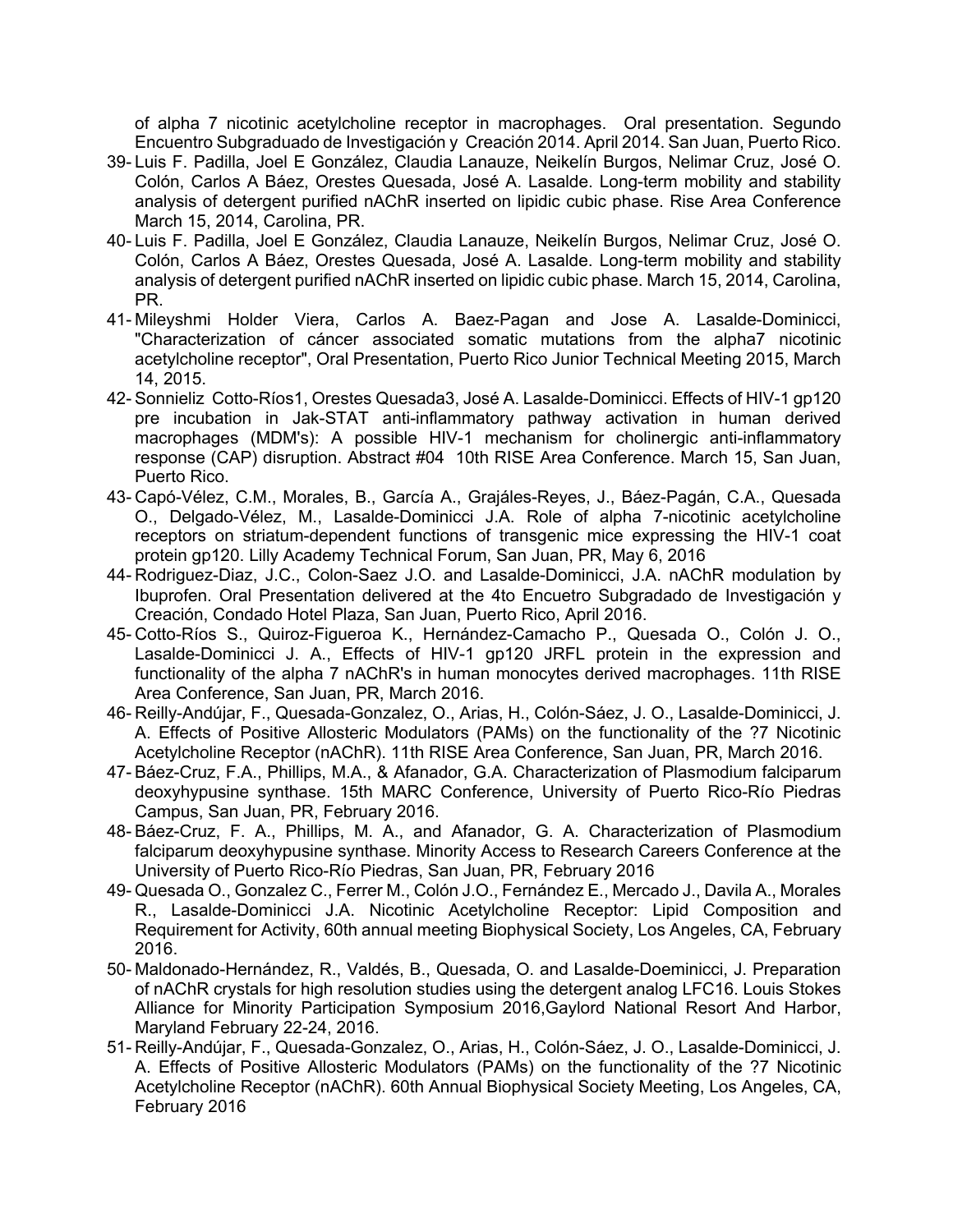of alpha 7 nicotinic acetylcholine receptor in macrophages. Oral presentation. Segundo Encuentro Subgraduado de Investigación y Creación 2014. April 2014. San Juan, Puerto Rico.

39- Luis F. Padilla, Joel E González, Claudia Lanauze, Neikelín Burgos, Nelimar Cruz, José O. Colón, Carlos A Báez, Orestes Quesada, José A. Lasalde. Long-term mobility and stability analysis of detergent purified nAChR inserted on lipidic cubic phase. Rise Area Conference March 15, 2014, Carolina, PR.
40- Luis F. Padilla, Joel E González, Claudia Lanauze, Neikelín Burgos, Nelimar Cruz, José O. Colón, Carlos A Báez, Orestes Quesada, José A. Lasalde. Long-term mobility and stability analysis of detergent purified nAChR inserted on lipidic cubic phase. March 15, 2014, Carolina, PR.
41- Mileyshmi Holder Viera, Carlos A. Baez-Pagan and Jose A. Lasalde-Dominicci, "Characterization of cáncer associated somatic mutations from the alpha7 nicotinic acetylcholine receptor", Oral Presentation, Puerto Rico Junior Technical Meeting 2015, March 14, 2015.
42- Sonnieliz Cotto-Ríos1, Orestes Quesada3, José A. Lasalde-Dominicci. Effects of HIV-1 gp120 pre incubation in Jak-STAT anti-inflammatory pathway activation in human derived macrophages (MDM's): A possible HIV-1 mechanism for cholinergic anti-inflammatory response (CAP) disruption. Abstract #04 10th RISE Area Conference. March 15, San Juan, Puerto Rico.
43- Capó-Vélez, C.M., Morales, B., García A., Grajáles-Reyes, J., Báez-Pagán, C.A., Quesada O., Delgado-Vélez, M., Lasalde-Dominicci J.A. Role of alpha 7-nicotinic acetylcholine receptors on striatum-dependent functions of transgenic mice expressing the HIV-1 coat protein gp120. Lilly Academy Technical Forum, San Juan, PR, May 6, 2016
44- Rodriguez-Diaz, J.C., Colon-Saez J.O. and Lasalde-Dominicci, J.A. nAChR modulation by Ibuprofen. Oral Presentation delivered at the 4to Encuetro Subgradado de Investigación y Creación, Condado Hotel Plaza, San Juan, Puerto Rico, April 2016.
45- Cotto-Ríos S., Quiroz-Figueroa K., Hernández-Camacho P., Quesada O., Colón J. O., Lasalde-Dominicci J. A., Effects of HIV-1 gp120 JRFL protein in the expression and functionality of the alpha 7 nAChR's in human monocytes derived macrophages. 11th RISE Area Conference, San Juan, PR, March 2016.
46- Reilly-Andújar, F., Quesada-Gonzalez, O., Arias, H., Colón-Sáez, J. O., Lasalde-Dominicci, J. A. Effects of Positive Allosteric Modulators (PAMs) on the functionality of the ?7 Nicotinic Acetylcholine Receptor (nAChR). 11th RISE Area Conference, San Juan, PR, March 2016.
47- Báez-Cruz, F.A., Phillips, M.A., & Afanador, G.A. Characterization of Plasmodium falciparum deoxyhypusine synthase. 15th MARC Conference, University of Puerto Rico-Río Piedras Campus, San Juan, PR, February 2016.
48- Báez-Cruz, F. A., Phillips, M. A., and Afanador, G. A. Characterization of Plasmodium falciparum deoxyhypusine synthase. Minority Access to Research Careers Conference at the University of Puerto Rico-Río Piedras, San Juan, PR, February 2016
49- Quesada O., Gonzalez C., Ferrer M., Colón J.O., Fernández E., Mercado J., Davila A., Morales R., Lasalde-Dominicci J.A. Nicotinic Acetylcholine Receptor: Lipid Composition and Requirement for Activity, 60th annual meeting Biophysical Society, Los Angeles, CA, February 2016.
50- Maldonado-Hernández, R., Valdés, B., Quesada, O. and Lasalde-Doeminicci, J. Preparation of nAChR crystals for high resolution studies using the detergent analog LFC16. Louis Stokes Alliance for Minority Participation Symposium 2016,Gaylord National Resort And Harbor, Maryland February 22-24, 2016.
51- Reilly-Andújar, F., Quesada-Gonzalez, O., Arias, H., Colón-Sáez, J. O., Lasalde-Dominicci, J. A. Effects of Positive Allosteric Modulators (PAMs) on the functionality of the ?7 Nicotinic Acetylcholine Receptor (nAChR). 60th Annual Biophysical Society Meeting, Los Angeles, CA, February 2016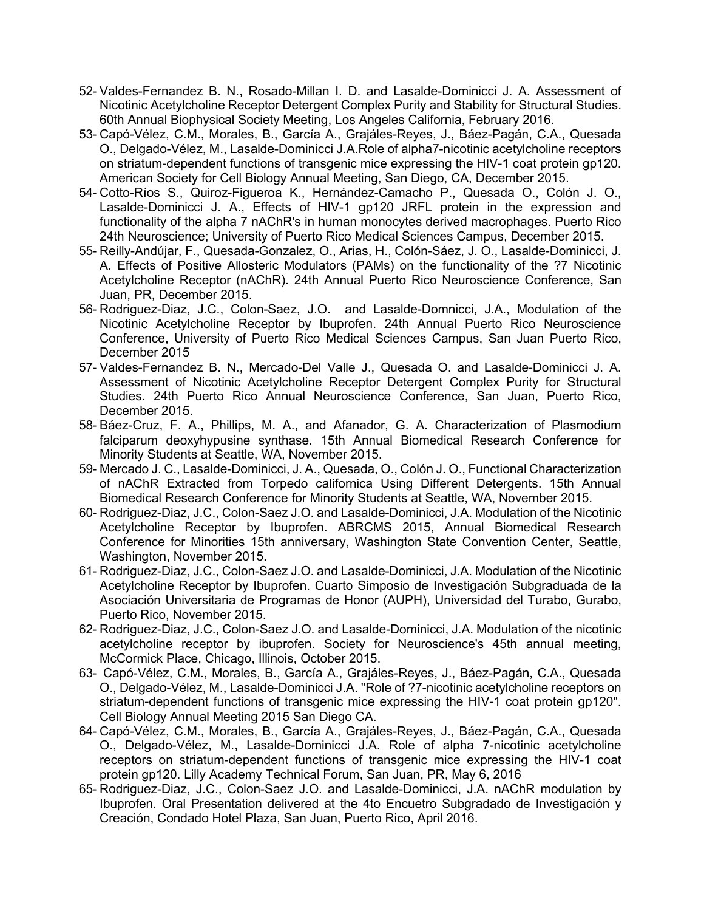52- Valdes-Fernandez B. N., Rosado-Millan I. D. and Lasalde-Dominicci J. A. Assessment of Nicotinic Acetylcholine Receptor Detergent Complex Purity and Stability for Structural Studies. 60th Annual Biophysical Society Meeting, Los Angeles California, February 2016.

53- Capó-Vélez, C.M., Morales, B., García A., Grajáles-Reyes, J., Báez-Pagán, C.A., Quesada O., Delgado-Vélez, M., Lasalde-Dominicci J.A.Role of alpha7-nicotinic acetylcholine receptors on striatum-dependent functions of transgenic mice expressing the HIV-1 coat protein gp120. American Society for Cell Biology Annual Meeting, San Diego, CA, December 2015.

54- Cotto-Ríos S., Quiroz-Figueroa K., Hernández-Camacho P., Quesada O., Colón J. O., Lasalde-Dominicci J. A., Effects of HIV-1 gp120 JRFL protein in the expression and functionality of the alpha 7 nAChR's in human monocytes derived macrophages. Puerto Rico 24th Neuroscience; University of Puerto Rico Medical Sciences Campus, December 2015.

55- Reilly-Andújar, F., Quesada-Gonzalez, O., Arias, H., Colón-Sáez, J. O., Lasalde-Dominicci, J. A. Effects of Positive Allosteric Modulators (PAMs) on the functionality of the ?7 Nicotinic Acetylcholine Receptor (nAChR). 24th Annual Puerto Rico Neuroscience Conference, San Juan, PR, December 2015.

56- Rodriguez-Diaz, J.C., Colon-Saez, J.O. and Lasalde-Domnicci, J.A., Modulation of the Nicotinic Acetylcholine Receptor by Ibuprofen. 24th Annual Puerto Rico Neuroscience Conference, University of Puerto Rico Medical Sciences Campus, San Juan Puerto Rico, December 2015

57- Valdes-Fernandez B. N., Mercado-Del Valle J., Quesada O. and Lasalde-Dominicci J. A. Assessment of Nicotinic Acetylcholine Receptor Detergent Complex Purity for Structural Studies. 24th Puerto Rico Annual Neuroscience Conference, San Juan, Puerto Rico, December 2015.

58- Báez-Cruz, F. A., Phillips, M. A., and Afanador, G. A. Characterization of Plasmodium falciparum deoxyhypusine synthase. 15th Annual Biomedical Research Conference for Minority Students at Seattle, WA, November 2015.

59- Mercado J. C., Lasalde-Dominicci, J. A., Quesada, O., Colón J. O., Functional Characterization of nAChR Extracted from Torpedo californica Using Different Detergents. 15th Annual Biomedical Research Conference for Minority Students at Seattle, WA, November 2015.

60- Rodriguez-Diaz, J.C., Colon-Saez J.O. and Lasalde-Dominicci, J.A. Modulation of the Nicotinic Acetylcholine Receptor by Ibuprofen. ABRCMS 2015, Annual Biomedical Research Conference for Minorities 15th anniversary, Washington State Convention Center, Seattle, Washington, November 2015.

61- Rodriguez-Diaz, J.C., Colon-Saez J.O. and Lasalde-Dominicci, J.A. Modulation of the Nicotinic Acetylcholine Receptor by Ibuprofen. Cuarto Simposio de Investigación Subgraduada de la Asociación Universitaria de Programas de Honor (AUPH), Universidad del Turabo, Gurabo, Puerto Rico, November 2015.

62- Rodriguez-Diaz, J.C., Colon-Saez J.O. and Lasalde-Dominicci, J.A. Modulation of the nicotinic acetylcholine receptor by ibuprofen. Society for Neuroscience's 45th annual meeting, McCormick Place, Chicago, Illinois, October 2015.

63- Capó-Vélez, C.M., Morales, B., García A., Grajáles-Reyes, J., Báez-Pagán, C.A., Quesada O., Delgado-Vélez, M., Lasalde-Dominicci J.A. "Role of ?7-nicotinic acetylcholine receptors on striatum-dependent functions of transgenic mice expressing the HIV-1 coat protein gp120". Cell Biology Annual Meeting 2015 San Diego CA.

64- Capó-Vélez, C.M., Morales, B., García A., Grajáles-Reyes, J., Báez-Pagán, C.A., Quesada O., Delgado-Vélez, M., Lasalde-Dominicci J.A. Role of alpha 7-nicotinic acetylcholine receptors on striatum-dependent functions of transgenic mice expressing the HIV-1 coat protein gp120. Lilly Academy Technical Forum, San Juan, PR, May 6, 2016

65- Rodriguez-Diaz, J.C., Colon-Saez J.O. and Lasalde-Dominicci, J.A. nAChR modulation by Ibuprofen. Oral Presentation delivered at the 4to Encuetro Subgradado de Investigación y Creación, Condado Hotel Plaza, San Juan, Puerto Rico, April 2016.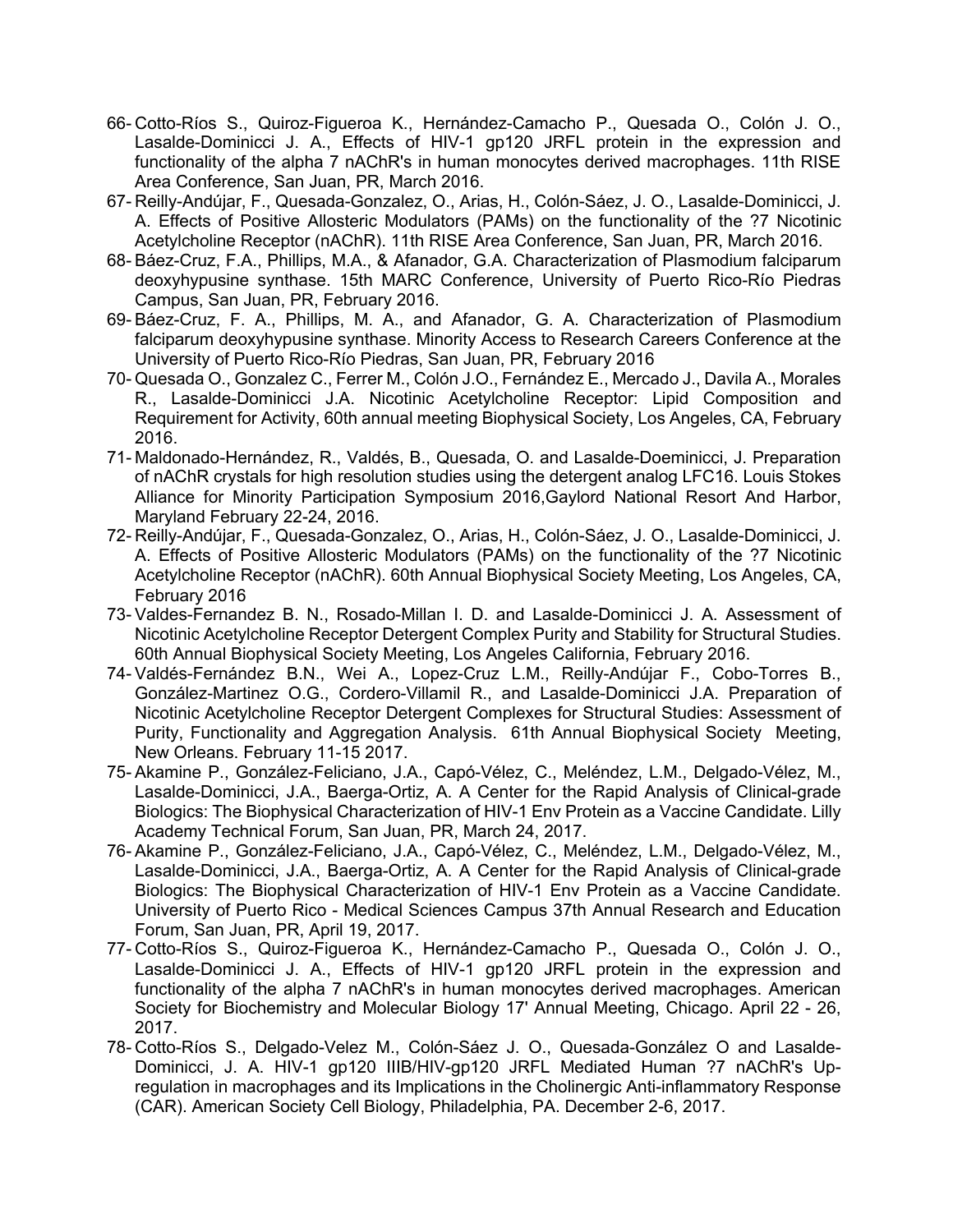66- Cotto-Ríos S., Quiroz-Figueroa K., Hernández-Camacho P., Quesada O., Colón J. O., Lasalde-Dominicci J. A., Effects of HIV-1 gp120 JRFL protein in the expression and functionality of the alpha 7 nAChR's in human monocytes derived macrophages. 11th RISE Area Conference, San Juan, PR, March 2016.

67- Reilly-Andújar, F., Quesada-Gonzalez, O., Arias, H., Colón-Sáez, J. O., Lasalde-Dominicci, J. A. Effects of Positive Allosteric Modulators (PAMs) on the functionality of the ?7 Nicotinic Acetylcholine Receptor (nAChR). 11th RISE Area Conference, San Juan, PR, March 2016.

68- Báez-Cruz, F.A., Phillips, M.A., & Afanador, G.A. Characterization of Plasmodium falciparum deoxyhypusine synthase. 15th MARC Conference, University of Puerto Rico-Río Piedras Campus, San Juan, PR, February 2016.

69- Báez-Cruz, F. A., Phillips, M. A., and Afanador, G. A. Characterization of Plasmodium falciparum deoxyhypusine synthase. Minority Access to Research Careers Conference at the University of Puerto Rico-Río Piedras, San Juan, PR, February 2016

70- Quesada O., Gonzalez C., Ferrer M., Colón J.O., Fernández E., Mercado J., Davila A., Morales R., Lasalde-Dominicci J.A. Nicotinic Acetylcholine Receptor: Lipid Composition and Requirement for Activity, 60th annual meeting Biophysical Society, Los Angeles, CA, February 2016.

71- Maldonado-Hernández, R., Valdés, B., Quesada, O. and Lasalde-Doeminicci, J. Preparation of nAChR crystals for high resolution studies using the detergent analog LFC16. Louis Stokes Alliance for Minority Participation Symposium 2016,Gaylord National Resort And Harbor, Maryland February 22-24, 2016.

72- Reilly-Andújar, F., Quesada-Gonzalez, O., Arias, H., Colón-Sáez, J. O., Lasalde-Dominicci, J. A. Effects of Positive Allosteric Modulators (PAMs) on the functionality of the ?7 Nicotinic Acetylcholine Receptor (nAChR). 60th Annual Biophysical Society Meeting, Los Angeles, CA, February 2016

73- Valdes-Fernandez B. N., Rosado-Millan I. D. and Lasalde-Dominicci J. A. Assessment of Nicotinic Acetylcholine Receptor Detergent Complex Purity and Stability for Structural Studies. 60th Annual Biophysical Society Meeting, Los Angeles California, February 2016.

74- Valdés-Fernández B.N., Wei A., Lopez-Cruz L.M., Reilly-Andújar F., Cobo-Torres B., González-Martinez O.G., Cordero-Villamil R., and Lasalde-Dominicci J.A. Preparation of Nicotinic Acetylcholine Receptor Detergent Complexes for Structural Studies: Assessment of Purity, Functionality and Aggregation Analysis. 61th Annual Biophysical Society Meeting, New Orleans. February 11-15 2017.

75- Akamine P., González-Feliciano, J.A., Capó-Vélez, C., Meléndez, L.M., Delgado-Vélez, M., Lasalde-Dominicci, J.A., Baerga-Ortiz, A. A Center for the Rapid Analysis of Clinical-grade Biologics: The Biophysical Characterization of HIV-1 Env Protein as a Vaccine Candidate. Lilly Academy Technical Forum, San Juan, PR, March 24, 2017.

76- Akamine P., González-Feliciano, J.A., Capó-Vélez, C., Meléndez, L.M., Delgado-Vélez, M., Lasalde-Dominicci, J.A., Baerga-Ortiz, A. A Center for the Rapid Analysis of Clinical-grade Biologics: The Biophysical Characterization of HIV-1 Env Protein as a Vaccine Candidate. University of Puerto Rico - Medical Sciences Campus 37th Annual Research and Education Forum, San Juan, PR, April 19, 2017.

77- Cotto-Ríos S., Quiroz-Figueroa K., Hernández-Camacho P., Quesada O., Colón J. O., Lasalde-Dominicci J. A., Effects of HIV-1 gp120 JRFL protein in the expression and functionality of the alpha 7 nAChR's in human monocytes derived macrophages. American Society for Biochemistry and Molecular Biology 17' Annual Meeting, Chicago. April 22 - 26, 2017.

78- Cotto-Ríos S., Delgado-Velez M., Colón-Sáez J. O., Quesada-González O and Lasalde-Dominicci, J. A. HIV-1 gp120 IIIB/HIV-gp120 JRFL Mediated Human ?7 nAChR's Up-regulation in macrophages and its Implications in the Cholinergic Anti-inflammatory Response (CAR). American Society Cell Biology, Philadelphia, PA. December 2-6, 2017.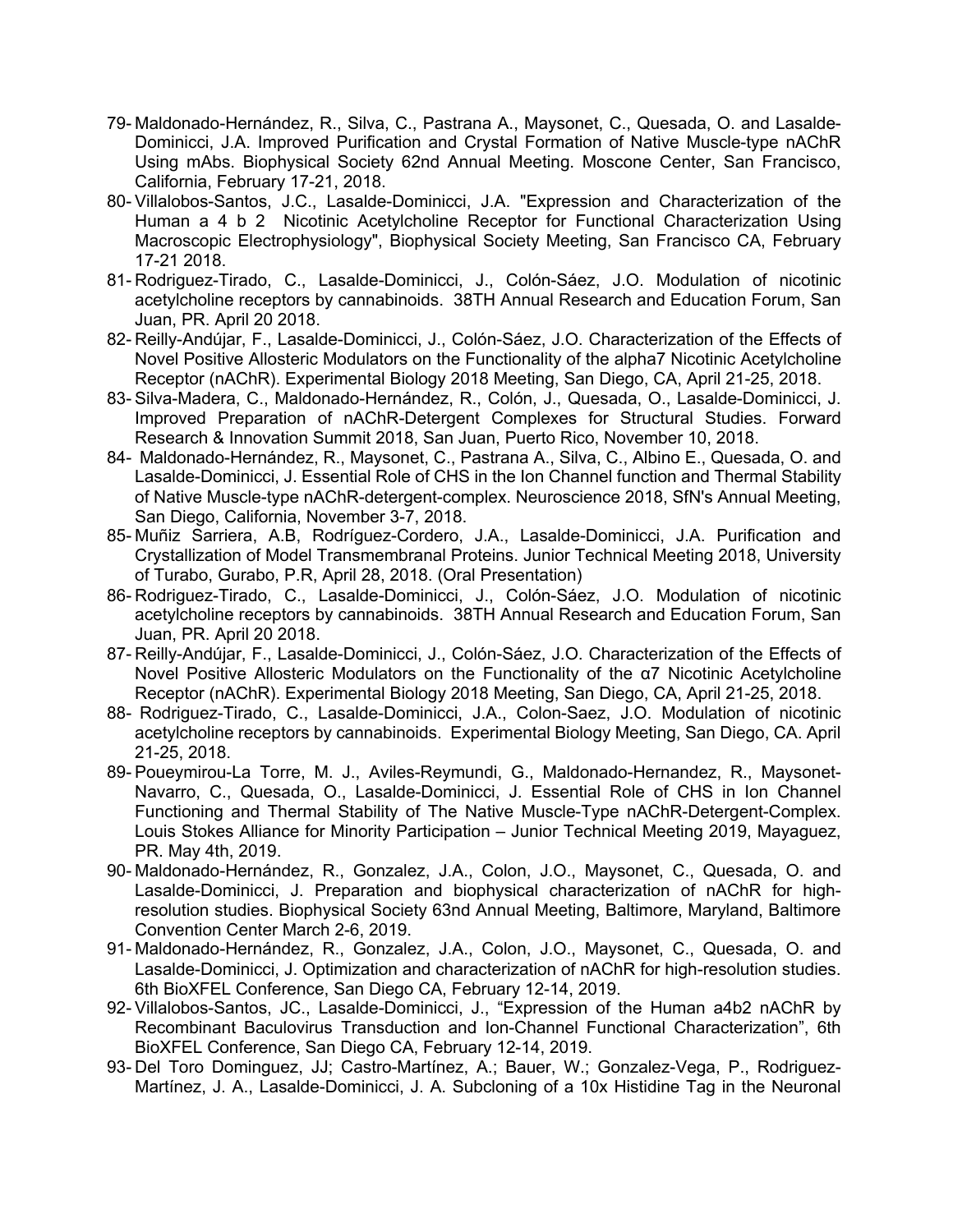79- Maldonado-Hernández, R., Silva, C., Pastrana A., Maysonet, C., Quesada, O. and Lasalde-Dominicci, J.A. Improved Purification and Crystal Formation of Native Muscle-type nAChR Using mAbs. Biophysical Society 62nd Annual Meeting. Moscone Center, San Francisco, California, February 17-21, 2018.
80- Villalobos-Santos, J.C., Lasalde-Dominicci, J.A. "Expression and Characterization of the Human a 4 b 2 Nicotinic Acetylcholine Receptor for Functional Characterization Using Macroscopic Electrophysiology", Biophysical Society Meeting, San Francisco CA, February 17-21 2018.
81- Rodriguez-Tirado, C., Lasalde-Dominicci, J., Colón-Sáez, J.O. Modulation of nicotinic acetylcholine receptors by cannabinoids. 38TH Annual Research and Education Forum, San Juan, PR. April 20 2018.
82- Reilly-Andújar, F., Lasalde-Dominicci, J., Colón-Sáez, J.O. Characterization of the Effects of Novel Positive Allosteric Modulators on the Functionality of the alpha7 Nicotinic Acetylcholine Receptor (nAChR). Experimental Biology 2018 Meeting, San Diego, CA, April 21-25, 2018.
83- Silva-Madera, C., Maldonado-Hernández, R., Colón, J., Quesada, O., Lasalde-Dominicci, J. Improved Preparation of nAChR-Detergent Complexes for Structural Studies. Forward Research & Innovation Summit 2018, San Juan, Puerto Rico, November 10, 2018.
84- Maldonado-Hernández, R., Maysonet, C., Pastrana A., Silva, C., Albino E., Quesada, O. and Lasalde-Dominicci, J. Essential Role of CHS in the Ion Channel function and Thermal Stability of Native Muscle-type nAChR-detergent-complex. Neuroscience 2018, SfN's Annual Meeting, San Diego, California, November 3-7, 2018.
85- Muñiz Sarriera, A.B, Rodríguez-Cordero, J.A., Lasalde-Dominicci, J.A. Purification and Crystallization of Model Transmembranal Proteins. Junior Technical Meeting 2018, University of Turabo, Gurabo, P.R, April 28, 2018. (Oral Presentation)
86- Rodriguez-Tirado, C., Lasalde-Dominicci, J., Colón-Sáez, J.O. Modulation of nicotinic acetylcholine receptors by cannabinoids. 38TH Annual Research and Education Forum, San Juan, PR. April 20 2018.
87- Reilly-Andújar, F., Lasalde-Dominicci, J., Colón-Sáez, J.O. Characterization of the Effects of Novel Positive Allosteric Modulators on the Functionality of the α7 Nicotinic Acetylcholine Receptor (nAChR). Experimental Biology 2018 Meeting, San Diego, CA, April 21-25, 2018.
88- Rodriguez-Tirado, C., Lasalde-Dominicci, J.A., Colon-Saez, J.O. Modulation of nicotinic acetylcholine receptors by cannabinoids. Experimental Biology Meeting, San Diego, CA. April 21-25, 2018.
89- Poueymirou-La Torre, M. J., Aviles-Reymundi, G., Maldonado-Hernandez, R., Maysonet-Navarro, C., Quesada, O., Lasalde-Dominicci, J. Essential Role of CHS in Ion Channel Functioning and Thermal Stability of The Native Muscle-Type nAChR-Detergent-Complex. Louis Stokes Alliance for Minority Participation – Junior Technical Meeting 2019, Mayaguez, PR. May 4th, 2019.
90- Maldonado-Hernández, R., Gonzalez, J.A., Colon, J.O., Maysonet, C., Quesada, O. and Lasalde-Dominicci, J. Preparation and biophysical characterization of nAChR for high-resolution studies. Biophysical Society 63nd Annual Meeting, Baltimore, Maryland, Baltimore Convention Center March 2-6, 2019.
91- Maldonado-Hernández, R., Gonzalez, J.A., Colon, J.O., Maysonet, C., Quesada, O. and Lasalde-Dominicci, J. Optimization and characterization of nAChR for high-resolution studies. 6th BioXFEL Conference, San Diego CA, February 12-14, 2019.
92- Villalobos-Santos, JC., Lasalde-Dominicci, J., "Expression of the Human a4b2 nAChR by Recombinant Baculovirus Transduction and Ion-Channel Functional Characterization", 6th BioXFEL Conference, San Diego CA, February 12-14, 2019.
93- Del Toro Dominguez, JJ; Castro-Martínez, A.; Bauer, W.; Gonzalez-Vega, P., Rodriguez-Martínez, J. A., Lasalde-Dominicci, J. A. Subcloning of a 10x Histidine Tag in the Neuronal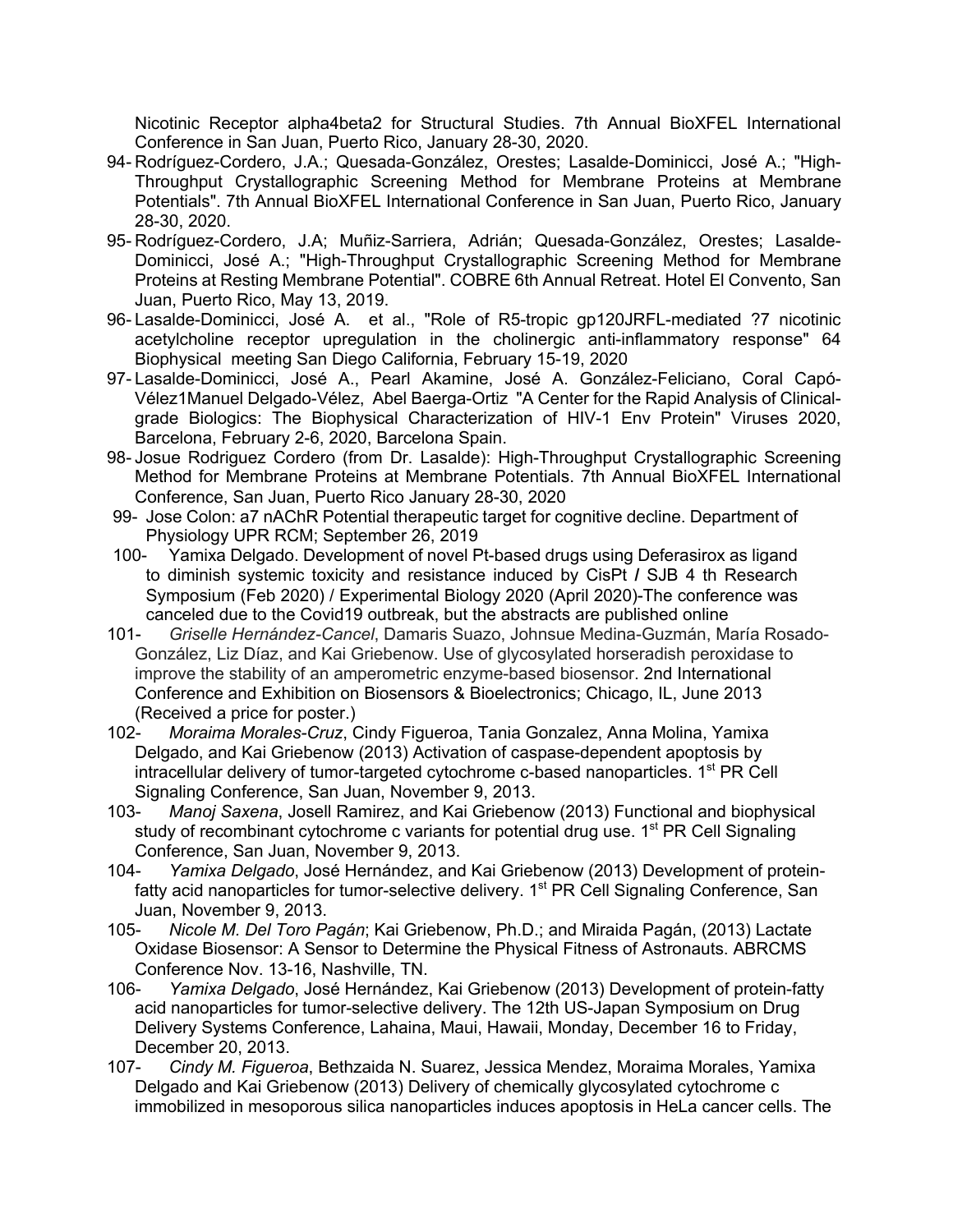Nicotinic Receptor alpha4beta2 for Structural Studies. 7th Annual BioXFEL International Conference in San Juan, Puerto Rico, January 28-30, 2020.

94- Rodríguez-Cordero, J.A.; Quesada-González, Orestes; Lasalde-Dominicci, José A.; "High-Throughput Crystallographic Screening Method for Membrane Proteins at Membrane Potentials". 7th Annual BioXFEL International Conference in San Juan, Puerto Rico, January 28-30, 2020.

95- Rodríguez-Cordero, J.A; Muñiz-Sarriera, Adrián; Quesada-González, Orestes; Lasalde-Dominicci, José A.; "High-Throughput Crystallographic Screening Method for Membrane Proteins at Resting Membrane Potential". COBRE 6th Annual Retreat. Hotel El Convento, San Juan, Puerto Rico, May 13, 2019.

96- Lasalde-Dominicci, José A. et al., "Role of R5-tropic gp120JRFL-mediated ?7 nicotinic acetylcholine receptor upregulation in the cholinergic anti-inflammatory response" 64 Biophysical meeting San Diego California, February 15-19, 2020

97- Lasalde-Dominicci, José A., Pearl Akamine, José A. González-Feliciano, Coral Capó-Vélez1Manuel Delgado-Vélez, Abel Baerga-Ortiz "A Center for the Rapid Analysis of Clinical-grade Biologics: The Biophysical Characterization of HIV-1 Env Protein" Viruses 2020, Barcelona, February 2-6, 2020, Barcelona Spain.

98- Josue Rodriguez Cordero (from Dr. Lasalde): High-Throughput Crystallographic Screening Method for Membrane Proteins at Membrane Potentials. 7th Annual BioXFEL International Conference, San Juan, Puerto Rico January 28-30, 2020

99- Jose Colon: a7 nAChR Potential therapeutic target for cognitive decline. Department of Physiology UPR RCM; September 26, 2019

100- Yamixa Delgado. Development of novel Pt-based drugs using Deferasirox as ligand to diminish systemic toxicity and resistance induced by CisPt / SJB 4 th Research Symposium (Feb 2020) / Experimental Biology 2020 (April 2020)-The conference was canceled due to the Covid19 outbreak, but the abstracts are published online

101- *Griselle Hernández-Cancel*, Damaris Suazo, Johnsue Medina-Guzmán, María Rosado-González, Liz Díaz, and Kai Griebenow. Use of glycosylated horseradish peroxidase to improve the stability of an amperometric enzyme-based biosensor. 2nd International Conference and Exhibition on Biosensors & Bioelectronics; Chicago, IL, June 2013 (Received a price for poster.)

102- *Moraima Morales-Cruz*, Cindy Figueroa, Tania Gonzalez, Anna Molina, Yamixa Delgado, and Kai Griebenow (2013) Activation of caspase-dependent apoptosis by intracellular delivery of tumor-targeted cytochrome c-based nanoparticles. 1st PR Cell Signaling Conference, San Juan, November 9, 2013.

103- *Manoj Saxena*, Josell Ramirez, and Kai Griebenow (2013) Functional and biophysical study of recombinant cytochrome c variants for potential drug use. 1st PR Cell Signaling Conference, San Juan, November 9, 2013.

104- *Yamixa Delgado*, José Hernández, and Kai Griebenow (2013) Development of protein-fatty acid nanoparticles for tumor-selective delivery. 1st PR Cell Signaling Conference, San Juan, November 9, 2013.

105- *Nicole M. Del Toro Pagán*; Kai Griebenow, Ph.D.; and Miraida Pagán, (2013) Lactate Oxidase Biosensor: A Sensor to Determine the Physical Fitness of Astronauts. ABRCMS Conference Nov. 13-16, Nashville, TN.

106- *Yamixa Delgado*, José Hernández, Kai Griebenow (2013) Development of protein-fatty acid nanoparticles for tumor-selective delivery. The 12th US-Japan Symposium on Drug Delivery Systems Conference, Lahaina, Maui, Hawaii, Monday, December 16 to Friday, December 20, 2013.

107- *Cindy M. Figueroa*, Bethzaida N. Suarez, Jessica Mendez, Moraima Morales, Yamixa Delgado and Kai Griebenow (2013) Delivery of chemically glycosylated cytochrome c immobilized in mesoporous silica nanoparticles induces apoptosis in HeLa cancer cells. The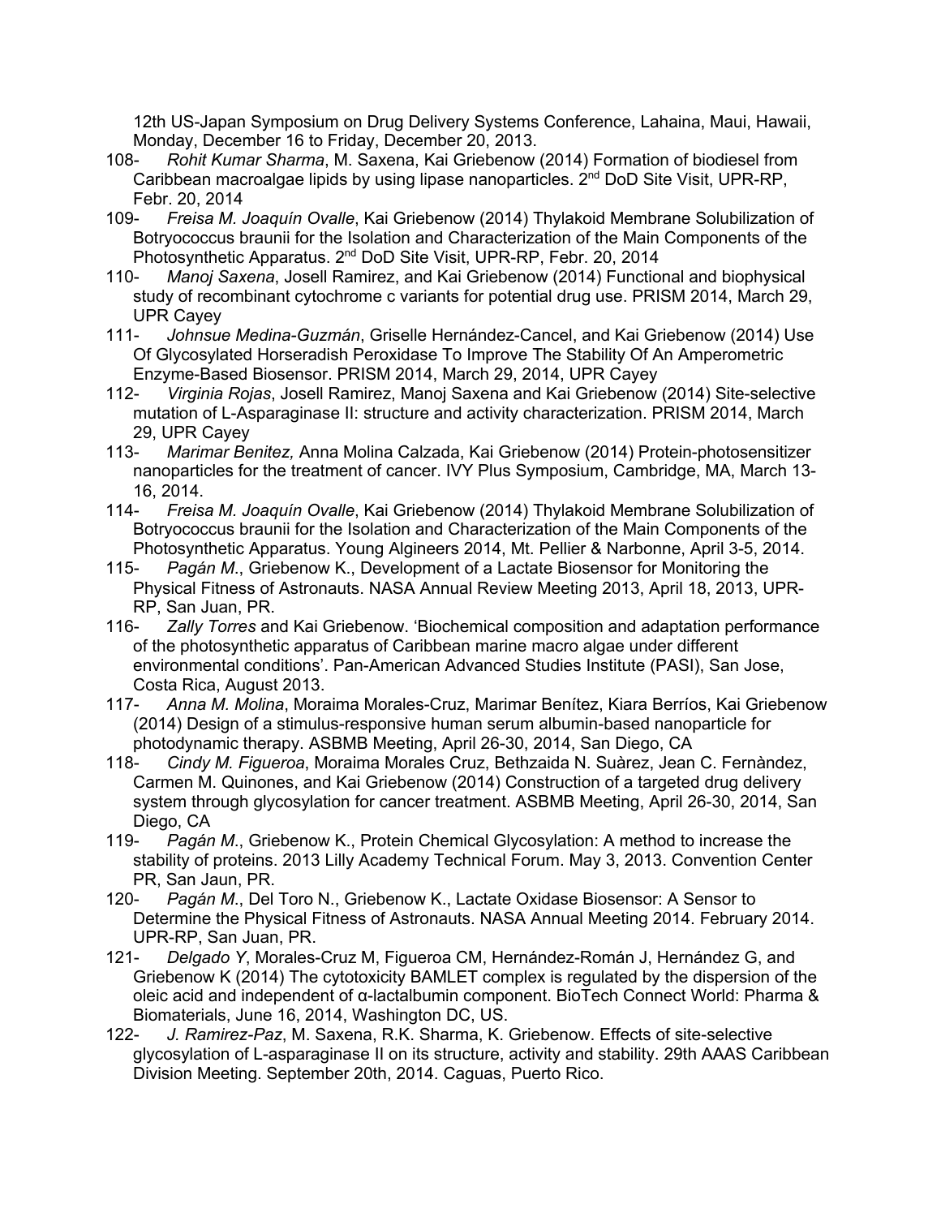12th US-Japan Symposium on Drug Delivery Systems Conference, Lahaina, Maui, Hawaii, Monday, December 16 to Friday, December 20, 2013.

108- *Rohit Kumar Sharma*, M. Saxena, Kai Griebenow (2014) Formation of biodiesel from Caribbean macroalgae lipids by using lipase nanoparticles. 2nd DoD Site Visit, UPR-RP, Febr. 20, 2014

109- *Freisa M. Joaquín Ovalle*, Kai Griebenow (2014) Thylakoid Membrane Solubilization of Botryococcus braunii for the Isolation and Characterization of the Main Components of the Photosynthetic Apparatus. 2nd DoD Site Visit, UPR-RP, Febr. 20, 2014

110- *Manoj Saxena*, Josell Ramirez, and Kai Griebenow (2014) Functional and biophysical study of recombinant cytochrome c variants for potential drug use. PRISM 2014, March 29, UPR Cayey

111- *Johnsue Medina-Guzmán*, Griselle Hernández-Cancel, and Kai Griebenow (2014) Use Of Glycosylated Horseradish Peroxidase To Improve The Stability Of An Amperometric Enzyme-Based Biosensor. PRISM 2014, March 29, 2014, UPR Cayey

112- *Virginia Rojas*, Josell Ramirez, Manoj Saxena and Kai Griebenow (2014) Site-selective mutation of L-Asparaginase II: structure and activity characterization. PRISM 2014, March 29, UPR Cayey

113- *Marimar Benitez,* Anna Molina Calzada, Kai Griebenow (2014) Protein-photosensitizer nanoparticles for the treatment of cancer. IVY Plus Symposium, Cambridge, MA, March 13-16, 2014.

114- *Freisa M. Joaquín Ovalle*, Kai Griebenow (2014) Thylakoid Membrane Solubilization of Botryococcus braunii for the Isolation and Characterization of the Main Components of the Photosynthetic Apparatus. Young Algineers 2014, Mt. Pellier & Narbonne, April 3-5, 2014.

115- *Pagán M*., Griebenow K., Development of a Lactate Biosensor for Monitoring the Physical Fitness of Astronauts. NASA Annual Review Meeting 2013, April 18, 2013, UPR-RP, San Juan, PR.

116- *Zally Torres* and Kai Griebenow. 'Biochemical composition and adaptation performance of the photosynthetic apparatus of Caribbean marine macro algae under different environmental conditions'. Pan-American Advanced Studies Institute (PASI), San Jose, Costa Rica, August 2013.

117- *Anna M. Molina*, Moraima Morales-Cruz, Marimar Benítez, Kiara Berríos, Kai Griebenow (2014) Design of a stimulus-responsive human serum albumin-based nanoparticle for photodynamic therapy. ASBMB Meeting, April 26-30, 2014, San Diego, CA

118- *Cindy M. Figueroa*, Moraima Morales Cruz, Bethzaida N. Suàrez, Jean C. Fernàndez, Carmen M. Quinones, and Kai Griebenow (2014) Construction of a targeted drug delivery system through glycosylation for cancer treatment. ASBMB Meeting, April 26-30, 2014, San Diego, CA

119- *Pagán M*., Griebenow K., Protein Chemical Glycosylation: A method to increase the stability of proteins. 2013 Lilly Academy Technical Forum. May 3, 2013. Convention Center PR, San Jaun, PR.

120- *Pagán M*., Del Toro N., Griebenow K., Lactate Oxidase Biosensor: A Sensor to Determine the Physical Fitness of Astronauts. NASA Annual Meeting 2014. February 2014. UPR-RP, San Juan, PR.

121- *Delgado Y*, Morales-Cruz M, Figueroa CM, Hernández-Román J, Hernández G, and Griebenow K (2014) The cytotoxicity BAMLET complex is regulated by the dispersion of the oleic acid and independent of α-lactalbumin component. BioTech Connect World: Pharma & Biomaterials, June 16, 2014, Washington DC, US.

122- *J. Ramirez-Paz*, M. Saxena, R.K. Sharma, K. Griebenow. Effects of site-selective glycosylation of L-asparaginase II on its structure, activity and stability. 29th AAAS Caribbean Division Meeting. September 20th, 2014. Caguas, Puerto Rico.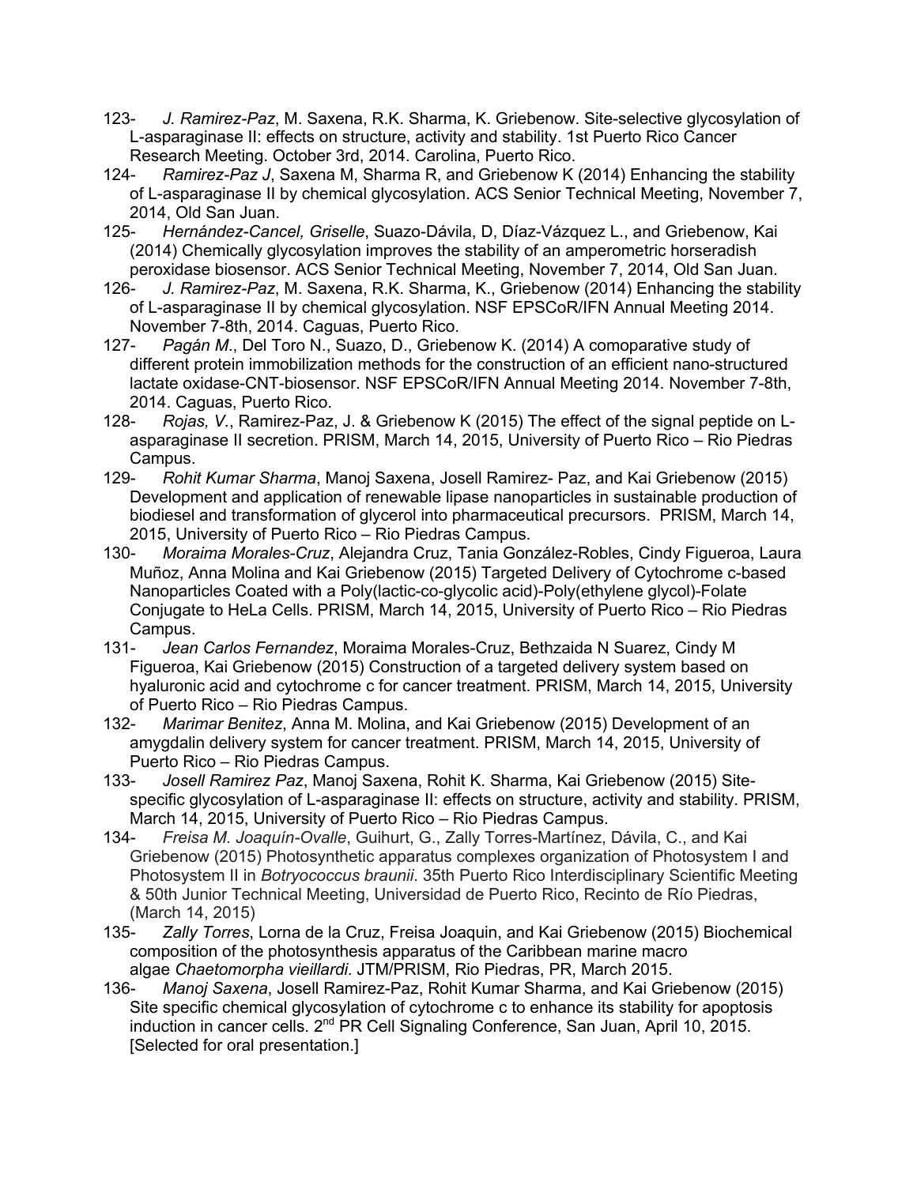123- *J. Ramirez-Paz*, M. Saxena, R.K. Sharma, K. Griebenow. Site-selective glycosylation of L-asparaginase II: effects on structure, activity and stability. 1st Puerto Rico Cancer Research Meeting. October 3rd, 2014. Carolina, Puerto Rico.

124- *Ramirez-Paz J*, Saxena M, Sharma R, and Griebenow K (2014) Enhancing the stability of L-asparaginase II by chemical glycosylation. ACS Senior Technical Meeting, November 7, 2014, Old San Juan.

125- *Hernández-Cancel, Griselle*, Suazo-Dávila, D, Díaz-Vázquez L., and Griebenow, Kai (2014) Chemically glycosylation improves the stability of an amperometric horseradish peroxidase biosensor. ACS Senior Technical Meeting, November 7, 2014, Old San Juan.

126- *J. Ramirez-Paz*, M. Saxena, R.K. Sharma, K., Griebenow (2014) Enhancing the stability of L-asparaginase II by chemical glycosylation. NSF EPSCoR/IFN Annual Meeting 2014. November 7-8th, 2014. Caguas, Puerto Rico.

127- *Pagán M*., Del Toro N., Suazo, D., Griebenow K. (2014) A comoparative study of different protein immobilization methods for the construction of an efficient nano-structured lactate oxidase-CNT-biosensor. NSF EPSCoR/IFN Annual Meeting 2014. November 7-8th, 2014. Caguas, Puerto Rico.

128- *Rojas, V*., Ramirez-Paz, J. & Griebenow K (2015) The effect of the signal peptide on L-asparaginase II secretion. PRISM, March 14, 2015, University of Puerto Rico – Rio Piedras Campus.

129- *Rohit Kumar Sharma*, Manoj Saxena, Josell Ramirez- Paz, and Kai Griebenow (2015) Development and application of renewable lipase nanoparticles in sustainable production of biodiesel and transformation of glycerol into pharmaceutical precursors. PRISM, March 14, 2015, University of Puerto Rico – Rio Piedras Campus.

130- *Moraima Morales-Cruz*, Alejandra Cruz, Tania González-Robles, Cindy Figueroa, Laura Muñoz, Anna Molina and Kai Griebenow (2015) Targeted Delivery of Cytochrome c-based Nanoparticles Coated with a Poly(lactic-co-glycolic acid)-Poly(ethylene glycol)-Folate Conjugate to HeLa Cells. PRISM, March 14, 2015, University of Puerto Rico – Rio Piedras Campus.

131- *Jean Carlos Fernandez*, Moraima Morales-Cruz, Bethzaida N Suarez, Cindy M Figueroa, Kai Griebenow (2015) Construction of a targeted delivery system based on hyaluronic acid and cytochrome c for cancer treatment. PRISM, March 14, 2015, University of Puerto Rico – Rio Piedras Campus.

132- *Marimar Benitez*, Anna M. Molina, and Kai Griebenow (2015) Development of an amygdalin delivery system for cancer treatment. PRISM, March 14, 2015, University of Puerto Rico – Rio Piedras Campus.

133- *Josell Ramirez Paz*, Manoj Saxena, Rohit K. Sharma, Kai Griebenow (2015) Site-specific glycosylation of L-asparaginase II: effects on structure, activity and stability. PRISM, March 14, 2015, University of Puerto Rico – Rio Piedras Campus.

134- *Freisa M. Joaquín-Ovalle*, Guihurt, G., Zally Torres-Martínez, Dávila, C., and Kai Griebenow (2015) Photosynthetic apparatus complexes organization of Photosystem I and Photosystem II in *Botryococcus braunii*. 35th Puerto Rico Interdisciplinary Scientific Meeting & 50th Junior Technical Meeting, Universidad de Puerto Rico, Recinto de Río Piedras, (March 14, 2015)

135- *Zally Torres*, Lorna de la Cruz, Freisa Joaquin, and Kai Griebenow (2015) Biochemical composition of the photosynthesis apparatus of the Caribbean marine macro algae *Chaetomorpha vieillardi*. JTM/PRISM, Rio Piedras, PR, March 2015.

136- *Manoj Saxena*, Josell Ramirez-Paz, Rohit Kumar Sharma, and Kai Griebenow (2015) Site specific chemical glycosylation of cytochrome c to enhance its stability for apoptosis induction in cancer cells. 2$^{nd}$ PR Cell Signaling Conference, San Juan, April 10, 2015. [Selected for oral presentation.]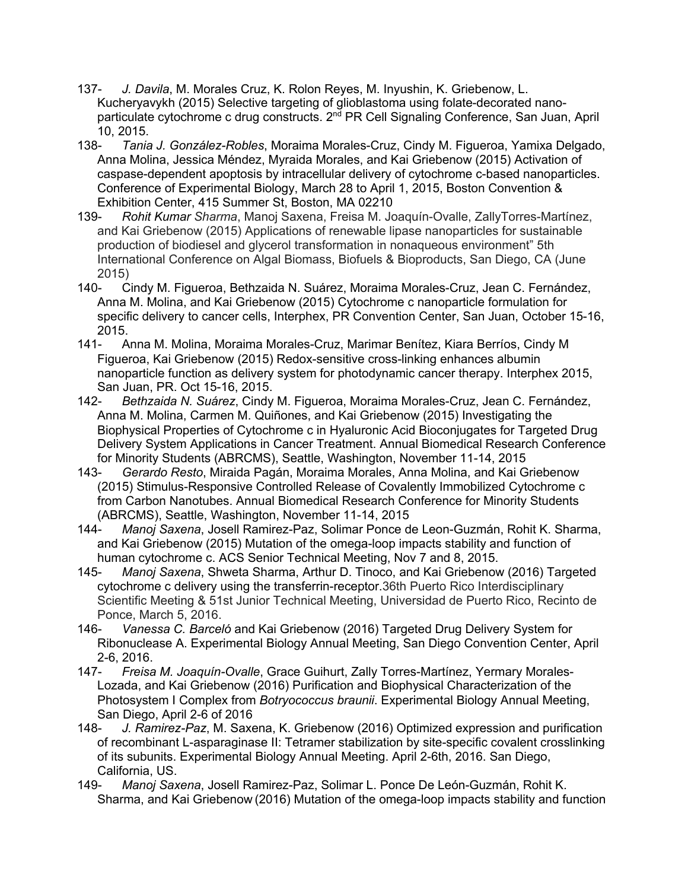137- *J. Davila*, M. Morales Cruz, K. Rolon Reyes, M. Inyushin, K. Griebenow, L. Kucheryavykh (2015) Selective targeting of glioblastoma using folate-decorated nano-particulate cytochrome c drug constructs. 2nd PR Cell Signaling Conference, San Juan, April 10, 2015.

138- *Tania J. González-Robles*, Moraima Morales-Cruz, Cindy M. Figueroa, Yamixa Delgado, Anna Molina, Jessica Méndez, Myraida Morales, and Kai Griebenow (2015) Activation of caspase-dependent apoptosis by intracellular delivery of cytochrome c-based nanoparticles. Conference of Experimental Biology, March 28 to April 1, 2015, Boston Convention & Exhibition Center, 415 Summer St, Boston, MA 02210

139- *Rohit Kumar Sharma*, Manoj Saxena, Freisa M. Joaquín-Ovalle, ZallyTorres-Martínez, and Kai Griebenow (2015) Applications of renewable lipase nanoparticles for sustainable production of biodiesel and glycerol transformation in nonaqueous environment" 5th International Conference on Algal Biomass, Biofuels & Bioproducts, San Diego, CA (June 2015)

140- Cindy M. Figueroa, Bethzaida N. Suárez, Moraima Morales-Cruz, Jean C. Fernández, Anna M. Molina, and Kai Griebenow (2015) Cytochrome c nanoparticle formulation for specific delivery to cancer cells, Interphex, PR Convention Center, San Juan, October 15-16, 2015.

141- Anna M. Molina, Moraima Morales-Cruz, Marimar Benítez, Kiara Berríos, Cindy M Figueroa, Kai Griebenow (2015) Redox-sensitive cross-linking enhances albumin nanoparticle function as delivery system for photodynamic cancer therapy. Interphex 2015, San Juan, PR. Oct 15-16, 2015.

142- *Bethzaida N. Suárez*, Cindy M. Figueroa, Moraima Morales-Cruz, Jean C. Fernández, Anna M. Molina, Carmen M. Quiñones, and Kai Griebenow (2015) Investigating the Biophysical Properties of Cytochrome c in Hyaluronic Acid Bioconjugates for Targeted Drug Delivery System Applications in Cancer Treatment. Annual Biomedical Research Conference for Minority Students (ABRCMS), Seattle, Washington, November 11-14, 2015

143- *Gerardo Resto*, Miraida Pagán, Moraima Morales, Anna Molina, and Kai Griebenow (2015) Stimulus-Responsive Controlled Release of Covalently Immobilized Cytochrome c from Carbon Nanotubes. Annual Biomedical Research Conference for Minority Students (ABRCMS), Seattle, Washington, November 11-14, 2015

144- *Manoj Saxena*, Josell Ramirez-Paz, Solimar Ponce de Leon-Guzmán, Rohit K. Sharma, and Kai Griebenow (2015) Mutation of the omega-loop impacts stability and function of human cytochrome c. ACS Senior Technical Meeting, Nov 7 and 8, 2015.

145- *Manoj Saxena*, Shweta Sharma, Arthur D. Tinoco, and Kai Griebenow (2016) Targeted cytochrome c delivery using the transferrin-receptor.36th Puerto Rico Interdisciplinary Scientific Meeting & 51st Junior Technical Meeting, Universidad de Puerto Rico, Recinto de Ponce, March 5, 2016.

146- *Vanessa C. Barceló* and Kai Griebenow (2016) Targeted Drug Delivery System for Ribonuclease A. Experimental Biology Annual Meeting, San Diego Convention Center, April 2-6, 2016.

147- *Freisa M. Joaquín-Ovalle*, Grace Guihurt, Zally Torres-Martínez, Yermary Morales-Lozada, and Kai Griebenow (2016) Purification and Biophysical Characterization of the Photosystem I Complex from *Botryococcus braunii*. Experimental Biology Annual Meeting, San Diego, April 2-6 of 2016

148- *J. Ramirez-Paz*, M. Saxena, K. Griebenow (2016) Optimized expression and purification of recombinant L-asparaginase II: Tetramer stabilization by site-specific covalent crosslinking of its subunits. Experimental Biology Annual Meeting. April 2-6th, 2016. San Diego, California, US.

149- *Manoj Saxena*, Josell Ramirez-Paz, Solimar L. Ponce De León-Guzmán, Rohit K. Sharma, and Kai Griebenow (2016) Mutation of the omega-loop impacts stability and function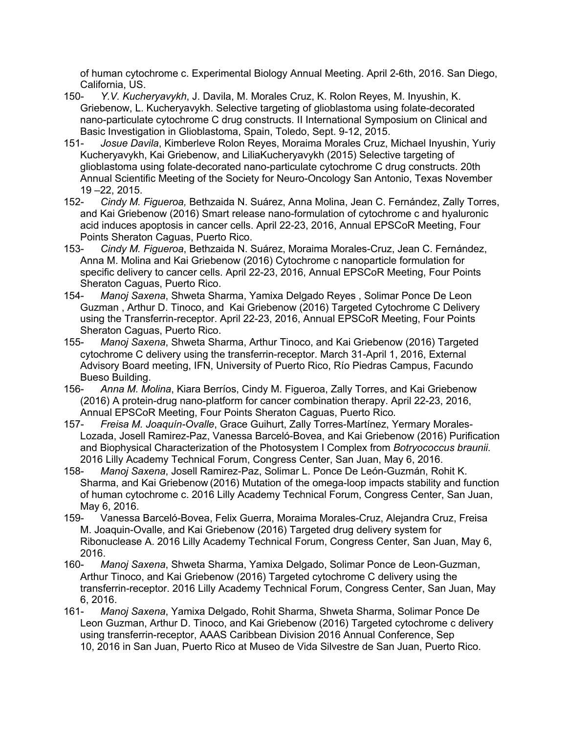of human cytochrome c. Experimental Biology Annual Meeting. April 2-6th, 2016. San Diego, California, US.

150- *Y.V. Kucheryavykh*, J. Davila, M. Morales Cruz, K. Rolon Reyes, M. Inyushin, K. Griebenow, L. Kucheryavykh. Selective targeting of glioblastoma using folate-decorated nano-particulate cytochrome C drug constructs. II International Symposium on Clinical and Basic Investigation in Glioblastoma, Spain, Toledo, Sept. 9-12, 2015.

151- *Josue Davila*, Kimberleve Rolon Reyes, Moraima Morales Cruz, Michael Inyushin, Yuriy Kucheryavykh, Kai Griebenow, and LiliaKucheryavykh (2015) Selective targeting of glioblastoma using folate-decorated nano-particulate cytochrome C drug constructs. 20th Annual Scientific Meeting of the Society for Neuro-Oncology San Antonio, Texas November 19 –22, 2015.

152- *Cindy M. Figueroa,* Bethzaida N. Suárez, Anna Molina, Jean C. Fernández, Zally Torres, and Kai Griebenow (2016) Smart release nano-formulation of cytochrome c and hyaluronic acid induces apoptosis in cancer cells. April 22-23, 2016, Annual EPSCoR Meeting, Four Points Sheraton Caguas, Puerto Rico.

153- *Cindy M. Figueroa*, Bethzaida N. Suárez, Moraima Morales-Cruz, Jean C. Fernández, Anna M. Molina and Kai Griebenow (2016) Cytochrome c nanoparticle formulation for specific delivery to cancer cells. April 22-23, 2016, Annual EPSCoR Meeting, Four Points Sheraton Caguas, Puerto Rico.

154- *Manoj Saxena*, Shweta Sharma, Yamixa Delgado Reyes , Solimar Ponce De Leon Guzman , Arthur D. Tinoco, and Kai Griebenow (2016) Targeted Cytochrome C Delivery using the Transferrin-receptor. April 22-23, 2016, Annual EPSCoR Meeting, Four Points Sheraton Caguas, Puerto Rico.

155- *Manoj Saxena*, Shweta Sharma, Arthur Tinoco, and Kai Griebenow (2016) Targeted cytochrome C delivery using the transferrin-receptor. March 31-April 1, 2016, External Advisory Board meeting, IFN, University of Puerto Rico, Río Piedras Campus, Facundo Bueso Building.

156- *Anna M. Molina*, Kiara Berríos, Cindy M. Figueroa, Zally Torres, and Kai Griebenow (2016) A protein-drug nano-platform for cancer combination therapy. April 22-23, 2016, Annual EPSCoR Meeting, Four Points Sheraton Caguas, Puerto Rico.

157- *Freisa M. Joaquín-Ovalle*, Grace Guihurt, Zally Torres-Martínez, Yermary Morales-Lozada, Josell Ramirez-Paz, Vanessa Barceló-Bovea, and Kai Griebenow (2016) Purification and Biophysical Characterization of the Photosystem I Complex from *Botryococcus braunii*. 2016 Lilly Academy Technical Forum, Congress Center, San Juan, May 6, 2016.

158- *Manoj Saxena*, Josell Ramirez-Paz, Solimar L. Ponce De León-Guzmán, Rohit K. Sharma, and Kai Griebenow (2016) Mutation of the omega-loop impacts stability and function of human cytochrome c. 2016 Lilly Academy Technical Forum, Congress Center, San Juan, May 6, 2016.

159- Vanessa Barceló-Bovea, Felix Guerra, Moraima Morales-Cruz, Alejandra Cruz, Freisa M. Joaquin-Ovalle, and Kai Griebenow (2016) Targeted drug delivery system for Ribonuclease A. 2016 Lilly Academy Technical Forum, Congress Center, San Juan, May 6, 2016.

160- *Manoj Saxena*, Shweta Sharma, Yamixa Delgado, Solimar Ponce de Leon-Guzman, Arthur Tinoco, and Kai Griebenow (2016) Targeted cytochrome C delivery using the transferrin-receptor. 2016 Lilly Academy Technical Forum, Congress Center, San Juan, May 6, 2016.

161- *Manoj Saxena*, Yamixa Delgado, Rohit Sharma, Shweta Sharma, Solimar Ponce De Leon Guzman, Arthur D. Tinoco, and Kai Griebenow (2016) Targeted cytochrome c delivery using transferrin-receptor, AAAS Caribbean Division 2016 Annual Conference, Sep 10, 2016 in San Juan, Puerto Rico at Museo de Vida Silvestre de San Juan, Puerto Rico.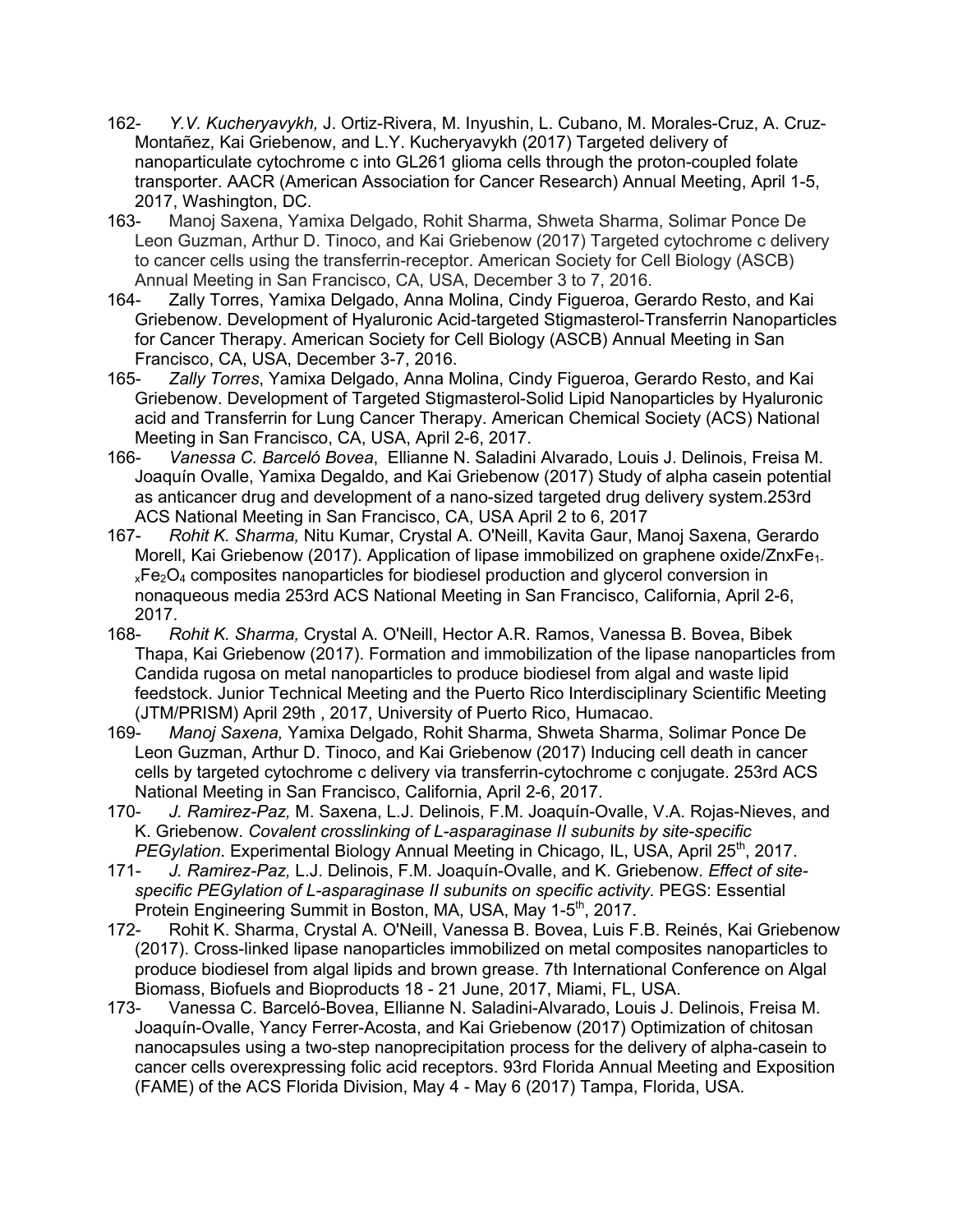162- *Y.V. Kucheryavykh,* J. Ortiz-Rivera, M. Inyushin, L. Cubano, M. Morales-Cruz, A. Cruz-Montañez, Kai Griebenow, and L.Y. Kucheryavykh (2017) Targeted delivery of nanoparticulate cytochrome c into GL261 glioma cells through the proton-coupled folate transporter. AACR (American Association for Cancer Research) Annual Meeting, April 1-5, 2017, Washington, DC.

163- Manoj Saxena, Yamixa Delgado, Rohit Sharma, Shweta Sharma, Solimar Ponce De Leon Guzman, Arthur D. Tinoco, and Kai Griebenow (2017) Targeted cytochrome c delivery to cancer cells using the transferrin-receptor. American Society for Cell Biology (ASCB) Annual Meeting in San Francisco, CA, USA, December 3 to 7, 2016.

164- Zally Torres, Yamixa Delgado, Anna Molina, Cindy Figueroa, Gerardo Resto, and Kai Griebenow. Development of Hyaluronic Acid-targeted Stigmasterol-Transferrin Nanoparticles for Cancer Therapy. American Society for Cell Biology (ASCB) Annual Meeting in San Francisco, CA, USA, December 3-7, 2016.

165- *Zally Torres*, Yamixa Delgado, Anna Molina, Cindy Figueroa, Gerardo Resto, and Kai Griebenow. Development of Targeted Stigmasterol-Solid Lipid Nanoparticles by Hyaluronic acid and Transferrin for Lung Cancer Therapy. American Chemical Society (ACS) National Meeting in San Francisco, CA, USA, April 2-6, 2017.

166- *Vanessa C. Barceló Bovea*, Ellianne N. Saladini Alvarado, Louis J. Delinois, Freisa M. Joaquín Ovalle, Yamixa Degaldo, and Kai Griebenow (2017) Study of alpha casein potential as anticancer drug and development of a nano-sized targeted drug delivery system.253rd ACS National Meeting in San Francisco, CA, USA April 2 to 6, 2017

167- *Rohit K. Sharma,* Nitu Kumar, Crystal A. O'Neill, Kavita Gaur, Manoj Saxena, Gerardo Morell, Kai Griebenow (2017). Application of lipase immobilized on graphene oxide/$ZnxFe_{1-x}Fe_2O_4$ composites nanoparticles for biodiesel production and glycerol conversion in nonaqueous media 253rd ACS National Meeting in San Francisco, California, April 2-6, 2017.

168- *Rohit K. Sharma,* Crystal A. O'Neill, Hector A.R. Ramos, Vanessa B. Bovea, Bibek Thapa, Kai Griebenow (2017). Formation and immobilization of the lipase nanoparticles from Candida rugosa on metal nanoparticles to produce biodiesel from algal and waste lipid feedstock. Junior Technical Meeting and the Puerto Rico Interdisciplinary Scientific Meeting (JTM/PRISM) April 29th , 2017, University of Puerto Rico, Humacao.

169- *Manoj Saxena,* Yamixa Delgado, Rohit Sharma, Shweta Sharma, Solimar Ponce De Leon Guzman, Arthur D. Tinoco, and Kai Griebenow (2017) Inducing cell death in cancer cells by targeted cytochrome c delivery via transferrin-cytochrome c conjugate. 253rd ACS National Meeting in San Francisco, California, April 2-6, 2017.

170- *J. Ramirez-Paz,* M. Saxena, L.J. Delinois, F.M. Joaquín-Ovalle, V.A. Rojas-Nieves, and K. Griebenow. *Covalent crosslinking of L-asparaginase II subunits by site-specific PEGylation*. Experimental Biology Annual Meeting in Chicago, IL, USA, April 25th, 2017.

171- *J. Ramirez-Paz,* L.J. Delinois, F.M. Joaquín-Ovalle, and K. Griebenow. *Effect of site-specific PEGylation of L-asparaginase II subunits on specific activity*. PEGS: Essential Protein Engineering Summit in Boston, MA, USA, May 1-5th, 2017.

172- Rohit K. Sharma, Crystal A. O'Neill, Vanessa B. Bovea, Luis F.B. Reinés, Kai Griebenow (2017). Cross-linked lipase nanoparticles immobilized on metal composites nanoparticles to produce biodiesel from algal lipids and brown grease. 7th International Conference on Algal Biomass, Biofuels and Bioproducts 18 - 21 June, 2017, Miami, FL, USA.

173- Vanessa C. Barceló-Bovea, Ellianne N. Saladini-Alvarado, Louis J. Delinois, Freisa M. Joaquín-Ovalle, Yancy Ferrer-Acosta, and Kai Griebenow (2017) Optimization of chitosan nanocapsules using a two-step nanoprecipitation process for the delivery of alpha-casein to cancer cells overexpressing folic acid receptors. 93rd Florida Annual Meeting and Exposition (FAME) of the ACS Florida Division, May 4 - May 6 (2017) Tampa, Florida, USA.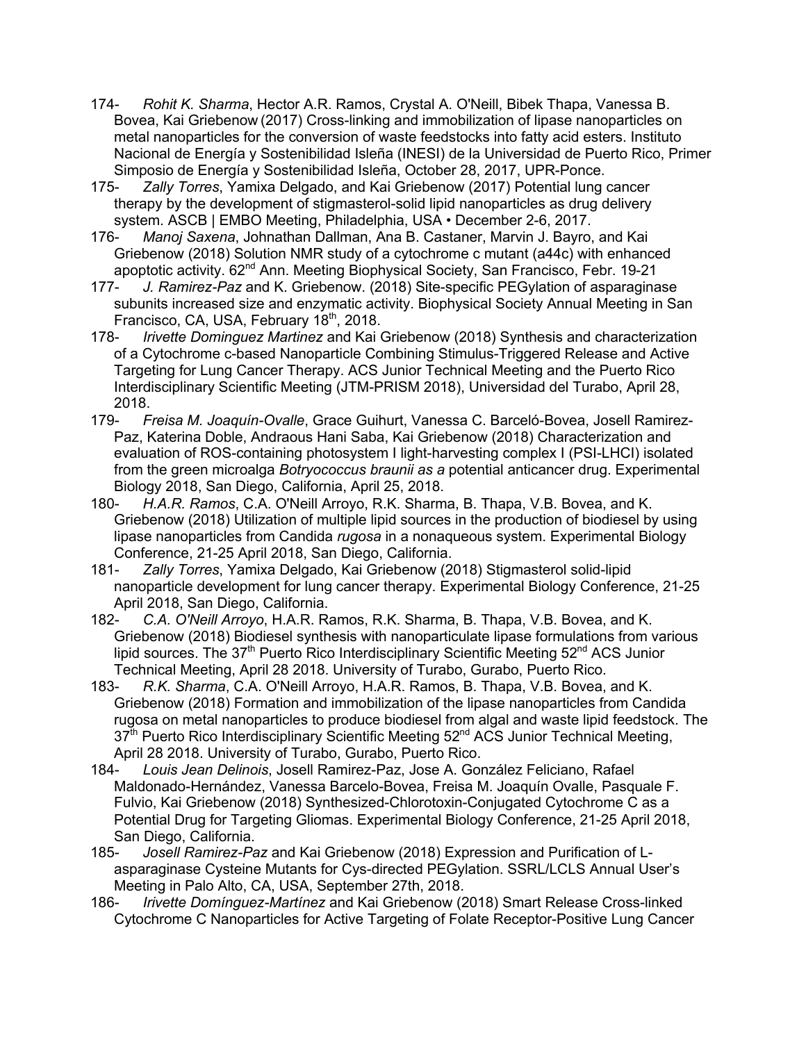174- *Rohit K. Sharma*, Hector A.R. Ramos, Crystal A. O'Neill, Bibek Thapa, Vanessa B. Bovea, Kai Griebenow (2017) Cross-linking and immobilization of lipase nanoparticles on metal nanoparticles for the conversion of waste feedstocks into fatty acid esters. Instituto Nacional de Energía y Sostenibilidad Isleña (INESI) de la Universidad de Puerto Rico, Primer Simposio de Energía y Sostenibilidad Isleña, October 28, 2017, UPR-Ponce.

175- *Zally Torres*, Yamixa Delgado, and Kai Griebenow (2017) Potential lung cancer therapy by the development of stigmasterol-solid lipid nanoparticles as drug delivery system. ASCB | EMBO Meeting, Philadelphia, USA • December 2-6, 2017.

176- *Manoj Saxena*, Johnathan Dallman, Ana B. Castaner, Marvin J. Bayro, and Kai Griebenow (2018) Solution NMR study of a cytochrome c mutant (a44c) with enhanced apoptotic activity. 62nd Ann. Meeting Biophysical Society, San Francisco, Febr. 19-21

177- *J. Ramirez-Paz* and K. Griebenow. (2018) Site-specific PEGylation of asparaginase subunits increased size and enzymatic activity. Biophysical Society Annual Meeting in San Francisco, CA, USA, February 18th, 2018.

178- *Irivette Dominguez Martinez* and Kai Griebenow (2018) Synthesis and characterization of a Cytochrome c-based Nanoparticle Combining Stimulus-Triggered Release and Active Targeting for Lung Cancer Therapy. ACS Junior Technical Meeting and the Puerto Rico Interdisciplinary Scientific Meeting (JTM-PRISM 2018), Universidad del Turabo, April 28, 2018.

179- *Freisa M. Joaquín-Ovalle*, Grace Guihurt, Vanessa C. Barceló-Bovea, Josell Ramirez-Paz, Katerina Doble, Andraous Hani Saba, Kai Griebenow (2018) Characterization and evaluation of ROS-containing photosystem I light-harvesting complex I (PSI-LHCI) isolated from the green microalga *Botryococcus braunii as a* potential anticancer drug. Experimental Biology 2018, San Diego, California, April 25, 2018.

180- *H.A.R. Ramos*, C.A. O'Neill Arroyo, R.K. Sharma, B. Thapa, V.B. Bovea, and K. Griebenow (2018) Utilization of multiple lipid sources in the production of biodiesel by using lipase nanoparticles from Candida *rugosa* in a nonaqueous system. Experimental Biology Conference, 21-25 April 2018, San Diego, California.

181- *Zally Torres*, Yamixa Delgado, Kai Griebenow (2018) Stigmasterol solid-lipid nanoparticle development for lung cancer therapy. Experimental Biology Conference, 21-25 April 2018, San Diego, California.

182- *C.A. O'Neill Arroyo*, H.A.R. Ramos, R.K. Sharma, B. Thapa, V.B. Bovea, and K. Griebenow (2018) Biodiesel synthesis with nanoparticulate lipase formulations from various lipid sources. The 37th Puerto Rico Interdisciplinary Scientific Meeting 52nd ACS Junior Technical Meeting, April 28 2018. University of Turabo, Gurabo, Puerto Rico.

183- *R.K. Sharma*, C.A. O'Neill Arroyo, H.A.R. Ramos, B. Thapa, V.B. Bovea, and K. Griebenow (2018) Formation and immobilization of the lipase nanoparticles from Candida rugosa on metal nanoparticles to produce biodiesel from algal and waste lipid feedstock. The 37th Puerto Rico Interdisciplinary Scientific Meeting 52nd ACS Junior Technical Meeting, April 28 2018. University of Turabo, Gurabo, Puerto Rico.

184- *Louis Jean Delinois*, Josell Ramirez-Paz, Jose A. González Feliciano, Rafael Maldonado-Hernández, Vanessa Barcelo-Bovea, Freisa M. Joaquín Ovalle, Pasquale F. Fulvio, Kai Griebenow (2018) Synthesized-Chlorotoxin-Conjugated Cytochrome C as a Potential Drug for Targeting Gliomas. Experimental Biology Conference, 21-25 April 2018, San Diego, California.

185- *Josell Ramirez-Paz* and Kai Griebenow (2018) Expression and Purification of L-asparaginase Cysteine Mutants for Cys-directed PEGylation. SSRL/LCLS Annual User's Meeting in Palo Alto, CA, USA, September 27th, 2018.

186- *Irivette Domínguez-Martínez* and Kai Griebenow (2018) Smart Release Cross-linked Cytochrome C Nanoparticles for Active Targeting of Folate Receptor-Positive Lung Cancer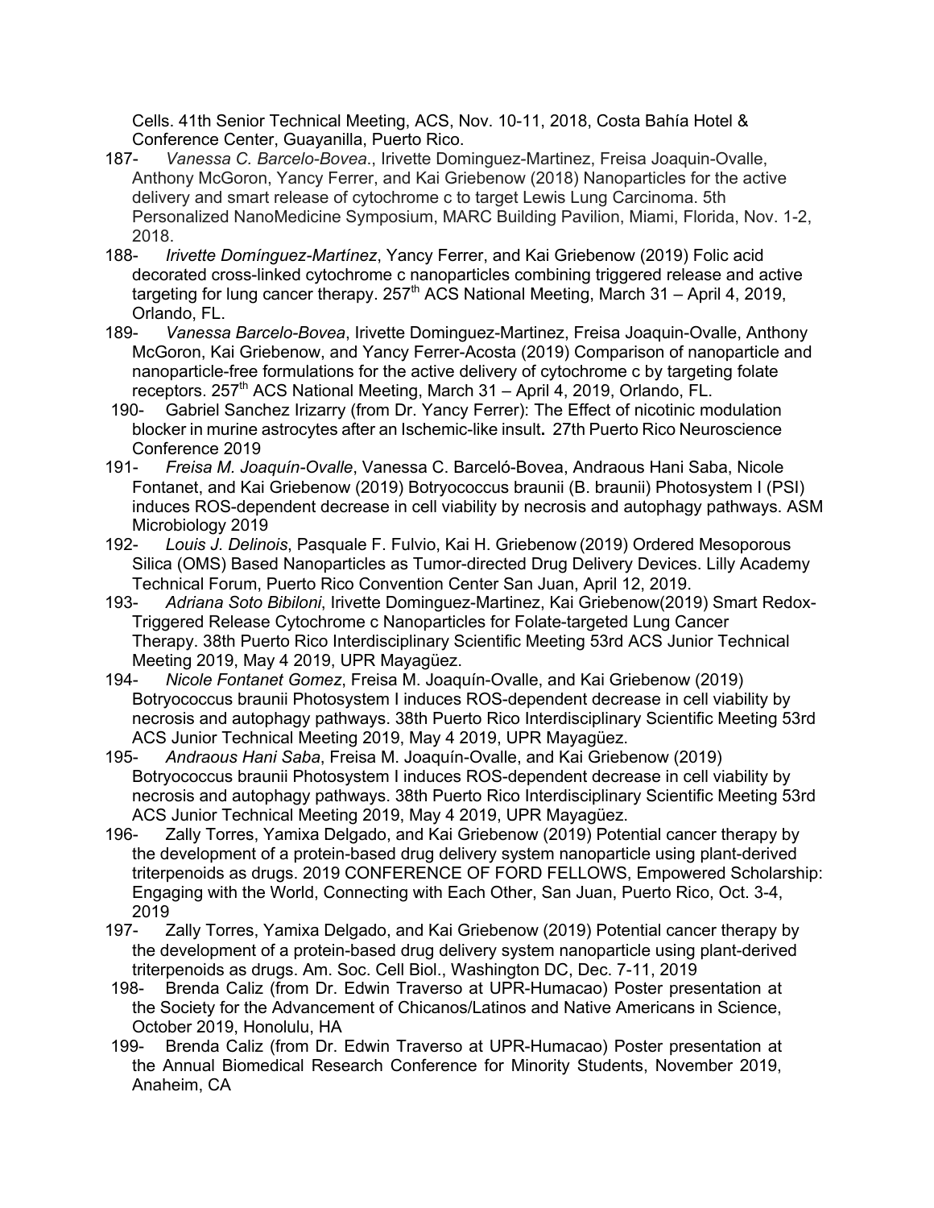Cells. 41th Senior Technical Meeting, ACS, Nov. 10-11, 2018, Costa Bahía Hotel & Conference Center, Guayanilla, Puerto Rico.

187- *Vanessa C. Barcelo-Bovea*., Irivette Dominguez-Martinez, Freisa Joaquin-Ovalle, Anthony McGoron, Yancy Ferrer, and Kai Griebenow (2018) Nanoparticles for the active delivery and smart release of cytochrome c to target Lewis Lung Carcinoma. 5th Personalized NanoMedicine Symposium, MARC Building Pavilion, Miami, Florida, Nov. 1-2, 2018.

188- *Irivette Domínguez-Martínez*, Yancy Ferrer, and Kai Griebenow (2019) Folic acid decorated cross-linked cytochrome c nanoparticles combining triggered release and active targeting for lung cancer therapy. 257th ACS National Meeting, March 31 – April 4, 2019, Orlando, FL.

189- *Vanessa Barcelo-Bovea*, Irivette Dominguez-Martinez, Freisa Joaquin-Ovalle, Anthony McGoron, Kai Griebenow, and Yancy Ferrer-Acosta (2019) Comparison of nanoparticle and nanoparticle-free formulations for the active delivery of cytochrome c by targeting folate receptors. 257th ACS National Meeting, March 31 – April 4, 2019, Orlando, FL.

190- Gabriel Sanchez Irizarry (from Dr. Yancy Ferrer): The Effect of nicotinic modulation blocker in murine astrocytes after an Ischemic-like insult**.** 27th Puerto Rico Neuroscience Conference 2019

191- *Freisa M. Joaquín-Ovalle*, Vanessa C. Barceló-Bovea, Andraous Hani Saba, Nicole Fontanet, and Kai Griebenow (2019) Botryococcus braunii (B. braunii) Photosystem I (PSI) induces ROS-dependent decrease in cell viability by necrosis and autophagy pathways. ASM Microbiology 2019

192- *Louis J. Delinois*, Pasquale F. Fulvio, Kai H. Griebenow (2019) Ordered Mesoporous Silica (OMS) Based Nanoparticles as Tumor-directed Drug Delivery Devices. Lilly Academy Technical Forum, Puerto Rico Convention Center San Juan, April 12, 2019.

193- *Adriana Soto Bibiloni*, Irivette Dominguez-Martinez, Kai Griebenow(2019) Smart Redox-Triggered Release Cytochrome c Nanoparticles for Folate-targeted Lung Cancer Therapy. 38th Puerto Rico Interdisciplinary Scientific Meeting 53rd ACS Junior Technical Meeting 2019, May 4 2019, UPR Mayagüez.

194- *Nicole Fontanet Gomez*, Freisa M. Joaquín-Ovalle, and Kai Griebenow (2019) Botryococcus braunii Photosystem I induces ROS-dependent decrease in cell viability by necrosis and autophagy pathways. 38th Puerto Rico Interdisciplinary Scientific Meeting 53rd ACS Junior Technical Meeting 2019, May 4 2019, UPR Mayagüez.

195- *Andraous Hani Saba*, Freisa M. Joaquín-Ovalle, and Kai Griebenow (2019) Botryococcus braunii Photosystem I induces ROS-dependent decrease in cell viability by necrosis and autophagy pathways. 38th Puerto Rico Interdisciplinary Scientific Meeting 53rd ACS Junior Technical Meeting 2019, May 4 2019, UPR Mayagüez.

196- Zally Torres, Yamixa Delgado, and Kai Griebenow (2019) Potential cancer therapy by the development of a protein-based drug delivery system nanoparticle using plant-derived triterpenoids as drugs. 2019 CONFERENCE OF FORD FELLOWS, Empowered Scholarship: Engaging with the World, Connecting with Each Other, San Juan, Puerto Rico, Oct. 3-4, 2019

197- Zally Torres, Yamixa Delgado, and Kai Griebenow (2019) Potential cancer therapy by the development of a protein-based drug delivery system nanoparticle using plant-derived triterpenoids as drugs. Am. Soc. Cell Biol., Washington DC, Dec. 7-11, 2019

198- Brenda Caliz (from Dr. Edwin Traverso at UPR-Humacao) Poster presentation at the Society for the Advancement of Chicanos/Latinos and Native Americans in Science, October 2019, Honolulu, HA

199- Brenda Caliz (from Dr. Edwin Traverso at UPR-Humacao) Poster presentation at the Annual Biomedical Research Conference for Minority Students, November 2019, Anaheim, CA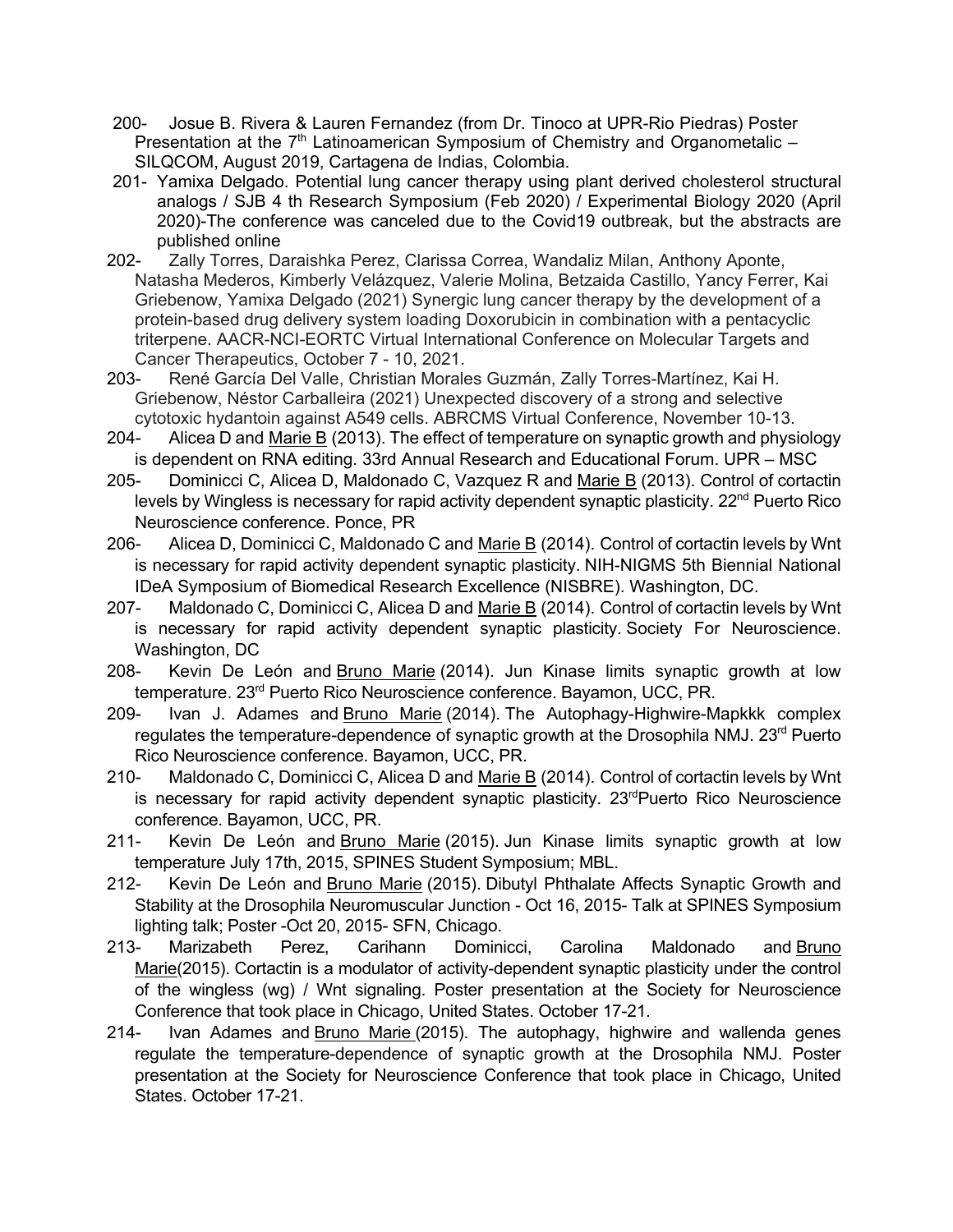200- Josue B. Rivera & Lauren Fernandez (from Dr. Tinoco at UPR-Rio Piedras) Poster Presentation at the 7th Latinoamerican Symposium of Chemistry and Organometalic – SILQCOM, August 2019, Cartagena de Indias, Colombia.

201- Yamixa Delgado. Potential lung cancer therapy using plant derived cholesterol structural analogs / SJB 4 th Research Symposium (Feb 2020) / Experimental Biology 2020 (April 2020)-The conference was canceled due to the Covid19 outbreak, but the abstracts are published online

202- Zally Torres, Daraishka Perez, Clarissa Correa, Wandaliz Milan, Anthony Aponte, Natasha Mederos, Kimberly Velázquez, Valerie Molina, Betzaida Castillo, Yancy Ferrer, Kai Griebenow, Yamixa Delgado (2021) Synergic lung cancer therapy by the development of a protein-based drug delivery system loading Doxorubicin in combination with a pentacyclic triterpene. AACR-NCI-EORTC Virtual International Conference on Molecular Targets and Cancer Therapeutics, October 7 - 10, 2021.

203- René García Del Valle, Christian Morales Guzmán, Zally Torres-Martínez, Kai H. Griebenow, Néstor Carballeira (2021) Unexpected discovery of a strong and selective cytotoxic hydantoin against A549 cells. ABRCMS Virtual Conference, November 10-13.

204- Alicea D and Marie B (2013). The effect of temperature on synaptic growth and physiology is dependent on RNA editing. 33rd Annual Research and Educational Forum. UPR – MSC

205- Dominicci C, Alicea D, Maldonado C, Vazquez R and Marie B (2013). Control of cortactin levels by Wingless is necessary for rapid activity dependent synaptic plasticity. 22nd Puerto Rico Neuroscience conference. Ponce, PR

206- Alicea D, Dominicci C, Maldonado C and Marie B (2014). Control of cortactin levels by Wnt is necessary for rapid activity dependent synaptic plasticity. NIH-NIGMS 5th Biennial National IDeA Symposium of Biomedical Research Excellence (NISBRE). Washington, DC.

207- Maldonado C, Dominicci C, Alicea D and Marie B (2014). Control of cortactin levels by Wnt is necessary for rapid activity dependent synaptic plasticity. Society For Neuroscience. Washington, DC

208- Kevin De León and Bruno Marie (2014). Jun Kinase limits synaptic growth at low temperature. 23rd Puerto Rico Neuroscience conference. Bayamon, UCC, PR.

209- Ivan J. Adames and Bruno Marie (2014). The Autophagy-Highwire-Mapkkk complex regulates the temperature-dependence of synaptic growth at the Drosophila NMJ. 23rd Puerto Rico Neuroscience conference. Bayamon, UCC, PR.

210- Maldonado C, Dominicci C, Alicea D and Marie B (2014). Control of cortactin levels by Wnt is necessary for rapid activity dependent synaptic plasticity. 23rdPuerto Rico Neuroscience conference. Bayamon, UCC, PR.

211- Kevin De León and Bruno Marie (2015). Jun Kinase limits synaptic growth at low temperature July 17th, 2015, SPINES Student Symposium; MBL.

212- Kevin De León and Bruno Marie (2015). Dibutyl Phthalate Affects Synaptic Growth and Stability at the Drosophila Neuromuscular Junction - Oct 16, 2015- Talk at SPINES Symposium lighting talk; Poster -Oct 20, 2015- SFN, Chicago.

213- Marizabeth Perez, Carihann Dominicci, Carolina Maldonado and Bruno Marie(2015). Cortactin is a modulator of activity-dependent synaptic plasticity under the control of the wingless (wg) / Wnt signaling. Poster presentation at the Society for Neuroscience Conference that took place in Chicago, United States. October 17-21.

214- Ivan Adames and Bruno Marie (2015). The autophagy, highwire and wallenda genes regulate the temperature-dependence of synaptic growth at the Drosophila NMJ. Poster presentation at the Society for Neuroscience Conference that took place in Chicago, United States. October 17-21.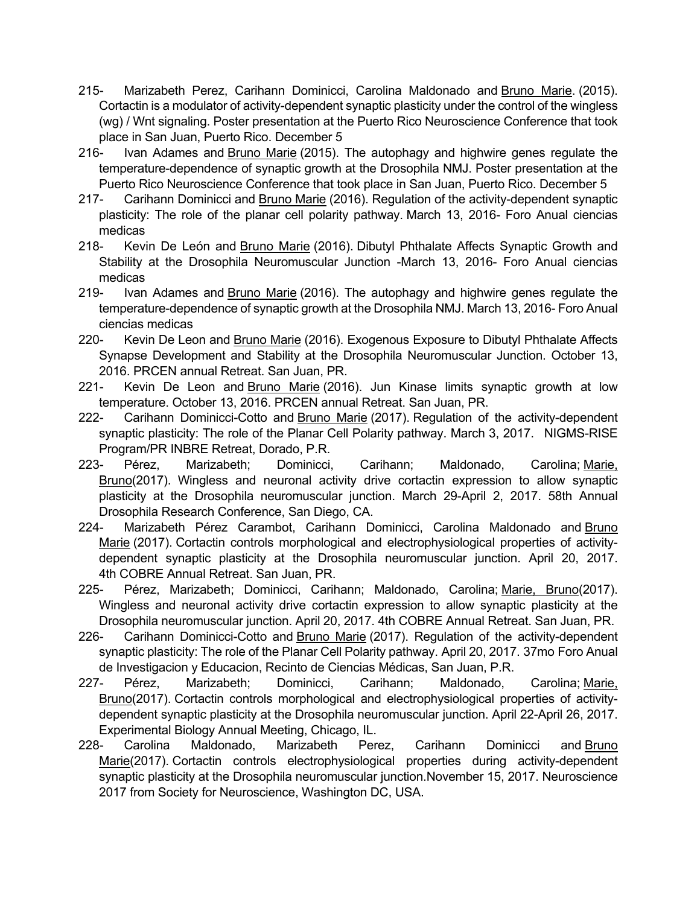215- Marizabeth Perez, Carihann Dominicci, Carolina Maldonado and Bruno Marie. (2015). Cortactin is a modulator of activity-dependent synaptic plasticity under the control of the wingless (wg) / Wnt signaling. Poster presentation at the Puerto Rico Neuroscience Conference that took place in San Juan, Puerto Rico. December 5

216- Ivan Adames and Bruno Marie (2015). The autophagy and highwire genes regulate the temperature-dependence of synaptic growth at the Drosophila NMJ. Poster presentation at the Puerto Rico Neuroscience Conference that took place in San Juan, Puerto Rico. December 5

217- Carihann Dominicci and Bruno Marie (2016). Regulation of the activity-dependent synaptic plasticity: The role of the planar cell polarity pathway. March 13, 2016- Foro Anual ciencias medicas

218- Kevin De León and Bruno Marie (2016). Dibutyl Phthalate Affects Synaptic Growth and Stability at the Drosophila Neuromuscular Junction -March 13, 2016- Foro Anual ciencias medicas

219- Ivan Adames and Bruno Marie (2016). The autophagy and highwire genes regulate the temperature-dependence of synaptic growth at the Drosophila NMJ. March 13, 2016- Foro Anual ciencias medicas

220- Kevin De Leon and Bruno Marie (2016). Exogenous Exposure to Dibutyl Phthalate Affects Synapse Development and Stability at the Drosophila Neuromuscular Junction. October 13, 2016. PRCEN annual Retreat. San Juan, PR.

221- Kevin De Leon and Bruno Marie (2016). Jun Kinase limits synaptic growth at low temperature. October 13, 2016. PRCEN annual Retreat. San Juan, PR.

222- Carihann Dominicci-Cotto and Bruno Marie (2017). Regulation of the activity-dependent synaptic plasticity: The role of the Planar Cell Polarity pathway. March 3, 2017. NIGMS-RISE Program/PR INBRE Retreat, Dorado, P.R.

223- Pérez, Marizabeth; Dominicci, Carihann; Maldonado, Carolina; Marie, Bruno(2017). Wingless and neuronal activity drive cortactin expression to allow synaptic plasticity at the Drosophila neuromuscular junction. March 29-April 2, 2017. 58th Annual Drosophila Research Conference, San Diego, CA.

224- Marizabeth Pérez Carambot, Carihann Dominicci, Carolina Maldonado and Bruno Marie (2017). Cortactin controls morphological and electrophysiological properties of activity-dependent synaptic plasticity at the Drosophila neuromuscular junction. April 20, 2017. 4th COBRE Annual Retreat. San Juan, PR.

225- Pérez, Marizabeth; Dominicci, Carihann; Maldonado, Carolina; Marie, Bruno(2017). Wingless and neuronal activity drive cortactin expression to allow synaptic plasticity at the Drosophila neuromuscular junction. April 20, 2017. 4th COBRE Annual Retreat. San Juan, PR.

226- Carihann Dominicci-Cotto and Bruno Marie (2017). Regulation of the activity-dependent synaptic plasticity: The role of the Planar Cell Polarity pathway. April 20, 2017. 37mo Foro Anual de Investigacion y Educacion, Recinto de Ciencias Médicas, San Juan, P.R.

227- Pérez, Marizabeth; Dominicci, Carihann; Maldonado, Carolina; Marie, Bruno(2017). Cortactin controls morphological and electrophysiological properties of activity-dependent synaptic plasticity at the Drosophila neuromuscular junction. April 22-April 26, 2017. Experimental Biology Annual Meeting, Chicago, IL.

228- Carolina Maldonado, Marizabeth Perez, Carihann Dominicci and Bruno Marie(2017). Cortactin controls electrophysiological properties during activity-dependent synaptic plasticity at the Drosophila neuromuscular junction.November 15, 2017. Neuroscience 2017 from Society for Neuroscience, Washington DC, USA.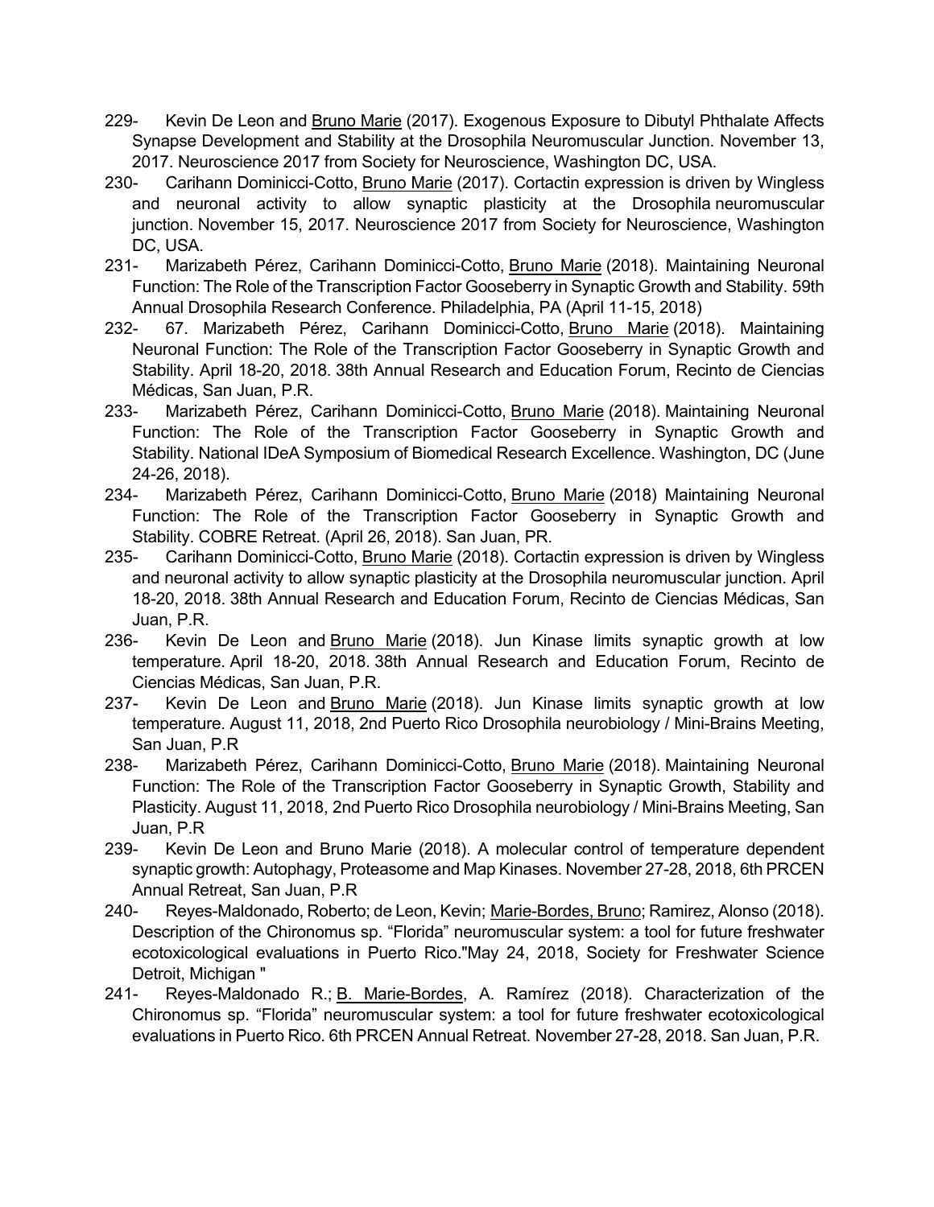229- Kevin De Leon and <u>Bruno Marie</u> (2017). Exogenous Exposure to Dibutyl Phthalate Affects Synapse Development and Stability at the Drosophila Neuromuscular Junction. November 13, 2017. Neuroscience 2017 from Society for Neuroscience, Washington DC, USA.

230- Carihann Dominicci-Cotto, <u>Bruno Marie</u> (2017). Cortactin expression is driven by Wingless and neuronal activity to allow synaptic plasticity at the Drosophila neuromuscular junction. November 15, 2017. Neuroscience 2017 from Society for Neuroscience, Washington DC, USA.

231- Marizabeth Pérez, Carihann Dominicci-Cotto, <u>Bruno Marie</u> (2018). Maintaining Neuronal Function: The Role of the Transcription Factor Gooseberry in Synaptic Growth and Stability. 59th Annual Drosophila Research Conference. Philadelphia, PA (April 11-15, 2018)

232- 67. Marizabeth Pérez, Carihann Dominicci-Cotto, <u>Bruno Marie</u> (2018). Maintaining Neuronal Function: The Role of the Transcription Factor Gooseberry in Synaptic Growth and Stability. April 18-20, 2018. 38th Annual Research and Education Forum, Recinto de Ciencias Médicas, San Juan, P.R.

233- Marizabeth Pérez, Carihann Dominicci-Cotto, <u>Bruno Marie</u> (2018). Maintaining Neuronal Function: The Role of the Transcription Factor Gooseberry in Synaptic Growth and Stability. National IDeA Symposium of Biomedical Research Excellence. Washington, DC (June 24-26, 2018).

234- Marizabeth Pérez, Carihann Dominicci-Cotto, <u>Bruno Marie</u> (2018) Maintaining Neuronal Function: The Role of the Transcription Factor Gooseberry in Synaptic Growth and Stability. COBRE Retreat. (April 26, 2018). San Juan, PR.

235- Carihann Dominicci-Cotto, <u>Bruno Marie</u> (2018). Cortactin expression is driven by Wingless and neuronal activity to allow synaptic plasticity at the Drosophila neuromuscular junction. April 18-20, 2018. 38th Annual Research and Education Forum, Recinto de Ciencias Médicas, San Juan, P.R.

236- Kevin De Leon and <u>Bruno Marie</u> (2018). Jun Kinase limits synaptic growth at low temperature. April 18-20, 2018. 38th Annual Research and Education Forum, Recinto de Ciencias Médicas, San Juan, P.R.

237- Kevin De Leon and <u>Bruno Marie</u> (2018). Jun Kinase limits synaptic growth at low temperature. August 11, 2018, 2nd Puerto Rico Drosophila neurobiology / Mini-Brains Meeting, San Juan, P.R

238- Marizabeth Pérez, Carihann Dominicci-Cotto, <u>Bruno Marie</u> (2018). Maintaining Neuronal Function: The Role of the Transcription Factor Gooseberry in Synaptic Growth, Stability and Plasticity. August 11, 2018, 2nd Puerto Rico Drosophila neurobiology / Mini-Brains Meeting, San Juan, P.R

239- Kevin De Leon and Bruno Marie (2018). A molecular control of temperature dependent synaptic growth: Autophagy, Proteasome and Map Kinases. November 27-28, 2018, 6th PRCEN Annual Retreat, San Juan, P.R

240- Reyes-Maldonado, Roberto; de Leon, Kevin; <u>Marie-Bordes, Bruno</u>; Ramirez, Alonso (2018). Description of the Chironomus sp. "Florida" neuromuscular system: a tool for future freshwater ecotoxicological evaluations in Puerto Rico."May 24, 2018, Society for Freshwater Science Detroit, Michigan "

241- Reyes-Maldonado R.; <u>B. Marie-Bordes</u>, A. Ramírez (2018). Characterization of the Chironomus sp. "Florida" neuromuscular system: a tool for future freshwater ecotoxicological evaluations in Puerto Rico. 6th PRCEN Annual Retreat. November 27-28, 2018. San Juan, P.R.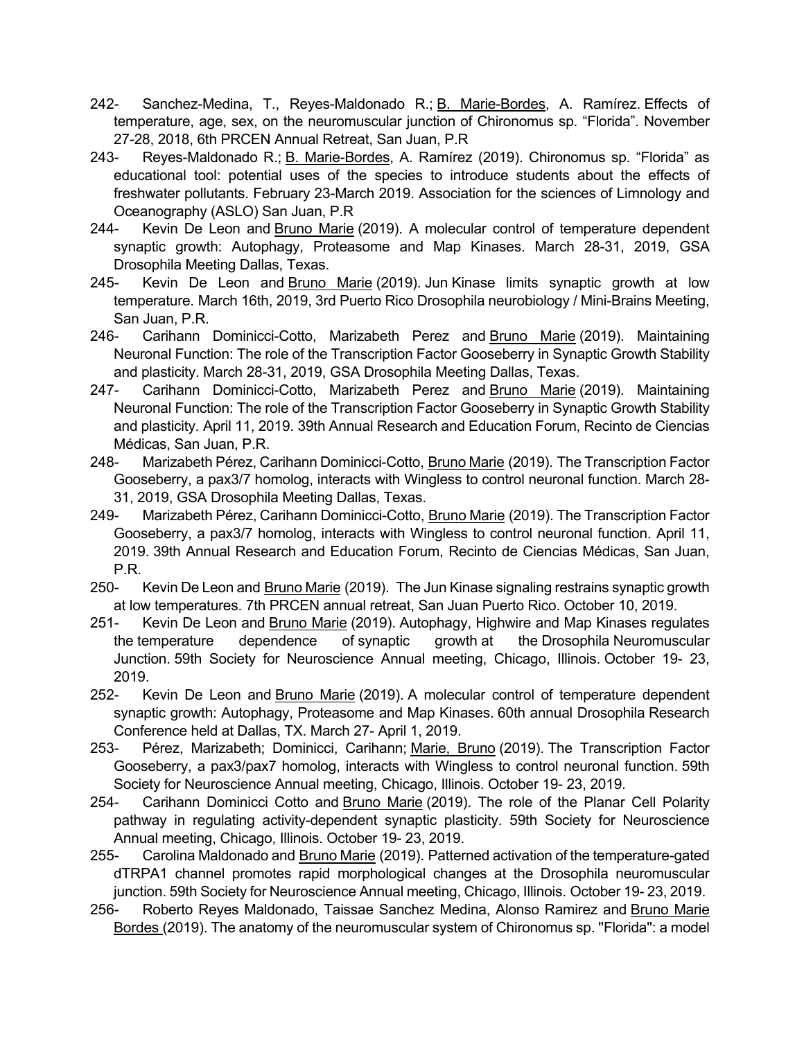242- Sanchez-Medina, T., Reyes-Maldonado R.; B. Marie-Bordes, A. Ramírez. Effects of temperature, age, sex, on the neuromuscular junction of Chironomus sp. "Florida". November 27-28, 2018, 6th PRCEN Annual Retreat, San Juan, P.R

243- Reyes-Maldonado R.; B. Marie-Bordes, A. Ramírez (2019). Chironomus sp. "Florida" as educational tool: potential uses of the species to introduce students about the effects of freshwater pollutants. February 23-March 2019. Association for the sciences of Limnology and Oceanography (ASLO) San Juan, P.R

244- Kevin De Leon and Bruno Marie (2019). A molecular control of temperature dependent synaptic growth: Autophagy, Proteasome and Map Kinases. March 28-31, 2019, GSA Drosophila Meeting Dallas, Texas.

245- Kevin De Leon and Bruno Marie (2019). Jun Kinase limits synaptic growth at low temperature. March 16th, 2019, 3rd Puerto Rico Drosophila neurobiology / Mini-Brains Meeting, San Juan, P.R.

246- Carihann Dominicci-Cotto, Marizabeth Perez and Bruno Marie (2019). Maintaining Neuronal Function: The role of the Transcription Factor Gooseberry in Synaptic Growth Stability and plasticity. March 28-31, 2019, GSA Drosophila Meeting Dallas, Texas.

247- Carihann Dominicci-Cotto, Marizabeth Perez and Bruno Marie (2019). Maintaining Neuronal Function: The role of the Transcription Factor Gooseberry in Synaptic Growth Stability and plasticity. April 11, 2019. 39th Annual Research and Education Forum, Recinto de Ciencias Médicas, San Juan, P.R.

248- Marizabeth Pérez, Carihann Dominicci-Cotto, Bruno Marie (2019). The Transcription Factor Gooseberry, a pax3/7 homolog, interacts with Wingless to control neuronal function. March 28-31, 2019, GSA Drosophila Meeting Dallas, Texas.

249- Marizabeth Pérez, Carihann Dominicci-Cotto, Bruno Marie (2019). The Transcription Factor Gooseberry, a pax3/7 homolog, interacts with Wingless to control neuronal function. April 11, 2019. 39th Annual Research and Education Forum, Recinto de Ciencias Médicas, San Juan, P.R.

250- Kevin De Leon and Bruno Marie (2019). The Jun Kinase signaling restrains synaptic growth at low temperatures. 7th PRCEN annual retreat, San Juan Puerto Rico. October 10, 2019.

251- Kevin De Leon and Bruno Marie (2019). Autophagy, Highwire and Map Kinases regulates the temperature dependence of synaptic growth at the Drosophila Neuromuscular Junction. 59th Society for Neuroscience Annual meeting, Chicago, Illinois. October 19- 23, 2019.

252- Kevin De Leon and Bruno Marie (2019). A molecular control of temperature dependent synaptic growth: Autophagy, Proteasome and Map Kinases. 60th annual Drosophila Research Conference held at Dallas, TX. March 27- April 1, 2019.

253- Pérez, Marizabeth; Dominicci, Carihann; Marie, Bruno (2019). The Transcription Factor Gooseberry, a pax3/pax7 homolog, interacts with Wingless to control neuronal function. 59th Society for Neuroscience Annual meeting, Chicago, Illinois. October 19- 23, 2019.

254- Carihann Dominicci Cotto and Bruno Marie (2019). The role of the Planar Cell Polarity pathway in regulating activity-dependent synaptic plasticity. 59th Society for Neuroscience Annual meeting, Chicago, Illinois. October 19- 23, 2019.

255- Carolina Maldonado and Bruno Marie (2019). Patterned activation of the temperature-gated dTRPA1 channel promotes rapid morphological changes at the Drosophila neuromuscular junction. 59th Society for Neuroscience Annual meeting, Chicago, Illinois. October 19- 23, 2019.

256- Roberto Reyes Maldonado, Taissae Sanchez Medina, Alonso Ramirez and Bruno Marie Bordes (2019). The anatomy of the neuromuscular system of Chironomus sp. "Florida": a model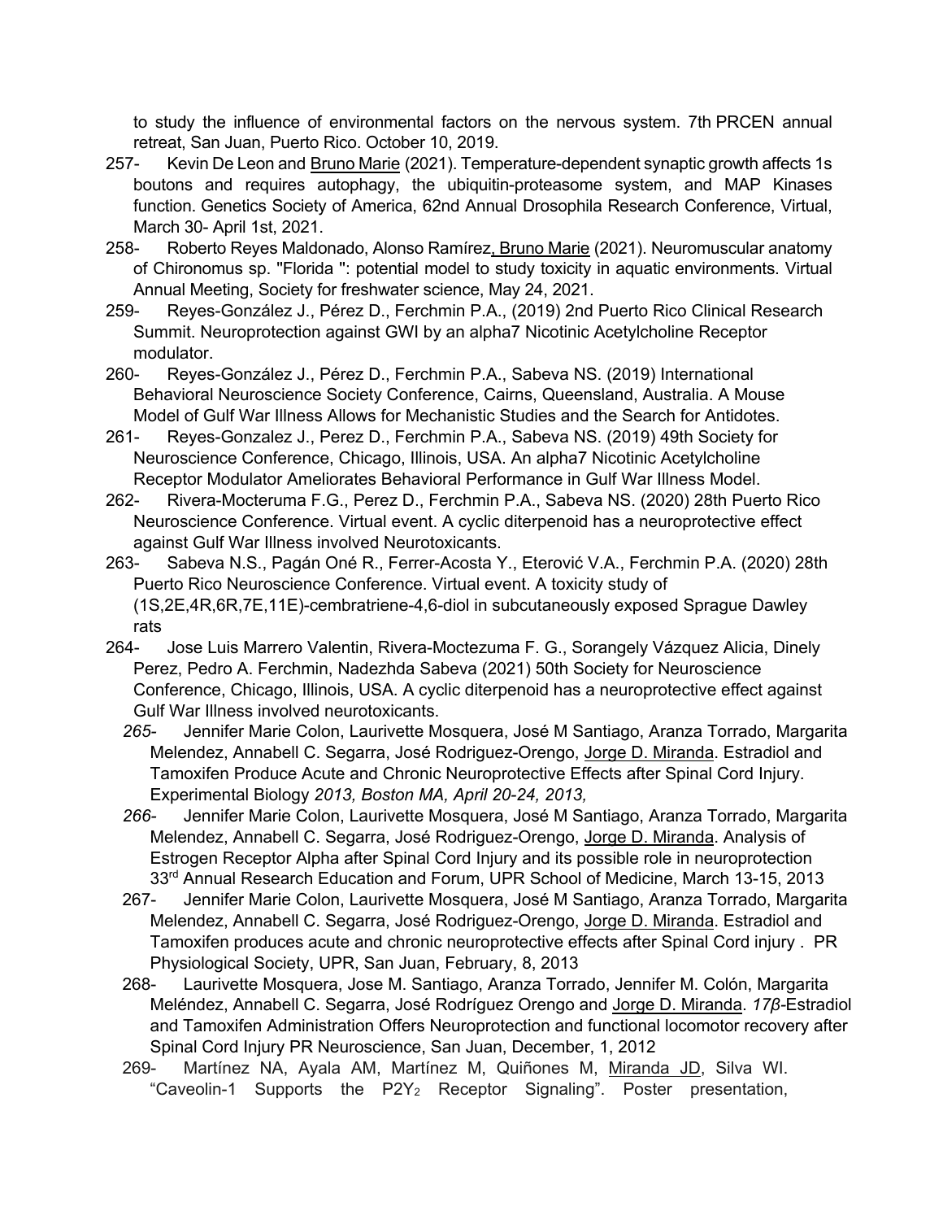to study the influence of environmental factors on the nervous system. 7th PRCEN annual retreat, San Juan, Puerto Rico. October 10, 2019.

257- Kevin De Leon and Bruno Marie (2021). Temperature-dependent synaptic growth affects 1s boutons and requires autophagy, the ubiquitin-proteasome system, and MAP Kinases function. Genetics Society of America, 62nd Annual Drosophila Research Conference, Virtual, March 30- April 1st, 2021.

258- Roberto Reyes Maldonado, Alonso Ramírez, Bruno Marie (2021). Neuromuscular anatomy of Chironomus sp. "Florida ": potential model to study toxicity in aquatic environments. Virtual Annual Meeting, Society for freshwater science, May 24, 2021.

259- Reyes-González J., Pérez D., Ferchmin P.A., (2019) 2nd Puerto Rico Clinical Research Summit. Neuroprotection against GWI by an alpha7 Nicotinic Acetylcholine Receptor modulator.

260- Reyes-González J., Pérez D., Ferchmin P.A., Sabeva NS. (2019) International Behavioral Neuroscience Society Conference, Cairns, Queensland, Australia. A Mouse Model of Gulf War Illness Allows for Mechanistic Studies and the Search for Antidotes.

261- Reyes-Gonzalez J., Perez D., Ferchmin P.A., Sabeva NS. (2019) 49th Society for Neuroscience Conference, Chicago, Illinois, USA. An alpha7 Nicotinic Acetylcholine Receptor Modulator Ameliorates Behavioral Performance in Gulf War Illness Model.

262- Rivera-Mocteruma F.G., Perez D., Ferchmin P.A., Sabeva NS. (2020) 28th Puerto Rico Neuroscience Conference. Virtual event. A cyclic diterpenoid has a neuroprotective effect against Gulf War Illness involved Neurotoxicants.

263- Sabeva N.S., Pagán Oné R., Ferrer-Acosta Y., Eterović V.A., Ferchmin P.A. (2020) 28th Puerto Rico Neuroscience Conference. Virtual event. A toxicity study of (1S,2E,4R,6R,7E,11E)-cembratriene-4,6-diol in subcutaneously exposed Sprague Dawley rats

264- Jose Luis Marrero Valentin, Rivera-Moctezuma F. G., Sorangely Vázquez Alicia, Dinely Perez, Pedro A. Ferchmin, Nadezhda Sabeva (2021) 50th Society for Neuroscience Conference, Chicago, Illinois, USA. A cyclic diterpenoid has a neuroprotective effect against Gulf War Illness involved neurotoxicants.

*265*- Jennifer Marie Colon, Laurivette Mosquera, José M Santiago, Aranza Torrado, Margarita Melendez, Annabell C. Segarra, José Rodriguez-Orengo, Jorge D. Miranda. Estradiol and Tamoxifen Produce Acute and Chronic Neuroprotective Effects after Spinal Cord Injury. Experimental Biology *2013, Boston MA, April 20-24, 2013,*

*266*- Jennifer Marie Colon, Laurivette Mosquera, José M Santiago, Aranza Torrado, Margarita Melendez, Annabell C. Segarra, José Rodriguez-Orengo, Jorge D. Miranda. Analysis of Estrogen Receptor Alpha after Spinal Cord Injury and its possible role in neuroprotection 33rd Annual Research Education and Forum, UPR School of Medicine, March 13-15, 2013

267- Jennifer Marie Colon, Laurivette Mosquera, José M Santiago, Aranza Torrado, Margarita Melendez, Annabell C. Segarra, José Rodriguez-Orengo, Jorge D. Miranda. Estradiol and Tamoxifen produces acute and chronic neuroprotective effects after Spinal Cord injury . PR Physiological Society, UPR, San Juan, February, 8, 2013

268- Laurivette Mosquera, Jose M. Santiago, Aranza Torrado, Jennifer M. Colón, Margarita Meléndez, Annabell C. Segarra, José Rodríguez Orengo and Jorge D. Miranda. *17β*-Estradiol and Tamoxifen Administration Offers Neuroprotection and functional locomotor recovery after Spinal Cord Injury PR Neuroscience, San Juan, December, 1, 2012

269- Martínez NA, Ayala AM, Martínez M, Quiñones M, Miranda JD, Silva WI. "Caveolin-1 Supports the $P2Y_2$ Receptor Signaling". Poster presentation,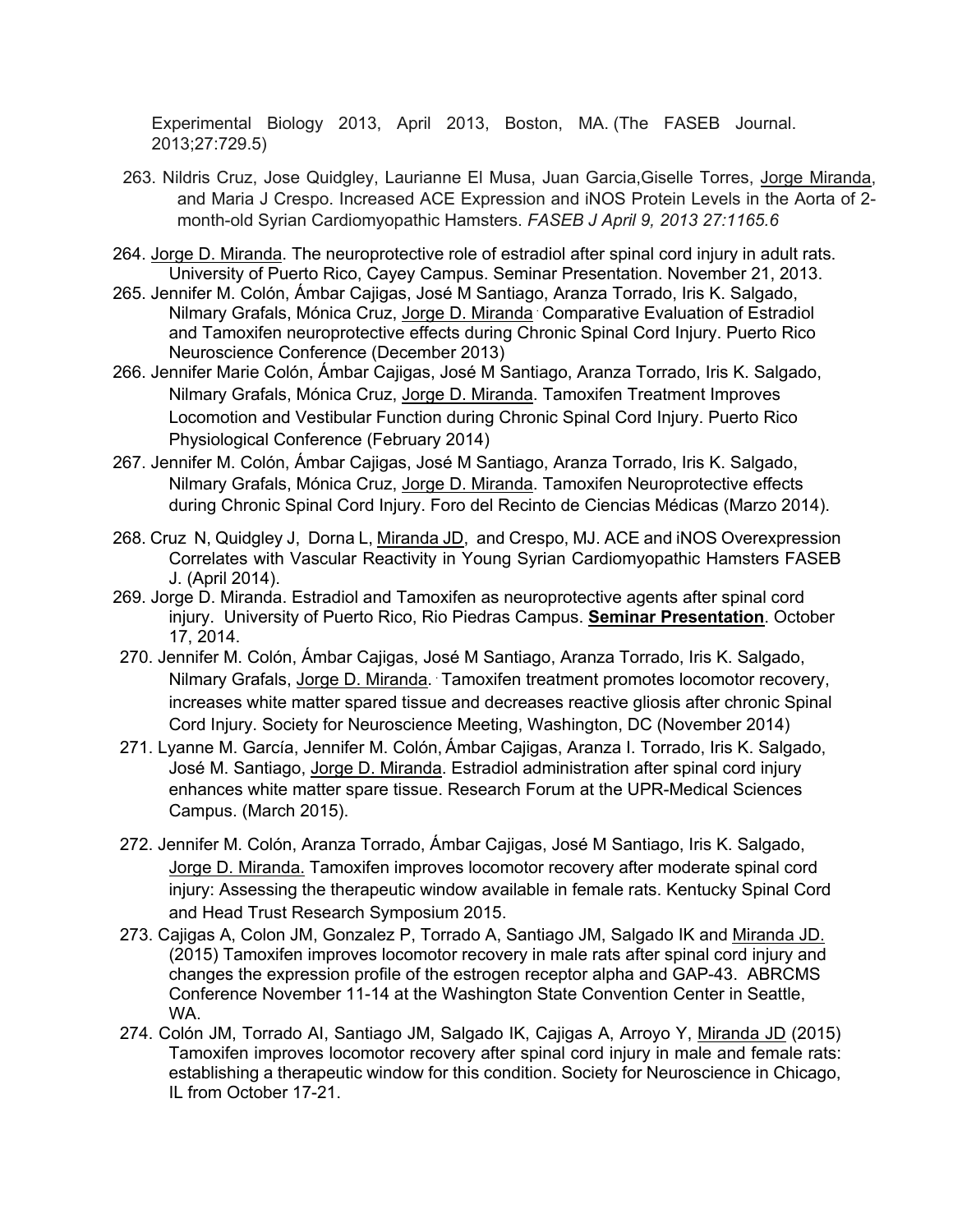Experimental Biology 2013, April 2013, Boston, MA. (The FASEB Journal. 2013;27:729.5)

263. Nildris Cruz, Jose Quidgley, Laurianne El Musa, Juan Garcia,Giselle Torres, Jorge Miranda, and Maria J Crespo. Increased ACE Expression and iNOS Protein Levels in the Aorta of 2-month-old Syrian Cardiomyopathic Hamsters. *FASEB J April 9, 2013 27:1165.6*

264. Jorge D. Miranda. The neuroprotective role of estradiol after spinal cord injury in adult rats. University of Puerto Rico, Cayey Campus. Seminar Presentation. November 21, 2013.

265. Jennifer M. Colón, Ámbar Cajigas, José M Santiago, Aranza Torrado, Iris K. Salgado, Nilmary Grafals, Mónica Cruz, Jorge D. Miranda. Comparative Evaluation of Estradiol and Tamoxifen neuroprotective effects during Chronic Spinal Cord Injury. Puerto Rico Neuroscience Conference (December 2013)

266. Jennifer Marie Colón, Ámbar Cajigas, José M Santiago, Aranza Torrado, Iris K. Salgado, Nilmary Grafals, Mónica Cruz, Jorge D. Miranda. Tamoxifen Treatment Improves Locomotion and Vestibular Function during Chronic Spinal Cord Injury. Puerto Rico Physiological Conference (February 2014)

267. Jennifer M. Colón, Ámbar Cajigas, José M Santiago, Aranza Torrado, Iris K. Salgado, Nilmary Grafals, Mónica Cruz, Jorge D. Miranda. Tamoxifen Neuroprotective effects during Chronic Spinal Cord Injury. Foro del Recinto de Ciencias Médicas (Marzo 2014).

268. Cruz N, Quidgley J, Dorna L, Miranda JD, and Crespo, MJ. ACE and iNOS Overexpression Correlates with Vascular Reactivity in Young Syrian Cardiomyopathic Hamsters FASEB J. (April 2014).

269. Jorge D. Miranda. Estradiol and Tamoxifen as neuroprotective agents after spinal cord injury. University of Puerto Rico, Rio Piedras Campus. **Seminar Presentation**. October 17, 2014.

270. Jennifer M. Colón, Ámbar Cajigas, José M Santiago, Aranza Torrado, Iris K. Salgado, Nilmary Grafals, Jorge D. Miranda. Tamoxifen treatment promotes locomotor recovery, increases white matter spared tissue and decreases reactive gliosis after chronic Spinal Cord Injury. Society for Neuroscience Meeting, Washington, DC (November 2014)

271. Lyanne M. García, Jennifer M. Colón, Ámbar Cajigas, Aranza I. Torrado, Iris K. Salgado, José M. Santiago, Jorge D. Miranda. Estradiol administration after spinal cord injury enhances white matter spare tissue. Research Forum at the UPR-Medical Sciences Campus. (March 2015).

272. Jennifer M. Colón, Aranza Torrado, Ámbar Cajigas, José M Santiago, Iris K. Salgado, Jorge D. Miranda. Tamoxifen improves locomotor recovery after moderate spinal cord injury: Assessing the therapeutic window available in female rats. Kentucky Spinal Cord and Head Trust Research Symposium 2015.

273. Cajigas A, Colon JM, Gonzalez P, Torrado A, Santiago JM, Salgado IK and Miranda JD. (2015) Tamoxifen improves locomotor recovery in male rats after spinal cord injury and changes the expression profile of the estrogen receptor alpha and GAP-43. ABRCMS Conference November 11-14 at the Washington State Convention Center in Seattle, WA.

274. Colón JM, Torrado AI, Santiago JM, Salgado IK, Cajigas A, Arroyo Y, Miranda JD (2015) Tamoxifen improves locomotor recovery after spinal cord injury in male and female rats: establishing a therapeutic window for this condition. Society for Neuroscience in Chicago, IL from October 17-21.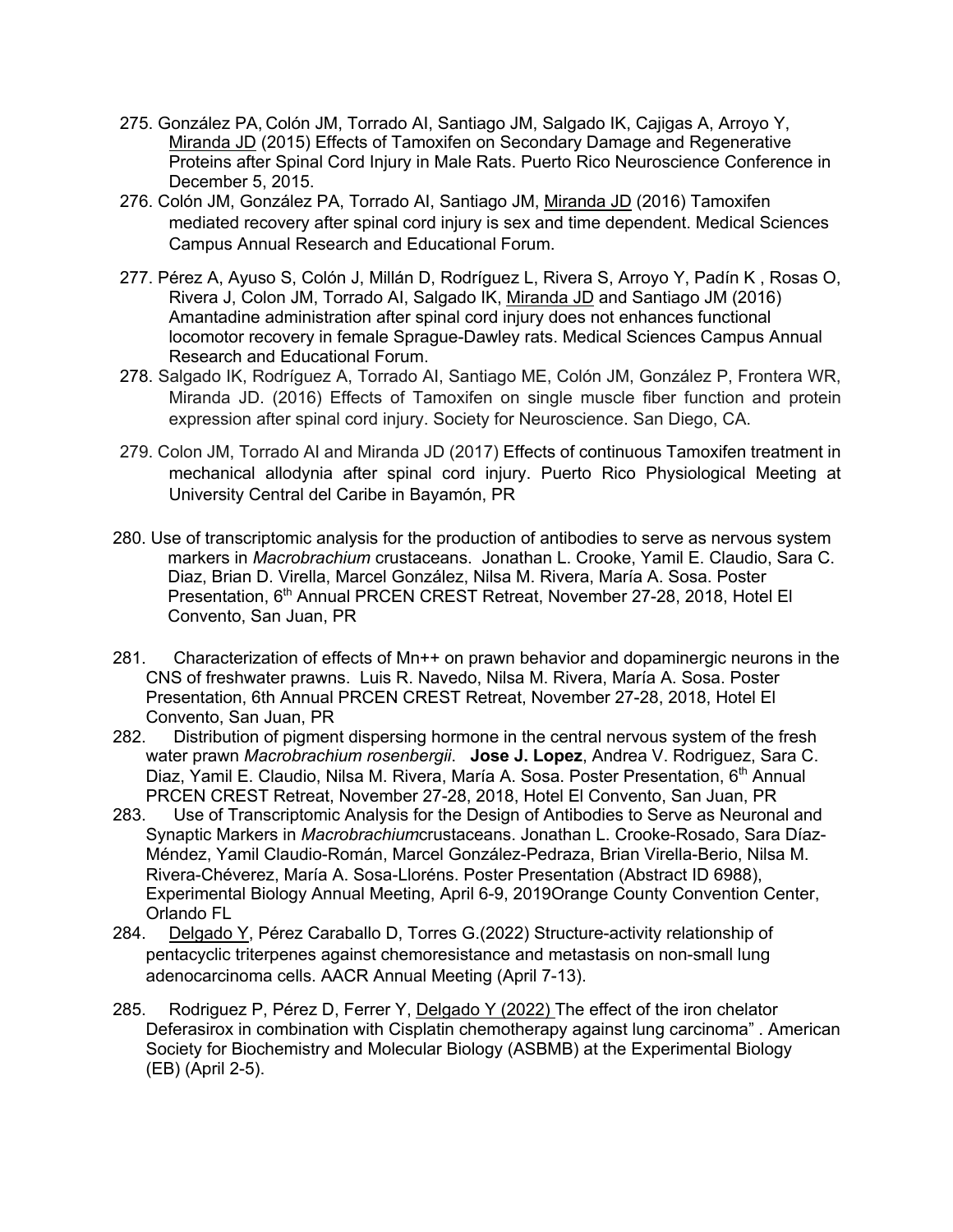275. González PA, Colón JM, Torrado AI, Santiago JM, Salgado IK, Cajigas A, Arroyo Y, Miranda JD (2015) Effects of Tamoxifen on Secondary Damage and Regenerative Proteins after Spinal Cord Injury in Male Rats. Puerto Rico Neuroscience Conference in December 5, 2015.

276. Colón JM, González PA, Torrado AI, Santiago JM, Miranda JD (2016) Tamoxifen mediated recovery after spinal cord injury is sex and time dependent. Medical Sciences Campus Annual Research and Educational Forum.

277. Pérez A, Ayuso S, Colón J, Millán D, Rodríguez L, Rivera S, Arroyo Y, Padín K , Rosas O, Rivera J, Colon JM, Torrado AI, Salgado IK, Miranda JD and Santiago JM (2016) Amantadine administration after spinal cord injury does not enhances functional locomotor recovery in female Sprague-Dawley rats. Medical Sciences Campus Annual Research and Educational Forum.

278. Salgado IK, Rodríguez A, Torrado AI, Santiago ME, Colón JM, González P, Frontera WR, Miranda JD. (2016) Effects of Tamoxifen on single muscle fiber function and protein expression after spinal cord injury. Society for Neuroscience. San Diego, CA.

279. Colon JM, Torrado AI and Miranda JD (2017) Effects of continuous Tamoxifen treatment in mechanical allodynia after spinal cord injury. Puerto Rico Physiological Meeting at University Central del Caribe in Bayamón, PR

280. Use of transcriptomic analysis for the production of antibodies to serve as nervous system markers in *Macrobrachium* crustaceans. Jonathan L. Crooke, Yamil E. Claudio, Sara C. Diaz, Brian D. Virella, Marcel González, Nilsa M. Rivera, María A. Sosa. Poster Presentation, 6th Annual PRCEN CREST Retreat, November 27-28, 2018, Hotel El Convento, San Juan, PR

281. Characterization of effects of Mn++ on prawn behavior and dopaminergic neurons in the CNS of freshwater prawns. Luis R. Navedo, Nilsa M. Rivera, María A. Sosa. Poster Presentation, 6th Annual PRCEN CREST Retreat, November 27-28, 2018, Hotel El Convento, San Juan, PR

282. Distribution of pigment dispersing hormone in the central nervous system of the fresh water prawn *Macrobrachium rosenbergii*. **Jose J. Lopez**, Andrea V. Rodriguez, Sara C. Diaz, Yamil E. Claudio, Nilsa M. Rivera, María A. Sosa. Poster Presentation, 6th Annual PRCEN CREST Retreat, November 27-28, 2018, Hotel El Convento, San Juan, PR

283. Use of Transcriptomic Analysis for the Design of Antibodies to Serve as Neuronal and Synaptic Markers in *Macrobrachium*crustaceans. Jonathan L. Crooke-Rosado, Sara Díaz-Méndez, Yamil Claudio-Román, Marcel González-Pedraza, Brian Virella-Berio, Nilsa M. Rivera-Chéverez, María A. Sosa-Lloréns. Poster Presentation (Abstract ID 6988), Experimental Biology Annual Meeting, April 6-9, 2019Orange County Convention Center, Orlando FL

284. Delgado Y, Pérez Caraballo D, Torres G.(2022) Structure-activity relationship of pentacyclic triterpenes against chemoresistance and metastasis on non-small lung adenocarcinoma cells. AACR Annual Meeting (April 7-13).

285. Rodriguez P, Pérez D, Ferrer Y, Delgado Y (2022) The effect of the iron chelator Deferasirox in combination with Cisplatin chemotherapy against lung carcinoma" . American Society for Biochemistry and Molecular Biology (ASBMB) at the Experimental Biology (EB) (April 2-5).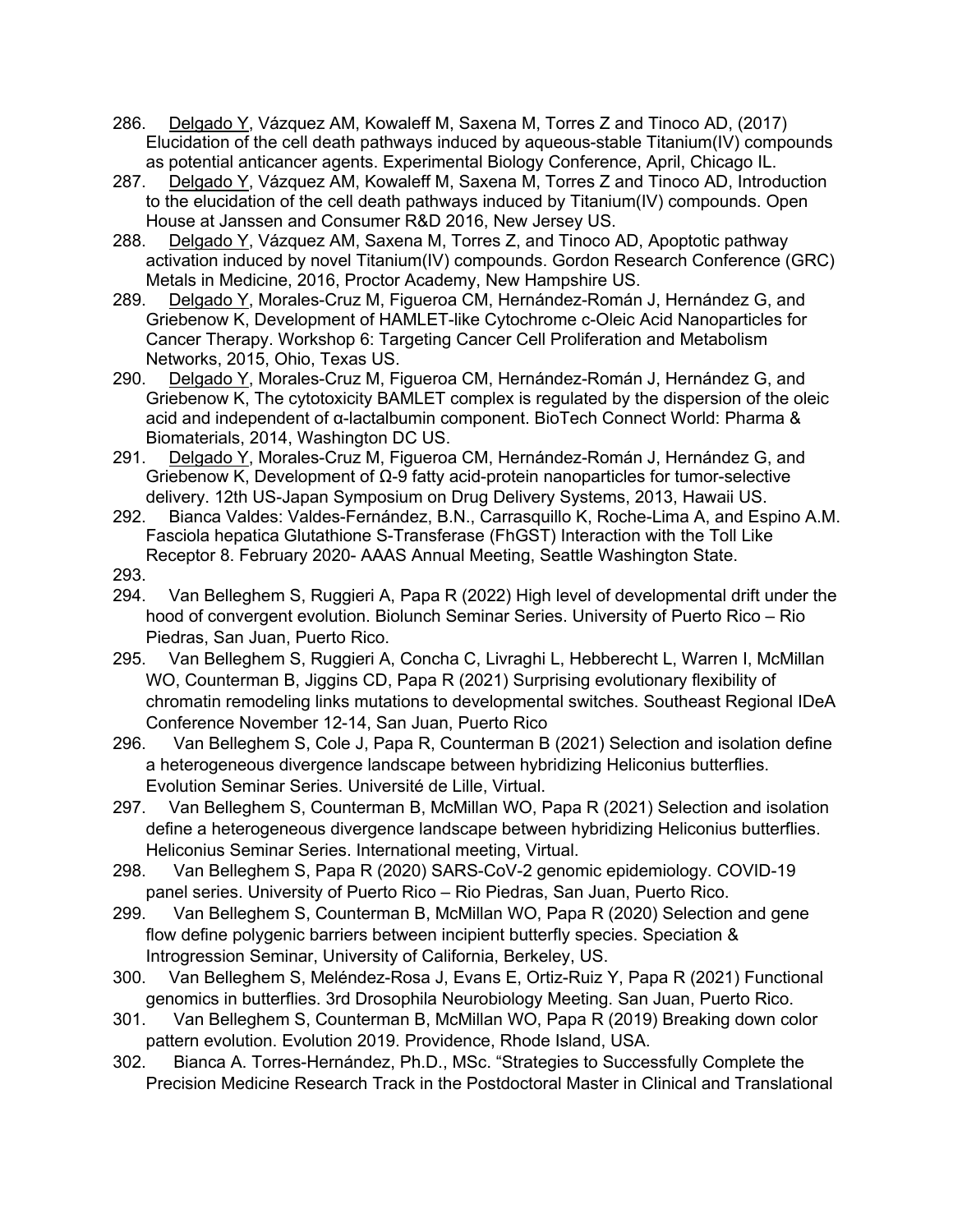286. Delgado Y, Vázquez AM, Kowaleff M, Saxena M, Torres Z and Tinoco AD, (2017) Elucidation of the cell death pathways induced by aqueous-stable Titanium(IV) compounds as potential anticancer agents. Experimental Biology Conference, April, Chicago IL.
287. Delgado Y, Vázquez AM, Kowaleff M, Saxena M, Torres Z and Tinoco AD, Introduction to the elucidation of the cell death pathways induced by Titanium(IV) compounds. Open House at Janssen and Consumer R&D 2016, New Jersey US.
288. Delgado Y, Vázquez AM, Saxena M, Torres Z, and Tinoco AD, Apoptotic pathway activation induced by novel Titanium(IV) compounds. Gordon Research Conference (GRC) Metals in Medicine, 2016, Proctor Academy, New Hampshire US.
289. Delgado Y, Morales-Cruz M, Figueroa CM, Hernández-Román J, Hernández G, and Griebenow K, Development of HAMLET-like Cytochrome c-Oleic Acid Nanoparticles for Cancer Therapy. Workshop 6: Targeting Cancer Cell Proliferation and Metabolism Networks, 2015, Ohio, Texas US.
290. Delgado Y, Morales-Cruz M, Figueroa CM, Hernández-Román J, Hernández G, and Griebenow K, The cytotoxicity BAMLET complex is regulated by the dispersion of the oleic acid and independent of α-lactalbumin component. BioTech Connect World: Pharma & Biomaterials, 2014, Washington DC US.
291. Delgado Y, Morales-Cruz M, Figueroa CM, Hernández-Román J, Hernández G, and Griebenow K, Development of Ω-9 fatty acid-protein nanoparticles for tumor-selective delivery. 12th US-Japan Symposium on Drug Delivery Systems, 2013, Hawaii US.
292. Bianca Valdes: Valdes-Fernández, B.N., Carrasquillo K, Roche-Lima A, and Espino A.M. Fasciola hepatica Glutathione S-Transferase (FhGST) Interaction with the Toll Like Receptor 8. February 2020- AAAS Annual Meeting, Seattle Washington State.
293.
294. Van Belleghem S, Ruggieri A, Papa R (2022) High level of developmental drift under the hood of convergent evolution. Biolunch Seminar Series. University of Puerto Rico – Rio Piedras, San Juan, Puerto Rico.
295. Van Belleghem S, Ruggieri A, Concha C, Livraghi L, Hebberecht L, Warren I, McMillan WO, Counterman B, Jiggins CD, Papa R (2021) Surprising evolutionary flexibility of chromatin remodeling links mutations to developmental switches. Southeast Regional IDeA Conference November 12-14, San Juan, Puerto Rico
296. Van Belleghem S, Cole J, Papa R, Counterman B (2021) Selection and isolation define a heterogeneous divergence landscape between hybridizing Heliconius butterflies. Evolution Seminar Series. Université de Lille, Virtual.
297. Van Belleghem S, Counterman B, McMillan WO, Papa R (2021) Selection and isolation define a heterogeneous divergence landscape between hybridizing Heliconius butterflies. Heliconius Seminar Series. International meeting, Virtual.
298. Van Belleghem S, Papa R (2020) SARS-CoV-2 genomic epidemiology. COVID-19 panel series. University of Puerto Rico – Rio Piedras, San Juan, Puerto Rico.
299. Van Belleghem S, Counterman B, McMillan WO, Papa R (2020) Selection and gene flow define polygenic barriers between incipient butterfly species. Speciation & Introgression Seminar, University of California, Berkeley, US.
300. Van Belleghem S, Meléndez-Rosa J, Evans E, Ortiz-Ruiz Y, Papa R (2021) Functional genomics in butterflies. 3rd Drosophila Neurobiology Meeting. San Juan, Puerto Rico.
301. Van Belleghem S, Counterman B, McMillan WO, Papa R (2019) Breaking down color pattern evolution. Evolution 2019. Providence, Rhode Island, USA.
302. Bianca A. Torres-Hernández, Ph.D., MSc. "Strategies to Successfully Complete the Precision Medicine Research Track in the Postdoctoral Master in Clinical and Translational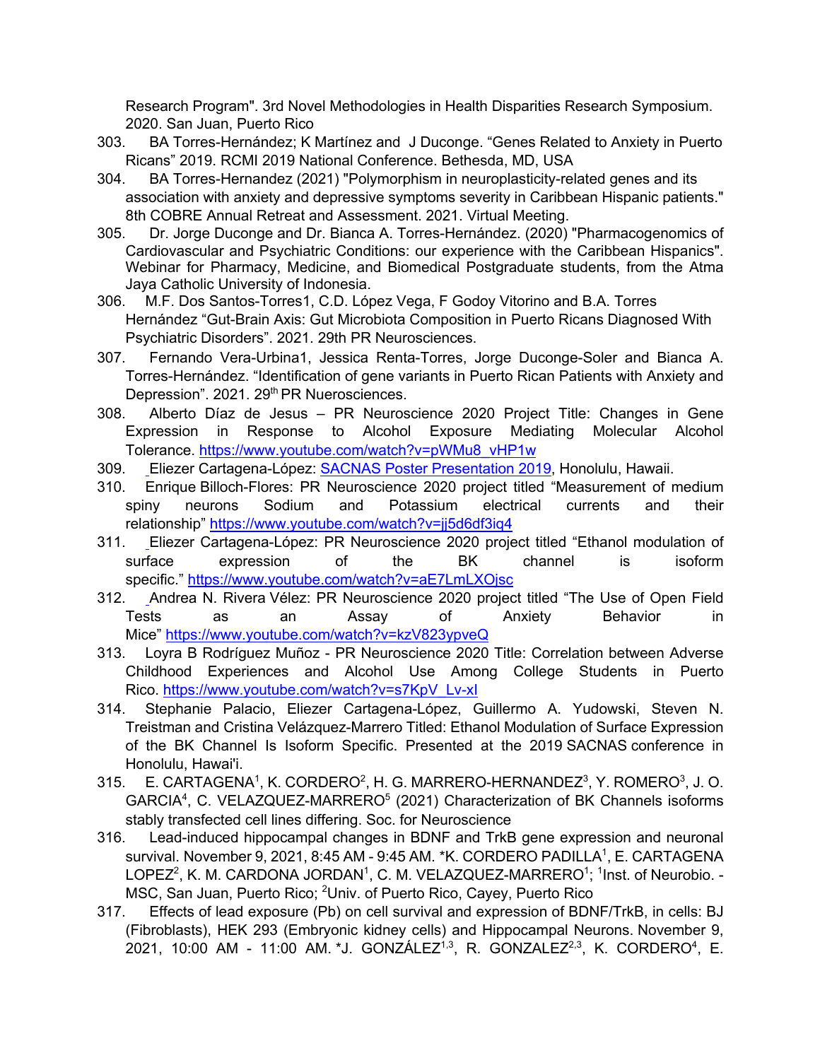Research Program". 3rd Novel Methodologies in Health Disparities Research Symposium. 2020. San Juan, Puerto Rico

303. BA Torres-Hernández; K Martínez and J Duconge. “Genes Related to Anxiety in Puerto Ricans” 2019. RCMI 2019 National Conference. Bethesda, MD, USA
304. BA Torres-Hernandez (2021) "Polymorphism in neuroplasticity-related genes and its association with anxiety and depressive symptoms severity in Caribbean Hispanic patients." 8th COBRE Annual Retreat and Assessment. 2021. Virtual Meeting.
305. Dr. Jorge Duconge and Dr. Bianca A. Torres-Hernández. (2020) "Pharmacogenomics of Cardiovascular and Psychiatric Conditions: our experience with the Caribbean Hispanics". Webinar for Pharmacy, Medicine, and Biomedical Postgraduate students, from the Atma Jaya Catholic University of Indonesia.
306. M.F. Dos Santos-Torres1, C.D. López Vega, F Godoy Vitorino and B.A. Torres Hernández “Gut-Brain Axis: Gut Microbiota Composition in Puerto Ricans Diagnosed With Psychiatric Disorders”. 2021. 29th PR Neurosciences.
307. Fernando Vera-Urbina1, Jessica Renta-Torres, Jorge Duconge-Soler and Bianca A. Torres-Hernández. “Identification of gene variants in Puerto Rican Patients with Anxiety and Depression”. 2021. 29th PR Nuerosciences.
308. Alberto Díaz de Jesus – PR Neuroscience 2020 Project Title: Changes in Gene Expression in Response to Alcohol Exposure Mediating Molecular Alcohol Tolerance. https://www.youtube.com/watch?v=pWMu8_vHP1w
309. Eliezer Cartagena-López: SACNAS Poster Presentation 2019, Honolulu, Hawaii.
310. Enrique Billoch-Flores: PR Neuroscience 2020 project titled “Measurement of medium spiny neurons Sodium and Potassium electrical currents and their relationship” https://www.youtube.com/watch?v=jj5d6df3iq4
311. Eliezer Cartagena-López: PR Neuroscience 2020 project titled “Ethanol modulation of surface expression of the BK channel is isoform specific.” https://www.youtube.com/watch?v=aE7LmLXOjsc
312. Andrea N. Rivera Vélez: PR Neuroscience 2020 project titled “The Use of Open Field Tests as an Assay of Anxiety Behavior in Mice” https://www.youtube.com/watch?v=kzV823ypveQ
313. Loyra B Rodríguez Muñoz - PR Neuroscience 2020 Title: Correlation between Adverse Childhood Experiences and Alcohol Use Among College Students in Puerto Rico. https://www.youtube.com/watch?v=s7KpV_Lv-xI
314. Stephanie Palacio, Eliezer Cartagena-López, Guillermo A. Yudowski, Steven N. Treistman and Cristina Velázquez-Marrero Titled: Ethanol Modulation of Surface Expression of the BK Channel Is Isoform Specific. Presented at the 2019 SACNAS conference in Honolulu, Hawai'i.
315. E. CARTAGENA[1], K. CORDERO[2], H. G. MARRERO-HERNANDEZ[3], Y. ROMERO[3], J. O. GARCIA[4], C. VELAZQUEZ-MARRERO[5] (2021) Characterization of BK Channels isoforms stably transfected cell lines differing. Soc. for Neuroscience
316. Lead-induced hippocampal changes in BDNF and TrkB gene expression and neuronal survival. November 9, 2021, 8:45 AM - 9:45 AM. *K. CORDERO PADILLA[1], E. CARTAGENA LOPEZ[2], K. M. CARDONA JORDAN[1], C. M. VELAZQUEZ-MARRERO[1]; [1]Inst. of Neurobio. - MSC, San Juan, Puerto Rico; [2]Univ. of Puerto Rico, Cayey, Puerto Rico
317. Effects of lead exposure (Pb) on cell survival and expression of BDNF/TrkB, in cells: BJ (Fibroblasts), HEK 293 (Embryonic kidney cells) and Hippocampal Neurons. November 9, 2021, 10:00 AM - 11:00 AM. *J. GONZÁLEZ[1,3], R. GONZALEZ[2,3], K. CORDERO[4], E.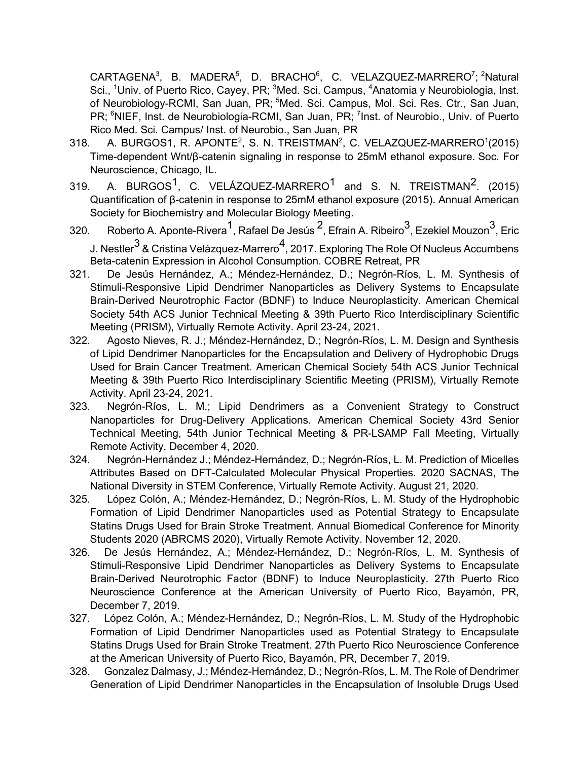CARTAGENA[3], B. MADERA[5], D. BRACHO[6], C. VELAZQUEZ-MARRERO[7]; [2]Natural Sci., [1]Univ. of Puerto Rico, Cayey, PR; [3]Med. Sci. Campus, [4]Anatomia y Neurobiologia, Inst. of Neurobiology-RCMI, San Juan, PR; [5]Med. Sci. Campus, Mol. Sci. Res. Ctr., San Juan, PR; [6]NIEF, Inst. de Neurobiologia-RCMI, San Juan, PR; [7]Inst. of Neurobio., Univ. of Puerto Rico Med. Sci. Campus/ Inst. of Neurobio., San Juan, PR

318. A. BURGOS1, R. APONTE[2], S. N. TREISTMAN[2], C. VELAZQUEZ-MARRERO[1](2015) Time-dependent Wnt/β-catenin signaling in response to 25mM ethanol exposure. Soc. For Neuroscience, Chicago, IL.
319. A. BURGOS[1], C. VELÁZQUEZ-MARRERO[1] and S. N. TREISTMAN[2]. (2015) Quantification of β-catenin in response to 25mM ethanol exposure (2015). Annual American Society for Biochemistry and Molecular Biology Meeting.
320. Roberto A. Aponte-Rivera[1], Rafael De Jesús [2], Efrain A. Ribeiro[3], Ezekiel Mouzon[3], Eric J. Nestler[3] & Cristina Velázquez-Marrero[4], 2017. Exploring The Role Of Nucleus Accumbens Beta-catenin Expression in Alcohol Consumption. COBRE Retreat, PR
321. De Jesús Hernández, A.; Méndez-Hernández, D.; Negrón-Ríos, L. M. Synthesis of Stimuli-Responsive Lipid Dendrimer Nanoparticles as Delivery Systems to Encapsulate Brain-Derived Neurotrophic Factor (BDNF) to Induce Neuroplasticity. American Chemical Society 54th ACS Junior Technical Meeting & 39th Puerto Rico Interdisciplinary Scientific Meeting (PRISM), Virtually Remote Activity. April 23-24, 2021.
322. Agosto Nieves, R. J.; Méndez-Hernández, D.; Negrón-Ríos, L. M. Design and Synthesis of Lipid Dendrimer Nanoparticles for the Encapsulation and Delivery of Hydrophobic Drugs Used for Brain Cancer Treatment. American Chemical Society 54th ACS Junior Technical Meeting & 39th Puerto Rico Interdisciplinary Scientific Meeting (PRISM), Virtually Remote Activity. April 23-24, 2021.
323. Negrón-Ríos, L. M.; Lipid Dendrimers as a Convenient Strategy to Construct Nanoparticles for Drug-Delivery Applications. American Chemical Society 43rd Senior Technical Meeting, 54th Junior Technical Meeting & PR-LSAMP Fall Meeting, Virtually Remote Activity. December 4, 2020.
324. Negrón-Hernández J.; Méndez-Hernández, D.; Negrón-Ríos, L. M. Prediction of Micelles Attributes Based on DFT-Calculated Molecular Physical Properties. 2020 SACNAS, The National Diversity in STEM Conference, Virtually Remote Activity. August 21, 2020.
325. López Colón, A.; Méndez-Hernández, D.; Negrón-Ríos, L. M. Study of the Hydrophobic Formation of Lipid Dendrimer Nanoparticles used as Potential Strategy to Encapsulate Statins Drugs Used for Brain Stroke Treatment. Annual Biomedical Conference for Minority Students 2020 (ABRCMS 2020), Virtually Remote Activity. November 12, 2020.
326. De Jesús Hernández, A.; Méndez-Hernández, D.; Negrón-Ríos, L. M. Synthesis of Stimuli-Responsive Lipid Dendrimer Nanoparticles as Delivery Systems to Encapsulate Brain-Derived Neurotrophic Factor (BDNF) to Induce Neuroplasticity. 27th Puerto Rico Neuroscience Conference at the American University of Puerto Rico, Bayamón, PR, December 7, 2019.
327. López Colón, A.; Méndez-Hernández, D.; Negrón-Ríos, L. M. Study of the Hydrophobic Formation of Lipid Dendrimer Nanoparticles used as Potential Strategy to Encapsulate Statins Drugs Used for Brain Stroke Treatment. 27th Puerto Rico Neuroscience Conference at the American University of Puerto Rico, Bayamón, PR, December 7, 2019.
328. Gonzalez Dalmasy, J.; Méndez-Hernández, D.; Negrón-Ríos, L. M. The Role of Dendrimer Generation of Lipid Dendrimer Nanoparticles in the Encapsulation of Insoluble Drugs Used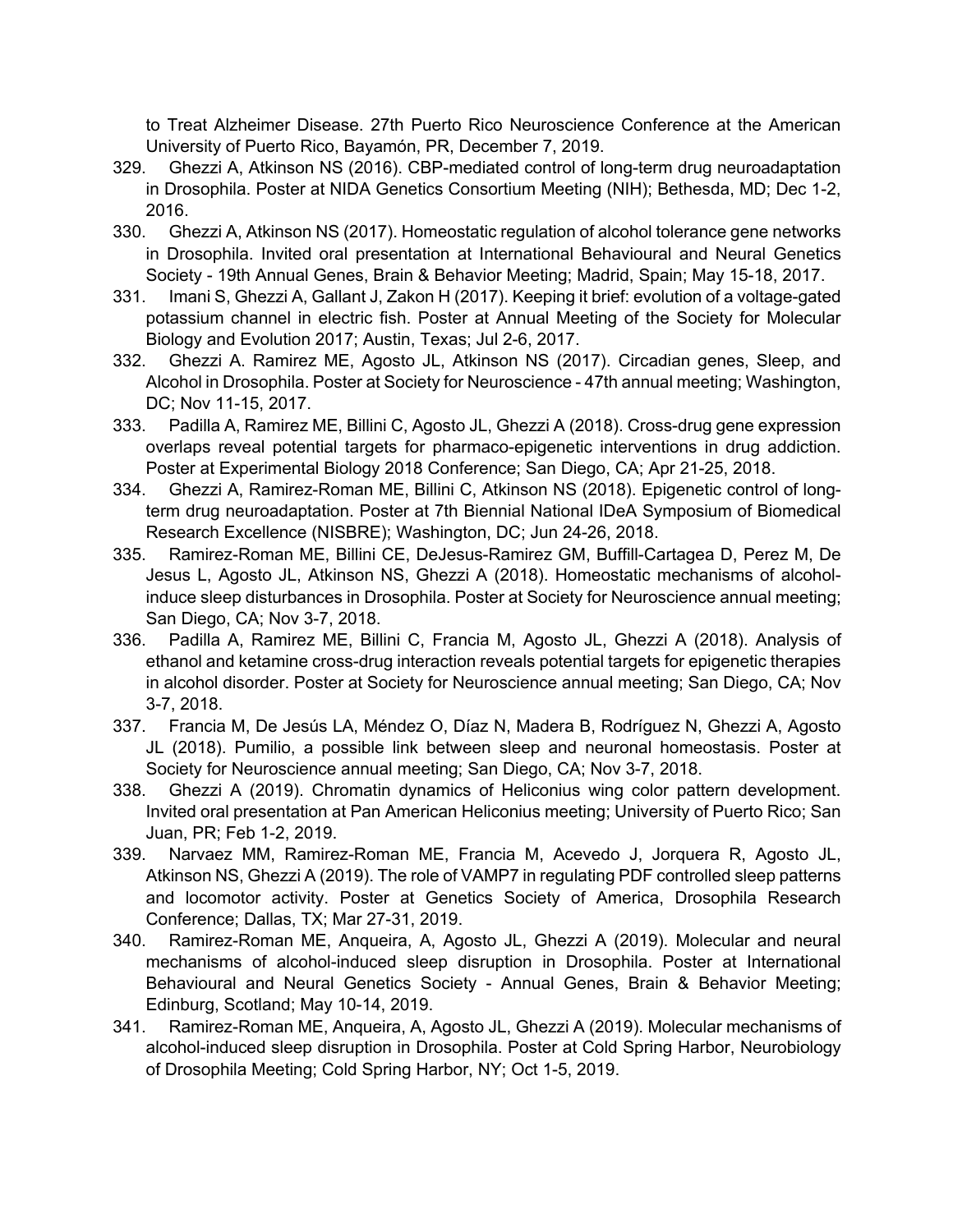to Treat Alzheimer Disease. 27th Puerto Rico Neuroscience Conference at the American University of Puerto Rico, Bayamón, PR, December 7, 2019.

329. Ghezzi A, Atkinson NS (2016). CBP-mediated control of long-term drug neuroadaptation in Drosophila. Poster at NIDA Genetics Consortium Meeting (NIH); Bethesda, MD; Dec 1-2, 2016.
330. Ghezzi A, Atkinson NS (2017). Homeostatic regulation of alcohol tolerance gene networks in Drosophila. Invited oral presentation at International Behavioural and Neural Genetics Society - 19th Annual Genes, Brain & Behavior Meeting; Madrid, Spain; May 15-18, 2017.
331. Imani S, Ghezzi A, Gallant J, Zakon H (2017). Keeping it brief: evolution of a voltage-gated potassium channel in electric fish. Poster at Annual Meeting of the Society for Molecular Biology and Evolution 2017; Austin, Texas; Jul 2-6, 2017.
332. Ghezzi A. Ramirez ME, Agosto JL, Atkinson NS (2017). Circadian genes, Sleep, and Alcohol in Drosophila. Poster at Society for Neuroscience - 47th annual meeting; Washington, DC; Nov 11-15, 2017.
333. Padilla A, Ramirez ME, Billini C, Agosto JL, Ghezzi A (2018). Cross-drug gene expression overlaps reveal potential targets for pharmaco-epigenetic interventions in drug addiction. Poster at Experimental Biology 2018 Conference; San Diego, CA; Apr 21-25, 2018.
334. Ghezzi A, Ramirez-Roman ME, Billini C, Atkinson NS (2018). Epigenetic control of long-term drug neuroadaptation. Poster at 7th Biennial National IDeA Symposium of Biomedical Research Excellence (NISBRE); Washington, DC; Jun 24-26, 2018.
335. Ramirez-Roman ME, Billini CE, DeJesus-Ramirez GM, Buffill-Cartagea D, Perez M, De Jesus L, Agosto JL, Atkinson NS, Ghezzi A (2018). Homeostatic mechanisms of alcohol-induce sleep disturbances in Drosophila. Poster at Society for Neuroscience annual meeting; San Diego, CA; Nov 3-7, 2018.
336. Padilla A, Ramirez ME, Billini C, Francia M, Agosto JL, Ghezzi A (2018). Analysis of ethanol and ketamine cross-drug interaction reveals potential targets for epigenetic therapies in alcohol disorder. Poster at Society for Neuroscience annual meeting; San Diego, CA; Nov 3-7, 2018.
337. Francia M, De Jesús LA, Méndez O, Díaz N, Madera B, Rodríguez N, Ghezzi A, Agosto JL (2018). Pumilio, a possible link between sleep and neuronal homeostasis. Poster at Society for Neuroscience annual meeting; San Diego, CA; Nov 3-7, 2018.
338. Ghezzi A (2019). Chromatin dynamics of Heliconius wing color pattern development. Invited oral presentation at Pan American Heliconius meeting; University of Puerto Rico; San Juan, PR; Feb 1-2, 2019.
339. Narvaez MM, Ramirez-Roman ME, Francia M, Acevedo J, Jorquera R, Agosto JL, Atkinson NS, Ghezzi A (2019). The role of VAMP7 in regulating PDF controlled sleep patterns and locomotor activity. Poster at Genetics Society of America, Drosophila Research Conference; Dallas, TX; Mar 27-31, 2019.
340. Ramirez-Roman ME, Anqueira, A, Agosto JL, Ghezzi A (2019). Molecular and neural mechanisms of alcohol-induced sleep disruption in Drosophila. Poster at International Behavioural and Neural Genetics Society - Annual Genes, Brain & Behavior Meeting; Edinburg, Scotland; May 10-14, 2019.
341. Ramirez-Roman ME, Anqueira, A, Agosto JL, Ghezzi A (2019). Molecular mechanisms of alcohol-induced sleep disruption in Drosophila. Poster at Cold Spring Harbor, Neurobiology of Drosophila Meeting; Cold Spring Harbor, NY; Oct 1-5, 2019.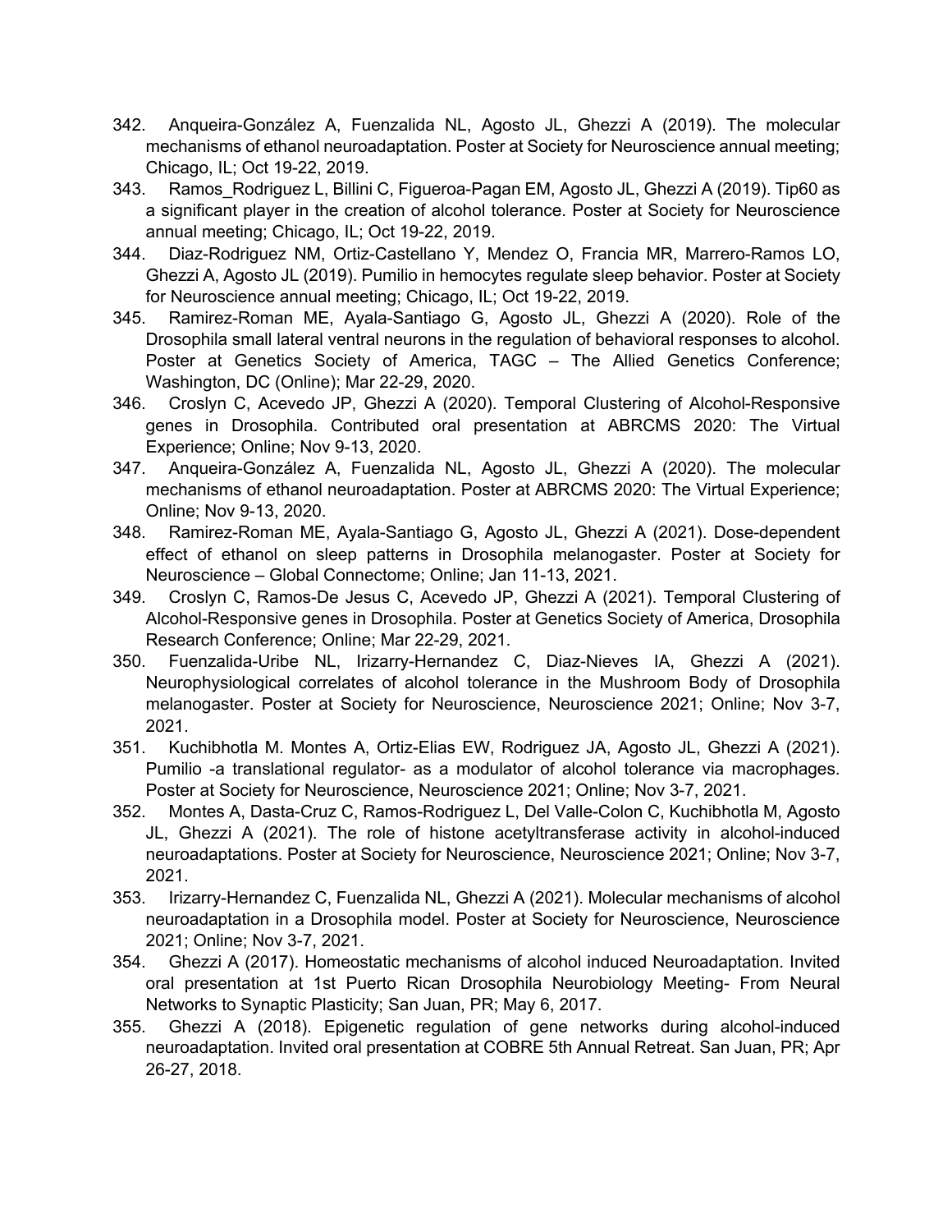342. Anqueira-González A, Fuenzalida NL, Agosto JL, Ghezzi A (2019). The molecular mechanisms of ethanol neuroadaptation. Poster at Society for Neuroscience annual meeting; Chicago, IL; Oct 19-22, 2019.
343. Ramos_Rodriguez L, Billini C, Figueroa-Pagan EM, Agosto JL, Ghezzi A (2019). Tip60 as a significant player in the creation of alcohol tolerance. Poster at Society for Neuroscience annual meeting; Chicago, IL; Oct 19-22, 2019.
344. Diaz-Rodriguez NM, Ortiz-Castellano Y, Mendez O, Francia MR, Marrero-Ramos LO, Ghezzi A, Agosto JL (2019). Pumilio in hemocytes regulate sleep behavior. Poster at Society for Neuroscience annual meeting; Chicago, IL; Oct 19-22, 2019.
345. Ramirez-Roman ME, Ayala-Santiago G, Agosto JL, Ghezzi A (2020). Role of the Drosophila small lateral ventral neurons in the regulation of behavioral responses to alcohol. Poster at Genetics Society of America, TAGC – The Allied Genetics Conference; Washington, DC (Online); Mar 22-29, 2020.
346. Croslyn C, Acevedo JP, Ghezzi A (2020). Temporal Clustering of Alcohol-Responsive genes in Drosophila. Contributed oral presentation at ABRCMS 2020: The Virtual Experience; Online; Nov 9-13, 2020.
347. Anqueira-González A, Fuenzalida NL, Agosto JL, Ghezzi A (2020). The molecular mechanisms of ethanol neuroadaptation. Poster at ABRCMS 2020: The Virtual Experience; Online; Nov 9-13, 2020.
348. Ramirez-Roman ME, Ayala-Santiago G, Agosto JL, Ghezzi A (2021). Dose-dependent effect of ethanol on sleep patterns in Drosophila melanogaster. Poster at Society for Neuroscience – Global Connectome; Online; Jan 11-13, 2021.
349. Croslyn C, Ramos-De Jesus C, Acevedo JP, Ghezzi A (2021). Temporal Clustering of Alcohol-Responsive genes in Drosophila. Poster at Genetics Society of America, Drosophila Research Conference; Online; Mar 22-29, 2021.
350. Fuenzalida-Uribe NL, Irizarry-Hernandez C, Diaz-Nieves IA, Ghezzi A (2021). Neurophysiological correlates of alcohol tolerance in the Mushroom Body of Drosophila melanogaster. Poster at Society for Neuroscience, Neuroscience 2021; Online; Nov 3-7, 2021.
351. Kuchibhotla M. Montes A, Ortiz-Elias EW, Rodriguez JA, Agosto JL, Ghezzi A (2021). Pumilio -a translational regulator- as a modulator of alcohol tolerance via macrophages. Poster at Society for Neuroscience, Neuroscience 2021; Online; Nov 3-7, 2021.
352. Montes A, Dasta-Cruz C, Ramos-Rodriguez L, Del Valle-Colon C, Kuchibhotla M, Agosto JL, Ghezzi A (2021). The role of histone acetyltransferase activity in alcohol-induced neuroadaptations. Poster at Society for Neuroscience, Neuroscience 2021; Online; Nov 3-7, 2021.
353. Irizarry-Hernandez C, Fuenzalida NL, Ghezzi A (2021). Molecular mechanisms of alcohol neuroadaptation in a Drosophila model. Poster at Society for Neuroscience, Neuroscience 2021; Online; Nov 3-7, 2021.
354. Ghezzi A (2017). Homeostatic mechanisms of alcohol induced Neuroadaptation. Invited oral presentation at 1st Puerto Rican Drosophila Neurobiology Meeting- From Neural Networks to Synaptic Plasticity; San Juan, PR; May 6, 2017.
355. Ghezzi A (2018). Epigenetic regulation of gene networks during alcohol-induced neuroadaptation. Invited oral presentation at COBRE 5th Annual Retreat. San Juan, PR; Apr 26-27, 2018.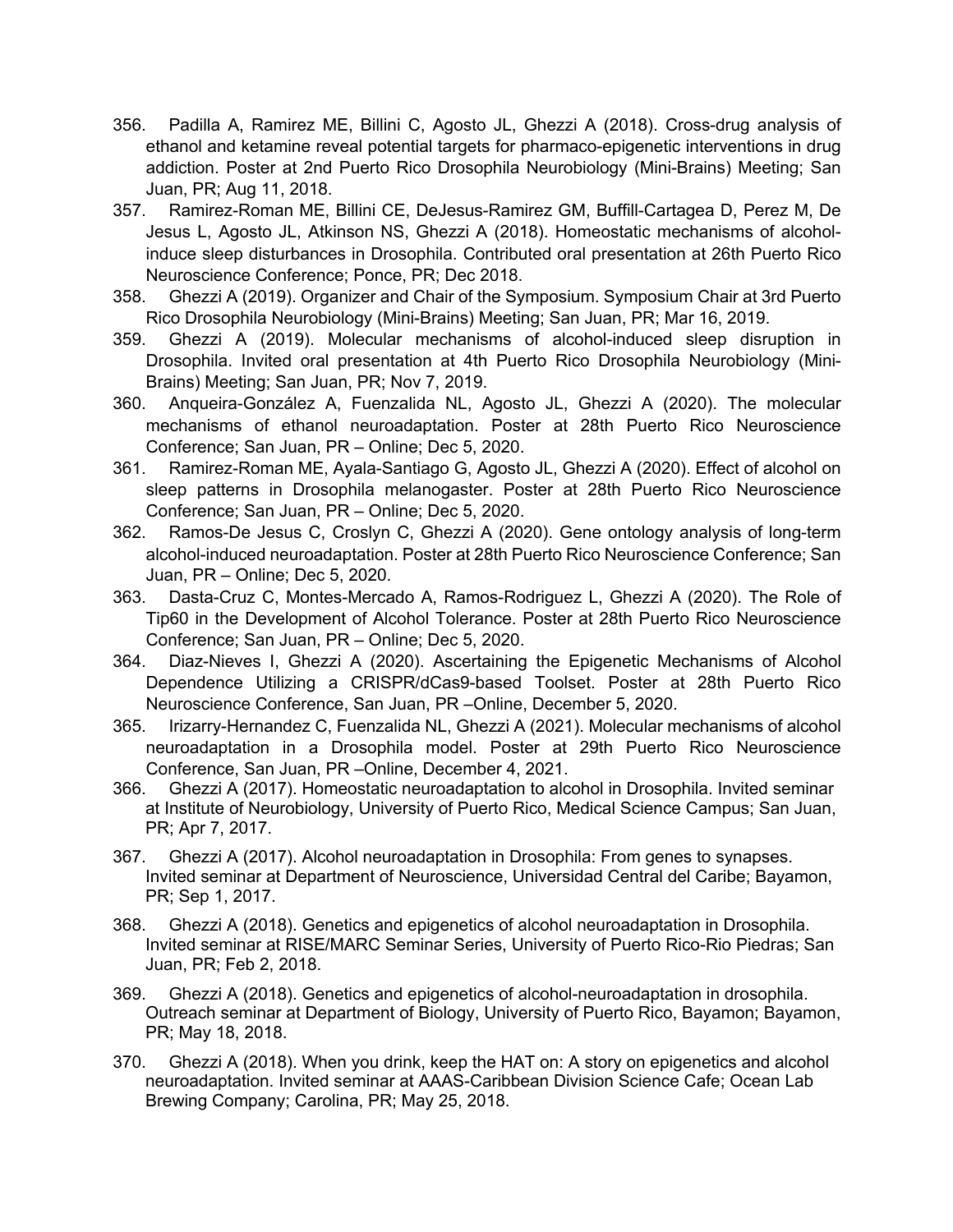356. Padilla A, Ramirez ME, Billini C, Agosto JL, Ghezzi A (2018). Cross-drug analysis of ethanol and ketamine reveal potential targets for pharmaco-epigenetic interventions in drug addiction. Poster at 2nd Puerto Rico Drosophila Neurobiology (Mini-Brains) Meeting; San Juan, PR; Aug 11, 2018.
357. Ramirez-Roman ME, Billini CE, DeJesus-Ramirez GM, Buffill-Cartagea D, Perez M, De Jesus L, Agosto JL, Atkinson NS, Ghezzi A (2018). Homeostatic mechanisms of alcohol-induce sleep disturbances in Drosophila. Contributed oral presentation at 26th Puerto Rico Neuroscience Conference; Ponce, PR; Dec 2018.
358. Ghezzi A (2019). Organizer and Chair of the Symposium. Symposium Chair at 3rd Puerto Rico Drosophila Neurobiology (Mini-Brains) Meeting; San Juan, PR; Mar 16, 2019.
359. Ghezzi A (2019). Molecular mechanisms of alcohol-induced sleep disruption in Drosophila. Invited oral presentation at 4th Puerto Rico Drosophila Neurobiology (Mini-Brains) Meeting; San Juan, PR; Nov 7, 2019.
360. Anqueira-González A, Fuenzalida NL, Agosto JL, Ghezzi A (2020). The molecular mechanisms of ethanol neuroadaptation. Poster at 28th Puerto Rico Neuroscience Conference; San Juan, PR – Online; Dec 5, 2020.
361. Ramirez-Roman ME, Ayala-Santiago G, Agosto JL, Ghezzi A (2020). Effect of alcohol on sleep patterns in Drosophila melanogaster. Poster at 28th Puerto Rico Neuroscience Conference; San Juan, PR – Online; Dec 5, 2020.
362. Ramos-De Jesus C, Croslyn C, Ghezzi A (2020). Gene ontology analysis of long-term alcohol-induced neuroadaptation. Poster at 28th Puerto Rico Neuroscience Conference; San Juan, PR – Online; Dec 5, 2020.
363. Dasta-Cruz C, Montes-Mercado A, Ramos-Rodriguez L, Ghezzi A (2020). The Role of Tip60 in the Development of Alcohol Tolerance. Poster at 28th Puerto Rico Neuroscience Conference; San Juan, PR – Online; Dec 5, 2020.
364. Diaz-Nieves I, Ghezzi A (2020). Ascertaining the Epigenetic Mechanisms of Alcohol Dependence Utilizing a CRISPR/dCas9-based Toolset. Poster at 28th Puerto Rico Neuroscience Conference, San Juan, PR –Online, December 5, 2020.
365. Irizarry-Hernandez C, Fuenzalida NL, Ghezzi A (2021). Molecular mechanisms of alcohol neuroadaptation in a Drosophila model. Poster at 29th Puerto Rico Neuroscience Conference, San Juan, PR –Online, December 4, 2021.
366. Ghezzi A (2017). Homeostatic neuroadaptation to alcohol in Drosophila. Invited seminar at Institute of Neurobiology, University of Puerto Rico, Medical Science Campus; San Juan, PR; Apr 7, 2017.
367. Ghezzi A (2017). Alcohol neuroadaptation in Drosophila: From genes to synapses. Invited seminar at Department of Neuroscience, Universidad Central del Caribe; Bayamon, PR; Sep 1, 2017.
368. Ghezzi A (2018). Genetics and epigenetics of alcohol neuroadaptation in Drosophila. Invited seminar at RISE/MARC Seminar Series, University of Puerto Rico-Rio Piedras; San Juan, PR; Feb 2, 2018.
369. Ghezzi A (2018). Genetics and epigenetics of alcohol-neuroadaptation in drosophila. Outreach seminar at Department of Biology, University of Puerto Rico, Bayamon; Bayamon, PR; May 18, 2018.
370. Ghezzi A (2018). When you drink, keep the HAT on: A story on epigenetics and alcohol neuroadaptation. Invited seminar at AAAS-Caribbean Division Science Cafe; Ocean Lab Brewing Company; Carolina, PR; May 25, 2018.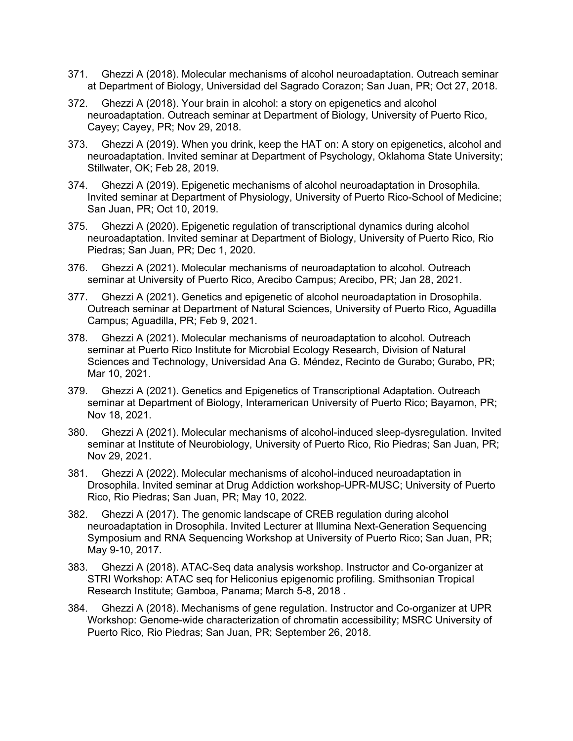371. Ghezzi A (2018). Molecular mechanisms of alcohol neuroadaptation. Outreach seminar at Department of Biology, Universidad del Sagrado Corazon; San Juan, PR; Oct 27, 2018.

372. Ghezzi A (2018). Your brain in alcohol: a story on epigenetics and alcohol neuroadaptation. Outreach seminar at Department of Biology, University of Puerto Rico, Cayey; Cayey, PR; Nov 29, 2018.

373. Ghezzi A (2019). When you drink, keep the HAT on: A story on epigenetics, alcohol and neuroadaptation. Invited seminar at Department of Psychology, Oklahoma State University; Stillwater, OK; Feb 28, 2019.

374. Ghezzi A (2019). Epigenetic mechanisms of alcohol neuroadaptation in Drosophila. Invited seminar at Department of Physiology, University of Puerto Rico-School of Medicine; San Juan, PR; Oct 10, 2019.

375. Ghezzi A (2020). Epigenetic regulation of transcriptional dynamics during alcohol neuroadaptation. Invited seminar at Department of Biology, University of Puerto Rico, Rio Piedras; San Juan, PR; Dec 1, 2020.

376. Ghezzi A (2021). Molecular mechanisms of neuroadaptation to alcohol. Outreach seminar at University of Puerto Rico, Arecibo Campus; Arecibo, PR; Jan 28, 2021.

377. Ghezzi A (2021). Genetics and epigenetic of alcohol neuroadaptation in Drosophila. Outreach seminar at Department of Natural Sciences, University of Puerto Rico, Aguadilla Campus; Aguadilla, PR; Feb 9, 2021.

378. Ghezzi A (2021). Molecular mechanisms of neuroadaptation to alcohol. Outreach seminar at Puerto Rico Institute for Microbial Ecology Research, Division of Natural Sciences and Technology, Universidad Ana G. Méndez, Recinto de Gurabo; Gurabo, PR; Mar 10, 2021.

379. Ghezzi A (2021). Genetics and Epigenetics of Transcriptional Adaptation. Outreach seminar at Department of Biology, Interamerican University of Puerto Rico; Bayamon, PR; Nov 18, 2021.

380. Ghezzi A (2021). Molecular mechanisms of alcohol-induced sleep-dysregulation. Invited seminar at Institute of Neurobiology, University of Puerto Rico, Rio Piedras; San Juan, PR; Nov 29, 2021.

381. Ghezzi A (2022). Molecular mechanisms of alcohol-induced neuroadaptation in Drosophila. Invited seminar at Drug Addiction workshop-UPR-MUSC; University of Puerto Rico, Rio Piedras; San Juan, PR; May 10, 2022.

382. Ghezzi A (2017). The genomic landscape of CREB regulation during alcohol neuroadaptation in Drosophila. Invited Lecturer at Illumina Next-Generation Sequencing Symposium and RNA Sequencing Workshop at University of Puerto Rico; San Juan, PR; May 9-10, 2017.

383. Ghezzi A (2018). ATAC-Seq data analysis workshop. Instructor and Co-organizer at STRI Workshop: ATAC seq for Heliconius epigenomic profiling. Smithsonian Tropical Research Institute; Gamboa, Panama; March 5-8, 2018 .

384. Ghezzi A (2018). Mechanisms of gene regulation. Instructor and Co-organizer at UPR Workshop: Genome-wide characterization of chromatin accessibility; MSRC University of Puerto Rico, Rio Piedras; San Juan, PR; September 26, 2018.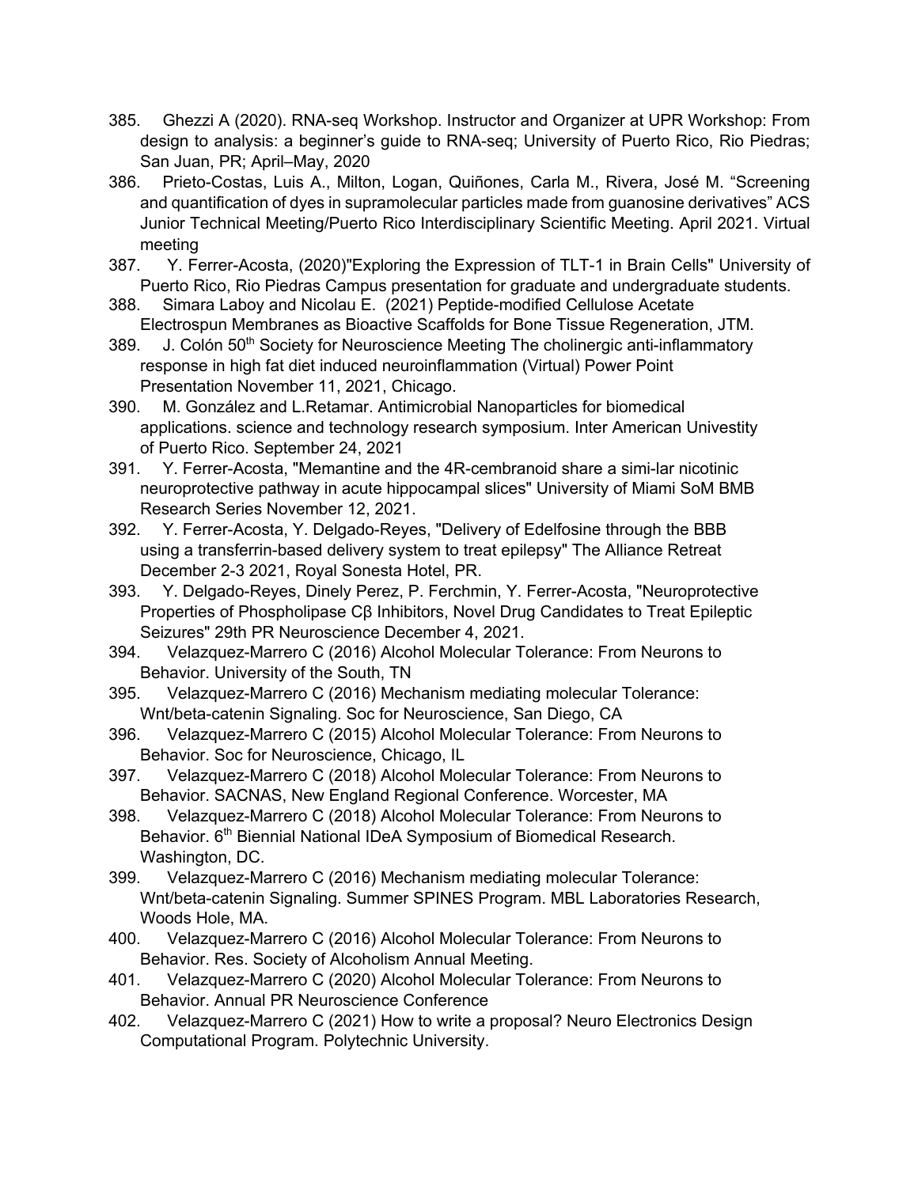385. Ghezzi A (2020). RNA-seq Workshop. Instructor and Organizer at UPR Workshop: From design to analysis: a beginner's guide to RNA-seq; University of Puerto Rico, Rio Piedras; San Juan, PR; April–May, 2020
386. Prieto-Costas, Luis A., Milton, Logan, Quiñones, Carla M., Rivera, José M. "Screening and quantification of dyes in supramolecular particles made from guanosine derivatives" ACS Junior Technical Meeting/Puerto Rico Interdisciplinary Scientific Meeting. April 2021. Virtual meeting
387. Y. Ferrer-Acosta, (2020)"Exploring the Expression of TLT-1 in Brain Cells" University of Puerto Rico, Rio Piedras Campus presentation for graduate and undergraduate students.
388. Simara Laboy and Nicolau E. (2021) Peptide-modified Cellulose Acetate Electrospun Membranes as Bioactive Scaffolds for Bone Tissue Regeneration, JTM.
389. J. Colón 50th Society for Neuroscience Meeting The cholinergic anti-inflammatory response in high fat diet induced neuroinflammation (Virtual) Power Point Presentation November 11, 2021, Chicago.
390. M. González and L.Retamar. Antimicrobial Nanoparticles for biomedical applications. science and technology research symposium. Inter American Univestity of Puerto Rico. September 24, 2021
391. Y. Ferrer-Acosta, "Memantine and the 4R-cembranoid share a simi-lar nicotinic neuroprotective pathway in acute hippocampal slices" University of Miami SoM BMB Research Series November 12, 2021.
392. Y. Ferrer-Acosta, Y. Delgado-Reyes, "Delivery of Edelfosine through the BBB using a transferrin-based delivery system to treat epilepsy" The Alliance Retreat December 2-3 2021, Royal Sonesta Hotel, PR.
393. Y. Delgado-Reyes, Dinely Perez, P. Ferchmin, Y. Ferrer-Acosta, "Neuroprotective Properties of Phospholipase Cβ Inhibitors, Novel Drug Candidates to Treat Epileptic Seizures" 29th PR Neuroscience December 4, 2021.
394. Velazquez-Marrero C (2016) Alcohol Molecular Tolerance: From Neurons to Behavior. University of the South, TN
395. Velazquez-Marrero C (2016) Mechanism mediating molecular Tolerance: Wnt/beta-catenin Signaling. Soc for Neuroscience, San Diego, CA
396. Velazquez-Marrero C (2015) Alcohol Molecular Tolerance: From Neurons to Behavior. Soc for Neuroscience, Chicago, IL
397. Velazquez-Marrero C (2018) Alcohol Molecular Tolerance: From Neurons to Behavior. SACNAS, New England Regional Conference. Worcester, MA
398. Velazquez-Marrero C (2018) Alcohol Molecular Tolerance: From Neurons to Behavior. 6th Biennial National IDeA Symposium of Biomedical Research. Washington, DC.
399. Velazquez-Marrero C (2016) Mechanism mediating molecular Tolerance: Wnt/beta-catenin Signaling. Summer SPINES Program. MBL Laboratories Research, Woods Hole, MA.
400. Velazquez-Marrero C (2016) Alcohol Molecular Tolerance: From Neurons to Behavior. Res. Society of Alcoholism Annual Meeting.
401. Velazquez-Marrero C (2020) Alcohol Molecular Tolerance: From Neurons to Behavior. Annual PR Neuroscience Conference
402. Velazquez-Marrero C (2021) How to write a proposal? Neuro Electronics Design Computational Program. Polytechnic University.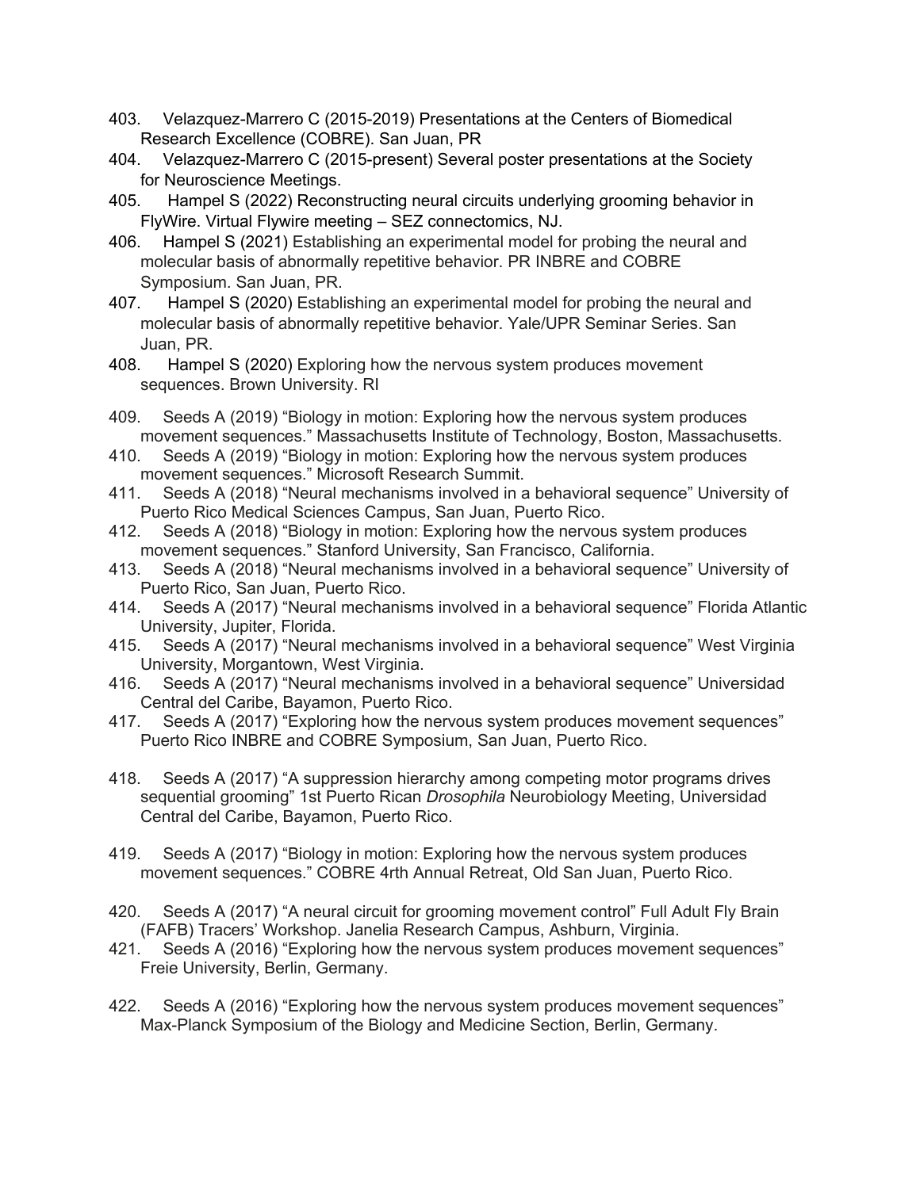403. Velazquez-Marrero C (2015-2019) Presentations at the Centers of Biomedical Research Excellence (COBRE). San Juan, PR
404. Velazquez-Marrero C (2015-present) Several poster presentations at the Society for Neuroscience Meetings.
405. Hampel S (2022) Reconstructing neural circuits underlying grooming behavior in FlyWire. Virtual Flywire meeting – SEZ connectomics, NJ.
406. Hampel S (2021) Establishing an experimental model for probing the neural and molecular basis of abnormally repetitive behavior. PR INBRE and COBRE Symposium. San Juan, PR.
407. Hampel S (2020) Establishing an experimental model for probing the neural and molecular basis of abnormally repetitive behavior. Yale/UPR Seminar Series. San Juan, PR.
408. Hampel S (2020) Exploring how the nervous system produces movement sequences. Brown University. RI
409. Seeds A (2019) "Biology in motion: Exploring how the nervous system produces movement sequences." Massachusetts Institute of Technology, Boston, Massachusetts.
410. Seeds A (2019) "Biology in motion: Exploring how the nervous system produces movement sequences." Microsoft Research Summit.
411. Seeds A (2018) "Neural mechanisms involved in a behavioral sequence" University of Puerto Rico Medical Sciences Campus, San Juan, Puerto Rico.
412. Seeds A (2018) "Biology in motion: Exploring how the nervous system produces movement sequences." Stanford University, San Francisco, California.
413. Seeds A (2018) "Neural mechanisms involved in a behavioral sequence" University of Puerto Rico, San Juan, Puerto Rico.
414. Seeds A (2017) "Neural mechanisms involved in a behavioral sequence" Florida Atlantic University, Jupiter, Florida.
415. Seeds A (2017) "Neural mechanisms involved in a behavioral sequence" West Virginia University, Morgantown, West Virginia.
416. Seeds A (2017) "Neural mechanisms involved in a behavioral sequence" Universidad Central del Caribe, Bayamon, Puerto Rico.
417. Seeds A (2017) "Exploring how the nervous system produces movement sequences" Puerto Rico INBRE and COBRE Symposium, San Juan, Puerto Rico.
418. Seeds A (2017) "A suppression hierarchy among competing motor programs drives sequential grooming" 1st Puerto Rican *Drosophila* Neurobiology Meeting, Universidad Central del Caribe, Bayamon, Puerto Rico.
419. Seeds A (2017) "Biology in motion: Exploring how the nervous system produces movement sequences." COBRE 4rth Annual Retreat, Old San Juan, Puerto Rico.
420. Seeds A (2017) "A neural circuit for grooming movement control" Full Adult Fly Brain (FAFB) Tracers' Workshop. Janelia Research Campus, Ashburn, Virginia.
421. Seeds A (2016) "Exploring how the nervous system produces movement sequences" Freie University, Berlin, Germany.
422. Seeds A (2016) "Exploring how the nervous system produces movement sequences" Max-Planck Symposium of the Biology and Medicine Section, Berlin, Germany.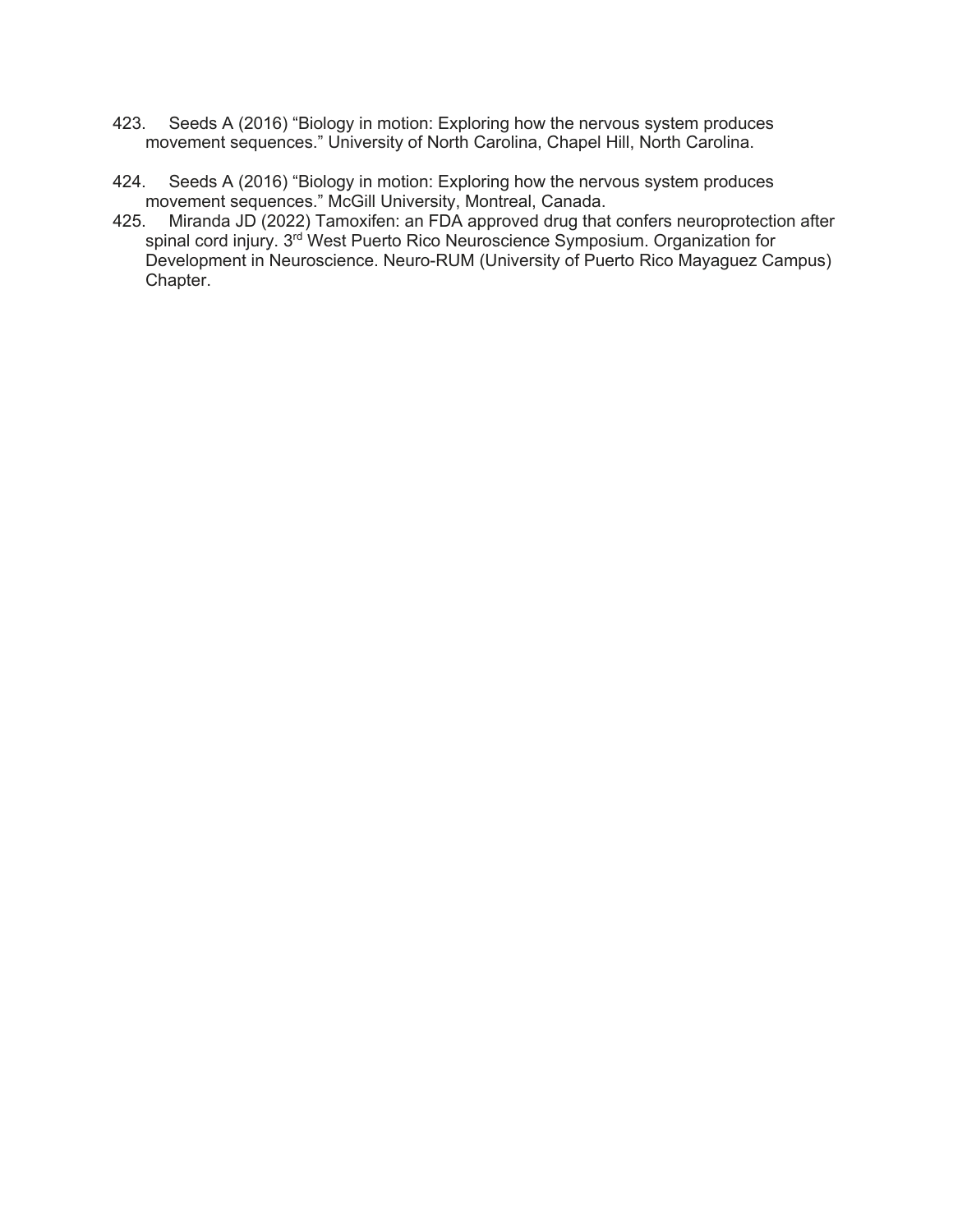423. Seeds A (2016) “Biology in motion: Exploring how the nervous system produces movement sequences.” University of North Carolina, Chapel Hill, North Carolina.

424. Seeds A (2016) “Biology in motion: Exploring how the nervous system produces movement sequences.” McGill University, Montreal, Canada.

425. Miranda JD (2022) Tamoxifen: an FDA approved drug that confers neuroprotection after spinal cord injury. 3rd West Puerto Rico Neuroscience Symposium. Organization for Development in Neuroscience. Neuro-RUM (University of Puerto Rico Mayaguez Campus) Chapter.